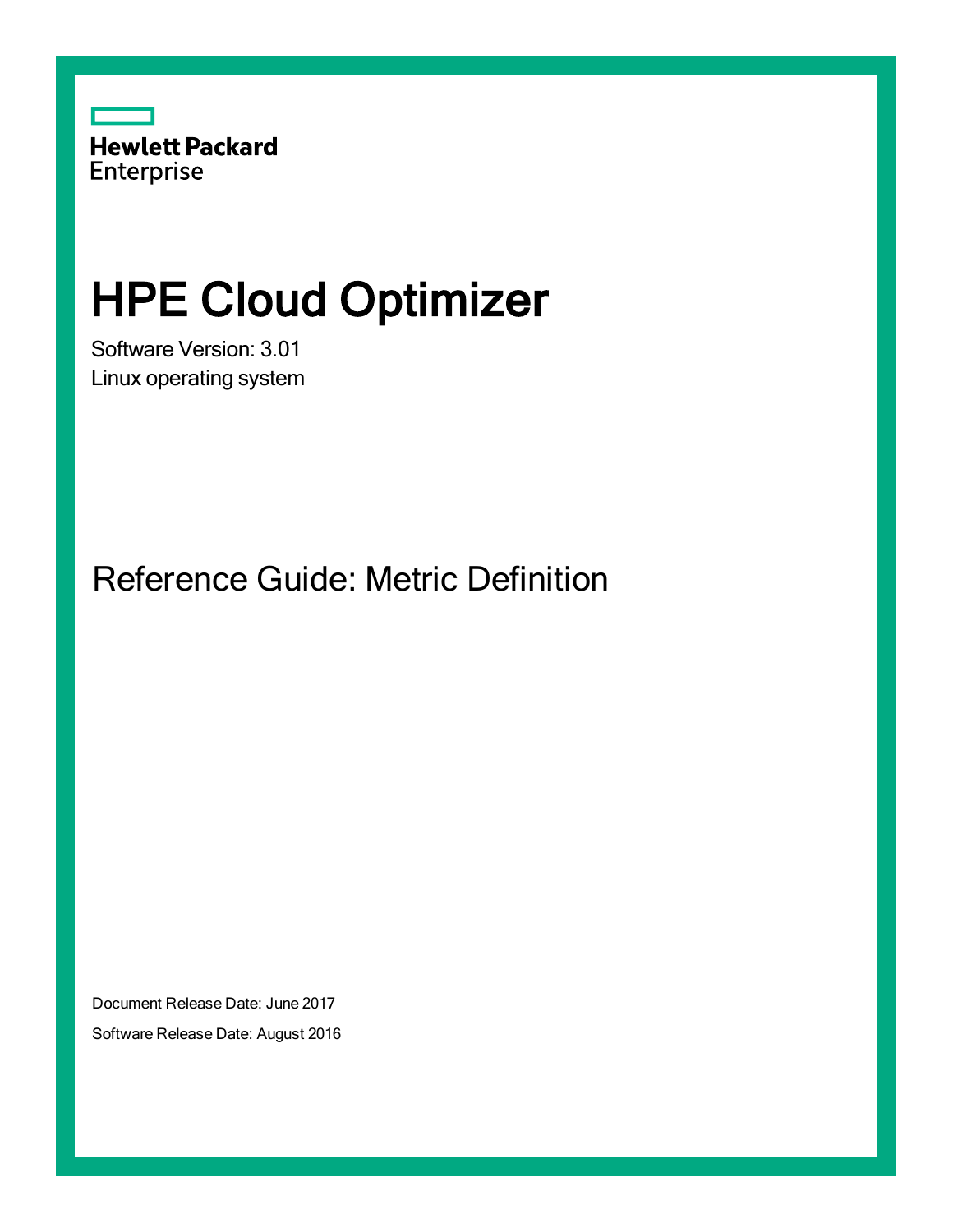Hewlett Packard Enterprise

# HPE Cloud Optimizer

Software Version: 3.01

Linux operating system

## Reference Guide: Metric Definition

Document Release Date: June 2017

Software Release Date: August 2016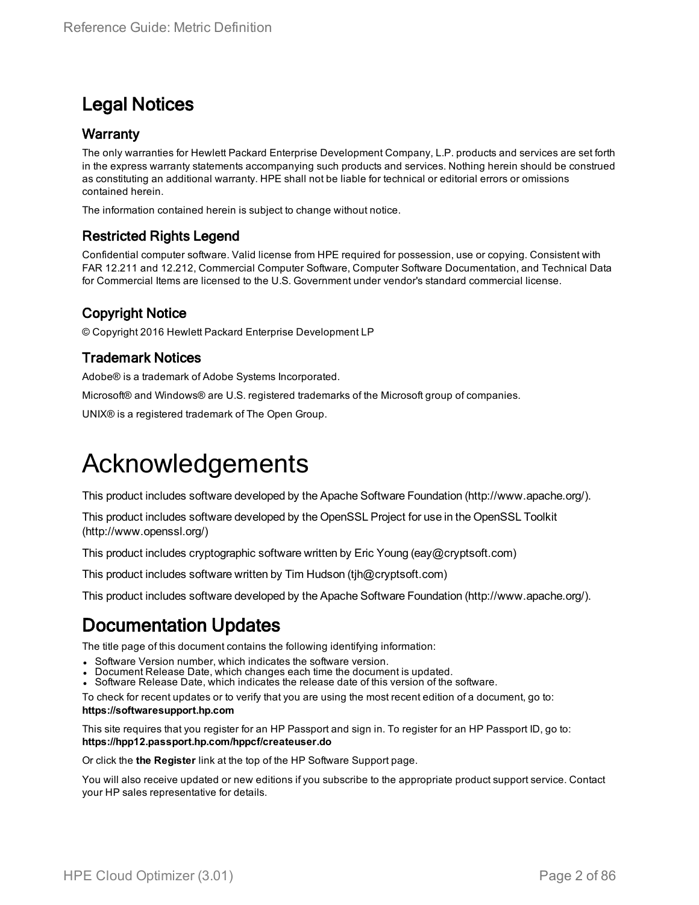# Legal Notices

## Warranty

The only warranties for Hewlett Packard Enterprise Development Company, L.P. products and services are set forth in the express warranty statements accompanying such products and services. Nothing herein should be construed as constituting an additional warranty. HPE shall not be liable for technical or editorial errors or omissions contained herein.

The information contained herein is subject to change without notice.

## Restricted Rights Legend

Confidential computer software. Valid license from HPE required for possession, use or copying. Consistent with FAR 12.211 and 12.212, Commercial Computer Software, Computer Software Documentation, and Technical Data for Commercial Items are licensed to the U.S. Government under vendor's standard commercial license.

## Copyright Notice

© Copyright 2016 Hewlett Packard Enterprise Development LP

## Trademark Notices

Adobe® is a trademark of Adobe Systems Incorporated.

Microsoft® and Windows® are U.S. registered trademarks of the Microsoft group of companies.

UNIX® is a registered trademark of The Open Group.

# Acknowledgements

This product includes software developed by the Apache Software Foundation (http://www.apache.org/).

This product includes software developed by the OpenSSL Project for use in the OpenSSL Toolkit (http://www.openssl.org/)

This product includes cryptographic software written by Eric Young (eay@cryptsoft.com)

This product includes software written by Tim Hudson (tjh@cryptsoft.com)

This product includes software developed by the Apache Software Foundation (http://www.apache.org/).

# Documentation Updates

The title page of this document contains the following identifying information:

- Software Version number, which indicates the software version.
- Document Release Date, which changes each time the document is updated.
- Software Release Date, which indicates the release date of this version of the software.

To check for recent updates or to verify that you are using the most recent edition of a document, go to:
**https://softwaresupport.hp.com**

This site requires that you register for an HP Passport and sign in. To register for an HP Passport ID, go to:
**https://hpp12.passport.hp.com/hppcf/createuser.do**

Or click the **the Register** link at the top of the HP Software Support page.

You will also receive updated or new editions if you subscribe to the appropriate product support service. Contact your HP sales representative for details.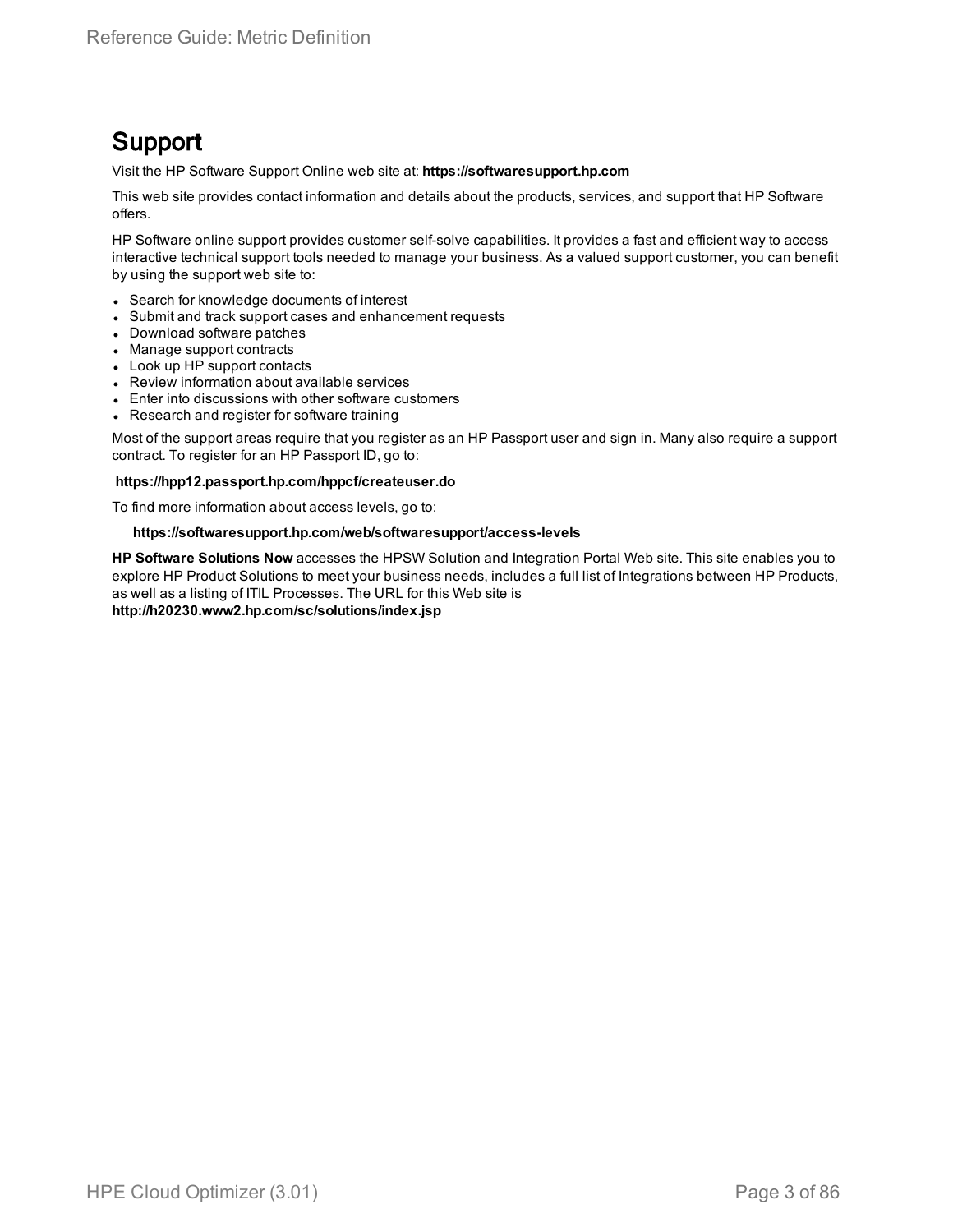# Support

Visit the HP Software Support Online web site at: **https://softwaresupport.hp.com**

This web site provides contact information and details about the products, services, and support that HP Software offers.

HP Software online support provides customer self-solve capabilities. It provides a fast and efficient way to access interactive technical support tools needed to manage your business. As a valued support customer, you can benefit by using the support web site to:

- Search for knowledge documents of interest
- Submit and track support cases and enhancement requests
- Download software patches
- Manage support contracts
- Look up HP support contacts
- Review information about available services
- Enter into discussions with other software customers
- Research and register for software training

Most of the support areas require that you register as an HP Passport user and sign in. Many also require a support contract. To register for an HP Passport ID, go to:

**https://hpp12.passport.hp.com/hppcf/createuser.do**

To find more information about access levels, go to:

**https://softwaresupport.hp.com/web/softwaresupport/access-levels**

**HP Software Solutions Now** accesses the HPSW Solution and Integration Portal Web site. This site enables you to explore HP Product Solutions to meet your business needs, includes a full list of Integrations between HP Products, as well as a listing of ITIL Processes. The URL for this Web site is **http://h20230.www2.hp.com/sc/solutions/index.jsp**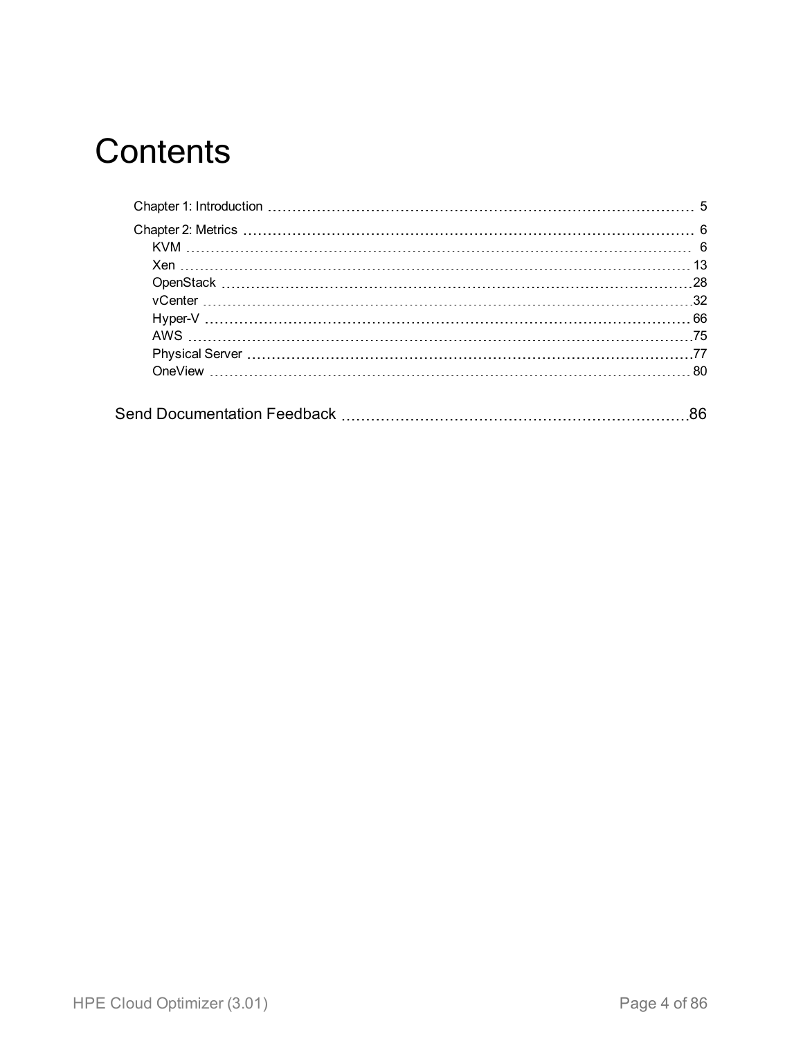# Contents

- Chapter 1: Introduction ........ 5
- Chapter 2: Metrics ........ 6
  - KVM ........ 6
  - Xen ........ 13
  - OpenStack ........ 28
  - vCenter ........ 32
  - Hyper-V ........ 66
  - AWS ........ 75
  - Physical Server ........ 77
  - OneView ........ 80

Send Documentation Feedback ........ 86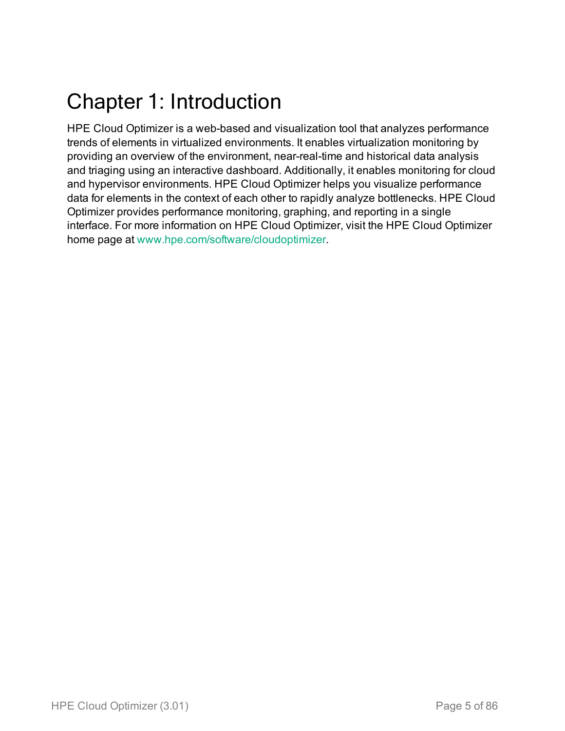# Chapter 1: Introduction

HPE Cloud Optimizer is a web-based and visualization tool that analyzes performance trends of elements in virtualized environments. It enables virtualization monitoring by providing an overview of the environment, near-real-time and historical data analysis and triaging using an interactive dashboard. Additionally, it enables monitoring for cloud and hypervisor environments. HPE Cloud Optimizer helps you visualize performance data for elements in the context of each other to rapidly analyze bottlenecks. HPE Cloud Optimizer provides performance monitoring, graphing, and reporting in a single interface. For more information on HPE Cloud Optimizer, visit the HPE Cloud Optimizer home page at www.hpe.com/software/cloudoptimizer.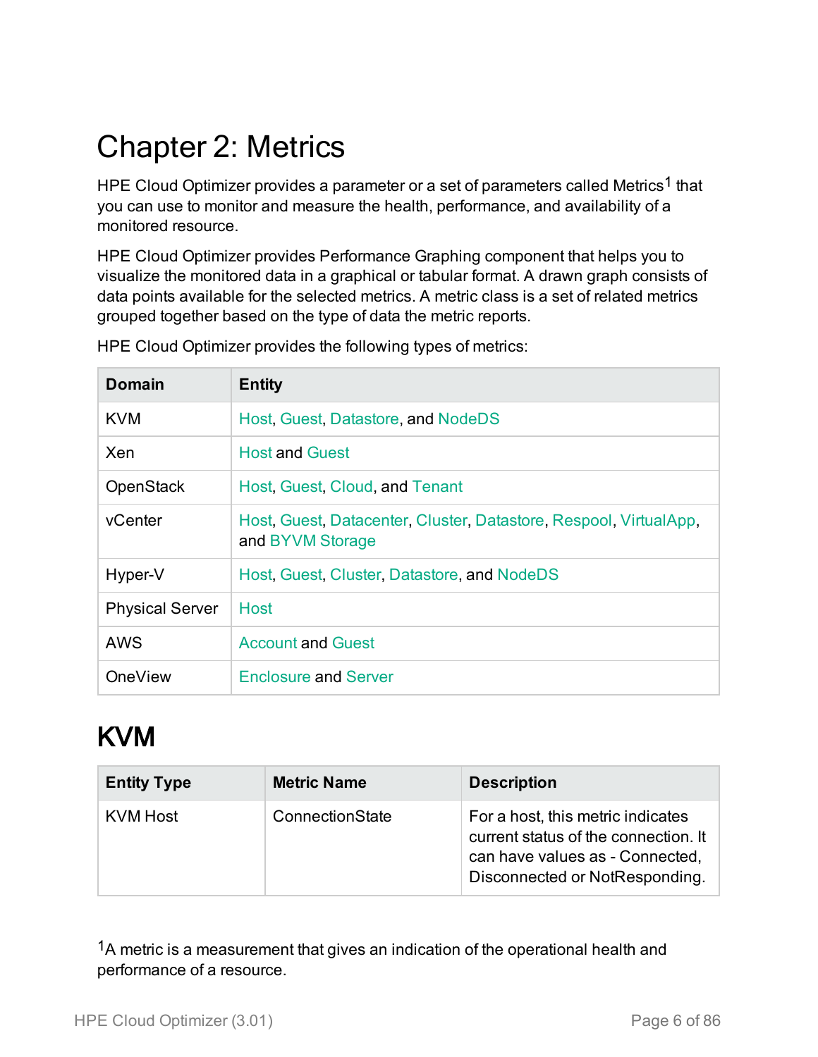# Chapter 2: Metrics

HPE Cloud Optimizer provides a parameter or a set of parameters called Metrics[1] that you can use to monitor and measure the health, performance, and availability of a monitored resource.

HPE Cloud Optimizer provides Performance Graphing component that helps you to visualize the monitored data in a graphical or tabular format. A drawn graph consists of data points available for the selected metrics. A metric class is a set of related metrics grouped together based on the type of data the metric reports.

HPE Cloud Optimizer provides the following types of metrics:

| Domain | Entity |
|---|---|
| KVM | Host, Guest, Datastore, and NodeDS |
| Xen | Host and Guest |
| OpenStack | Host, Guest, Cloud, and Tenant |
| vCenter | Host, Guest, Datacenter, Cluster, Datastore, Respool, VirtualApp, and BYVM Storage |
| Hyper-V | Host, Guest, Cluster, Datastore, and NodeDS |
| Physical Server | Host |
| AWS | Account and Guest |
| OneView | Enclosure and Server |

## KVM

| Entity Type | Metric Name | Description |
|---|---|---|
| KVM Host | ConnectionState | For a host, this metric indicates current status of the connection. It can have values as - Connected, Disconnected or NotResponding. |

[1]A metric is a measurement that gives an indication of the operational health and performance of a resource.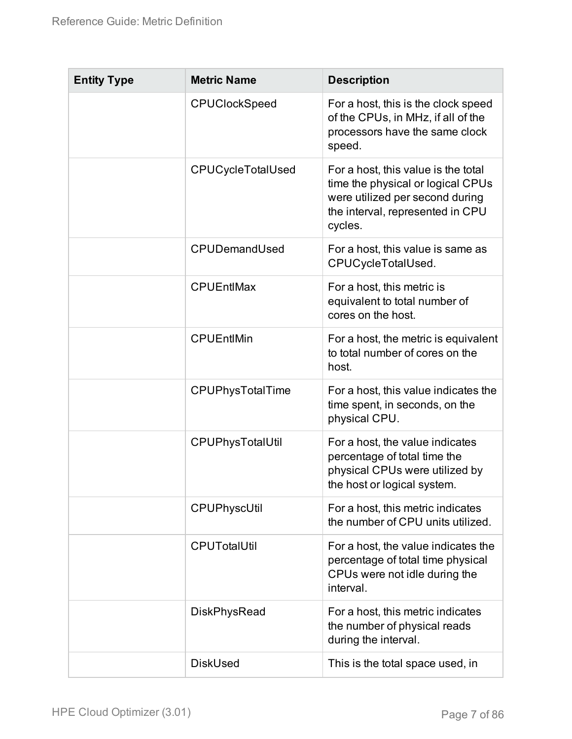| Entity Type | Metric Name | Description |
|---|---|---|
| | CPUClockSpeed | For a host, this is the clock speed of the CPUs, in MHz, if all of the processors have the same clock speed. |
| | CPUCycleTotalUsed | For a host, this value is the total time the physical or logical CPUs were utilized per second during the interval, represented in CPU cycles. |
| | CPUDemandUsed | For a host, this value is same as CPUCycleTotalUsed. |
| | CPUEntlMax | For a host, this metric is equivalent to total number of cores on the host. |
| | CPUEntlMin | For a host, the metric is equivalent to total number of cores on the host. |
| | CPUPhysTotalTime | For a host, this value indicates the time spent, in seconds, on the physical CPU. |
| | CPUPhysTotalUtil | For a host, the value indicates percentage of total time the physical CPUs were utilized by the host or logical system. |
| | CPUPhyscUtil | For a host, this metric indicates the number of CPU units utilized. |
| | CPUTotalUtil | For a host, the value indicates the percentage of total time physical CPUs were not idle during the interval. |
| | DiskPhysRead | For a host, this metric indicates the number of physical reads during the interval. |
| | DiskUsed | This is the total space used, in |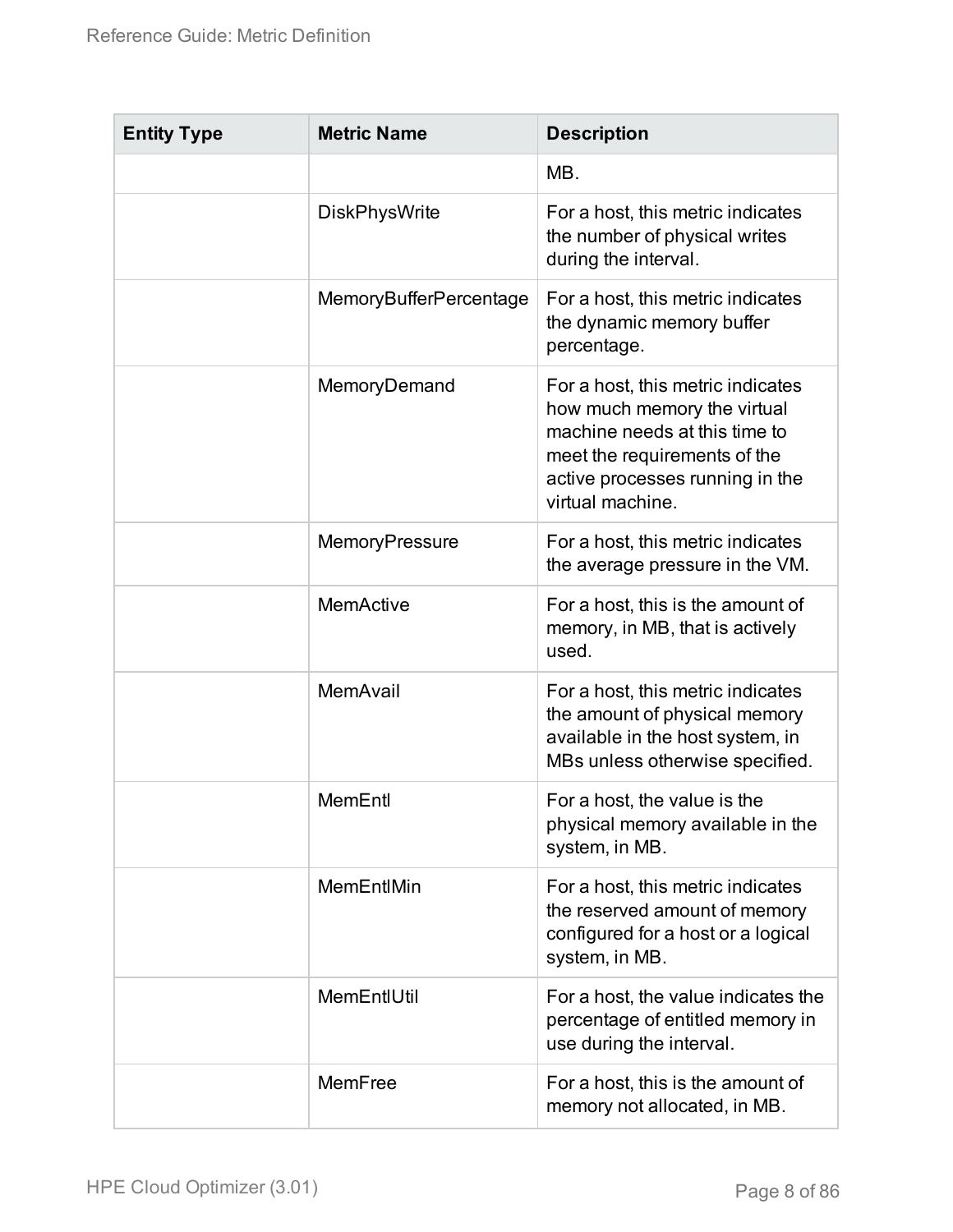| Entity Type | Metric Name | Description |
| --- | --- | --- |
| | | MB. |
| | DiskPhysWrite | For a host, this metric indicates the number of physical writes during the interval. |
| | MemoryBufferPercentage | For a host, this metric indicates the dynamic memory buffer percentage. |
| | MemoryDemand | For a host, this metric indicates how much memory the virtual machine needs at this time to meet the requirements of the active processes running in the virtual machine. |
| | MemoryPressure | For a host, this metric indicates the average pressure in the VM. |
| | MemActive | For a host, this is the amount of memory, in MB, that is actively used. |
| | MemAvail | For a host, this metric indicates the amount of physical memory available in the host system, in MBs unless otherwise specified. |
| | MemEntl | For a host, the value is the physical memory available in the system, in MB. |
| | MemEntlMin | For a host, this metric indicates the reserved amount of memory configured for a host or a logical system, in MB. |
| | MemEntlUtil | For a host, the value indicates the percentage of entitled memory in use during the interval. |
| | MemFree | For a host, this is the amount of memory not allocated, in MB. |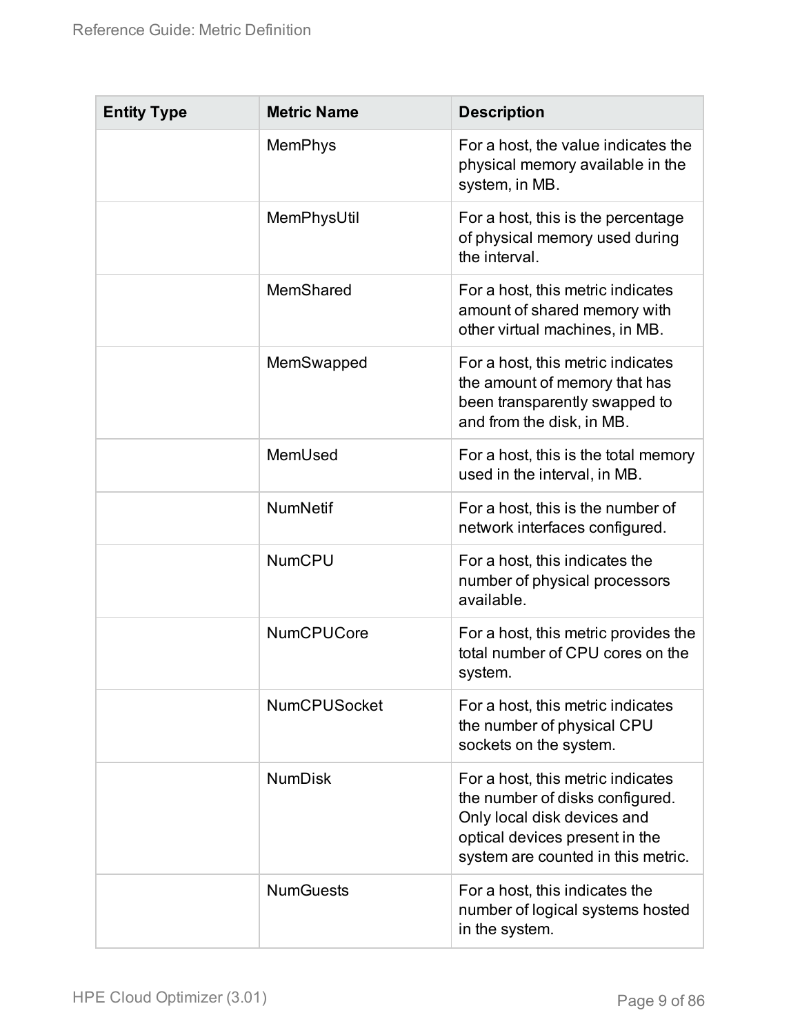| Entity Type | Metric Name | Description |
|---|---|---|
| | MemPhys | For a host, the value indicates the physical memory available in the system, in MB. |
| | MemPhysUtil | For a host, this is the percentage of physical memory used during the interval. |
| | MemShared | For a host, this metric indicates amount of shared memory with other virtual machines, in MB. |
| | MemSwapped | For a host, this metric indicates the amount of memory that has been transparently swapped to and from the disk, in MB. |
| | MemUsed | For a host, this is the total memory used in the interval, in MB. |
| | NumNetif | For a host, this is the number of network interfaces configured. |
| | NumCPU | For a host, this indicates the number of physical processors available. |
| | NumCPUCore | For a host, this metric provides the total number of CPU cores on the system. |
| | NumCPUSocket | For a host, this metric indicates the number of physical CPU sockets on the system. |
| | NumDisk | For a host, this metric indicates the number of disks configured. Only local disk devices and optical devices present in the system are counted in this metric. |
| | NumGuests | For a host, this indicates the number of logical systems hosted in the system. |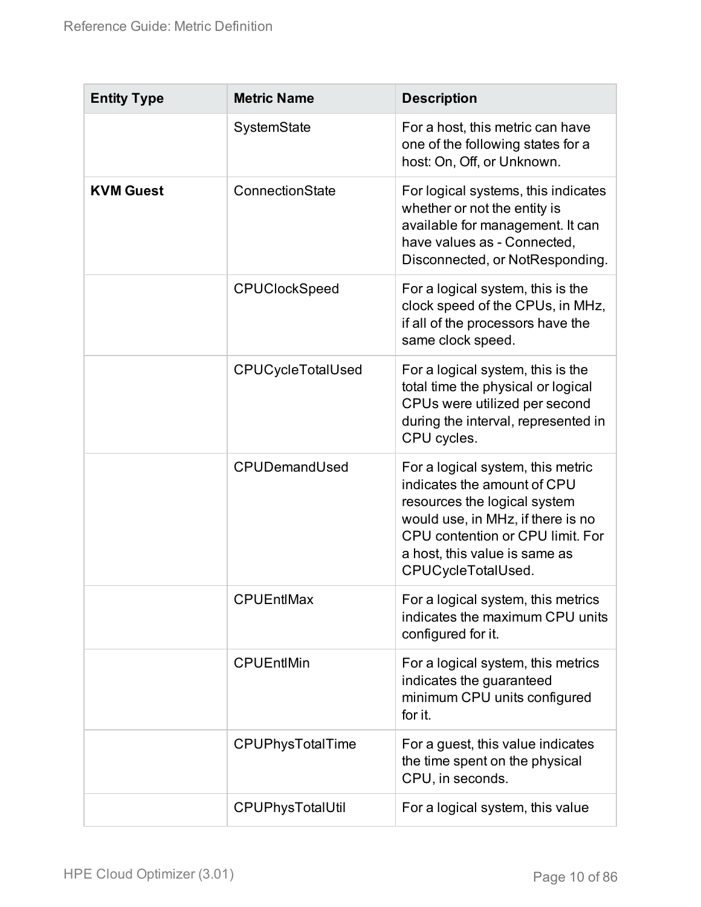| Entity Type | Metric Name | Description |
| --- | --- | --- |
| | SystemState | For a host, this metric can have one of the following states for a host: On, Off, or Unknown. |
| **KVM Guest** | ConnectionState | For logical systems, this indicates whether or not the entity is available for management. It can have values as - Connected, Disconnected, or NotResponding. |
| | CPUClockSpeed | For a logical system, this is the clock speed of the CPUs, in MHz, if all of the processors have the same clock speed. |
| | CPUCycleTotalUsed | For a logical system, this is the total time the physical or logical CPUs were utilized per second during the interval, represented in CPU cycles. |
| | CPUDemandUsed | For a logical system, this metric indicates the amount of CPU resources the logical system would use, in MHz, if there is no CPU contention or CPU limit. For a host, this value is same as CPUCycleTotalUsed. |
| | CPUEntlMax | For a logical system, this metrics indicates the maximum CPU units configured for it. |
| | CPUEntlMin | For a logical system, this metrics indicates the guaranteed minimum CPU units configured for it. |
| | CPUPhysTotalTime | For a guest, this value indicates the time spent on the physical CPU, in seconds. |
| | CPUPhysTotalUtil | For a logical system, this value |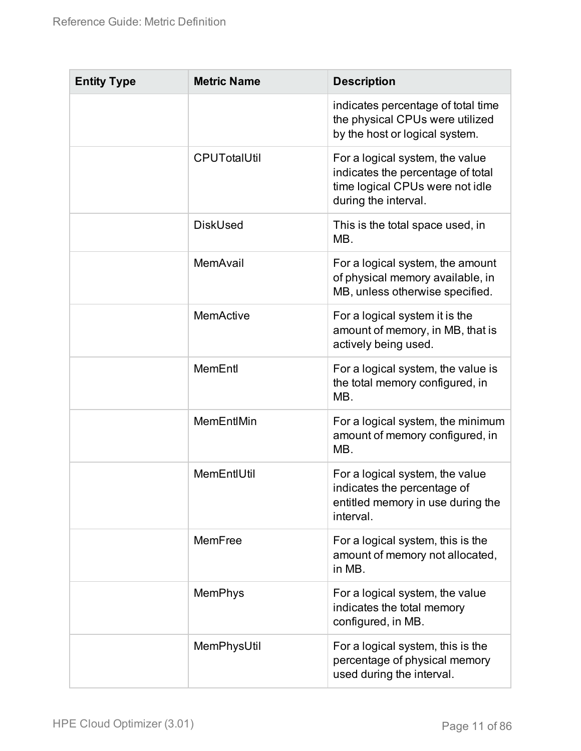| Entity Type | Metric Name | Description |
| --- | --- | --- |
| | | indicates percentage of total time the physical CPUs were utilized by the host or logical system. |
| | CPUTotalUtil | For a logical system, the value indicates the percentage of total time logical CPUs were not idle during the interval. |
| | DiskUsed | This is the total space used, in MB. |
| | MemAvail | For a logical system, the amount of physical memory available, in MB, unless otherwise specified. |
| | MemActive | For a logical system it is the amount of memory, in MB, that is actively being used. |
| | MemEntl | For a logical system, the value is the total memory configured, in MB. |
| | MemEntlMin | For a logical system, the minimum amount of memory configured, in MB. |
| | MemEntlUtil | For a logical system, the value indicates the percentage of entitled memory in use during the interval. |
| | MemFree | For a logical system, this is the amount of memory not allocated, in MB. |
| | MemPhys | For a logical system, the value indicates the total memory configured, in MB. |
| | MemPhysUtil | For a logical system, this is the percentage of physical memory used during the interval. |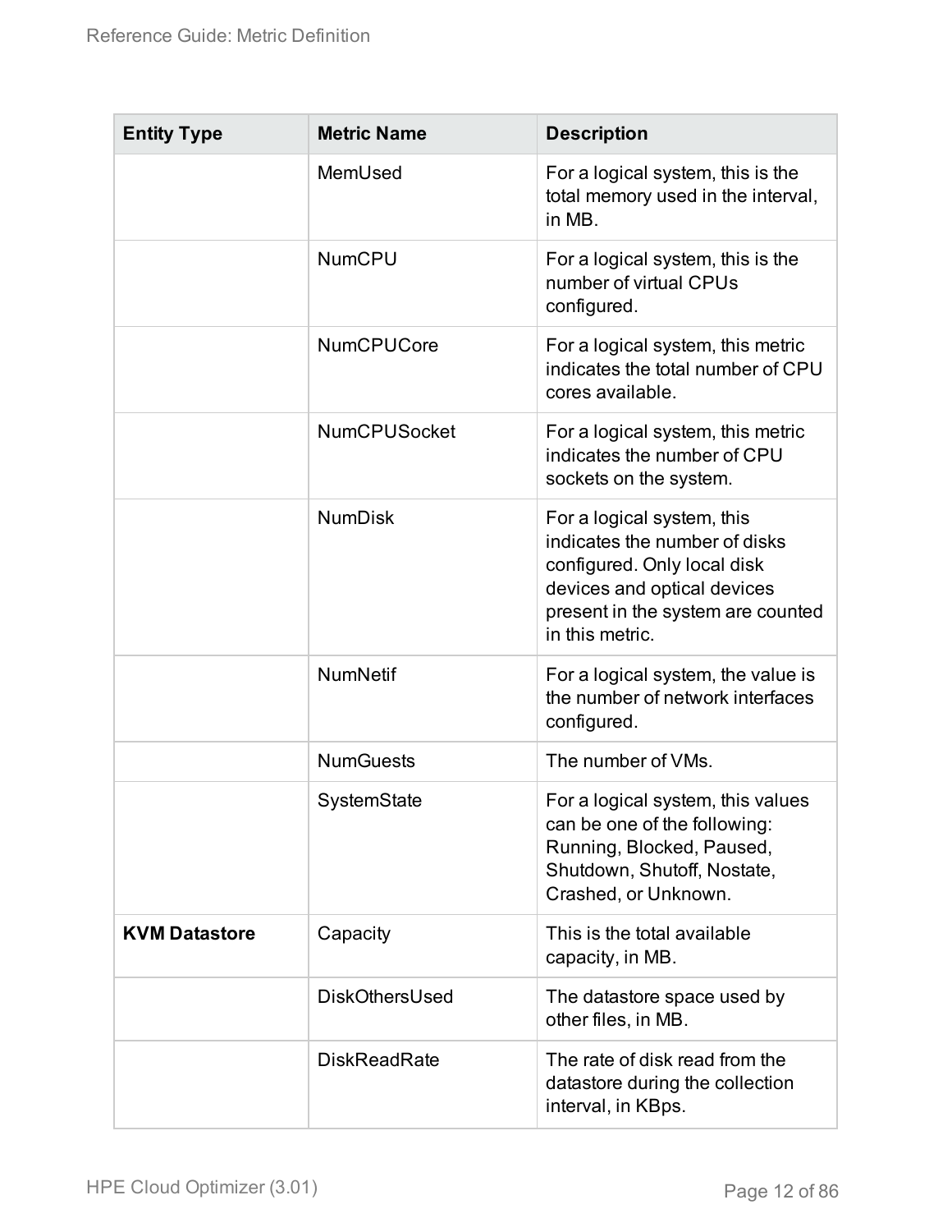| Entity Type | Metric Name | Description |
|---|---|---|
| | MemUsed | For a logical system, this is the total memory used in the interval, in MB. |
| | NumCPU | For a logical system, this is the number of virtual CPUs configured. |
| | NumCPUCore | For a logical system, this metric indicates the total number of CPU cores available. |
| | NumCPUSocket | For a logical system, this metric indicates the number of CPU sockets on the system. |
| | NumDisk | For a logical system, this indicates the number of disks configured. Only local disk devices and optical devices present in the system are counted in this metric. |
| | NumNetif | For a logical system, the value is the number of network interfaces configured. |
| | NumGuests | The number of VMs. |
| | SystemState | For a logical system, this values can be one of the following: Running, Blocked, Paused, Shutdown, Shutoff, Nostate, Crashed, or Unknown. |
| **KVM Datastore** | Capacity | This is the total available capacity, in MB. |
| | DiskOthersUsed | The datastore space used by other files, in MB. |
| | DiskReadRate | The rate of disk read from the datastore during the collection interval, in KBps. |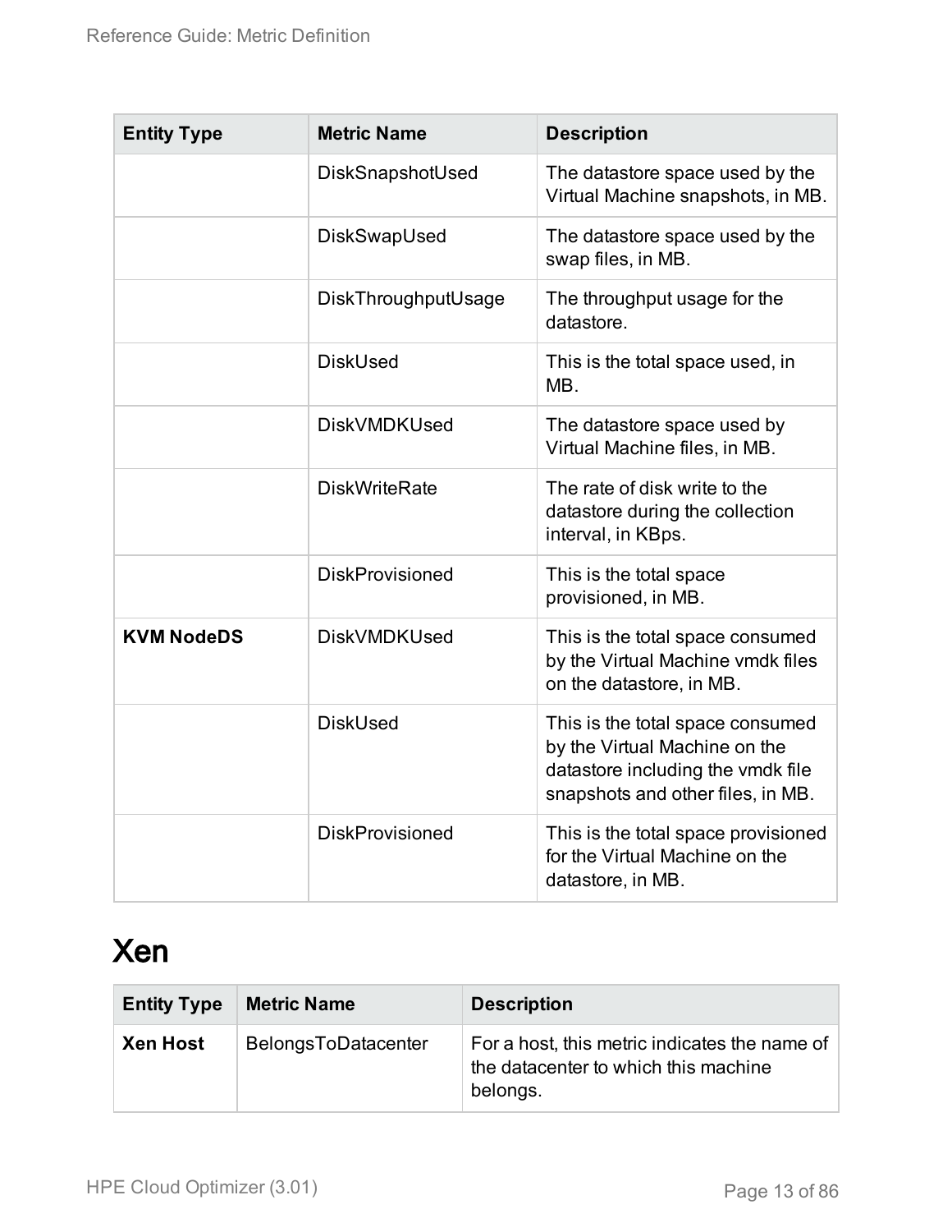| Entity Type | Metric Name | Description |
| --- | --- | --- |
| | DiskSnapshotUsed | The datastore space used by the Virtual Machine snapshots, in MB. |
| | DiskSwapUsed | The datastore space used by the swap files, in MB. |
| | DiskThroughputUsage | The throughput usage for the datastore. |
| | DiskUsed | This is the total space used, in MB. |
| | DiskVMDKUsed | The datastore space used by Virtual Machine files, in MB. |
| | DiskWriteRate | The rate of disk write to the datastore during the collection interval, in KBps. |
| | DiskProvisioned | This is the total space provisioned, in MB. |
| **KVM NodeDS** | DiskVMDKUsed | This is the total space consumed by the Virtual Machine vmdk files on the datastore, in MB. |
| | DiskUsed | This is the total space consumed by the Virtual Machine on the datastore including the vmdk file snapshots and other files, in MB. |
| | DiskProvisioned | This is the total space provisioned for the Virtual Machine on the datastore, in MB. |

# Xen

| Entity Type | Metric Name | Description |
| --- | --- | --- |
| **Xen Host** | BelongsToDatacenter | For a host, this metric indicates the name of the datacenter to which this machine belongs. |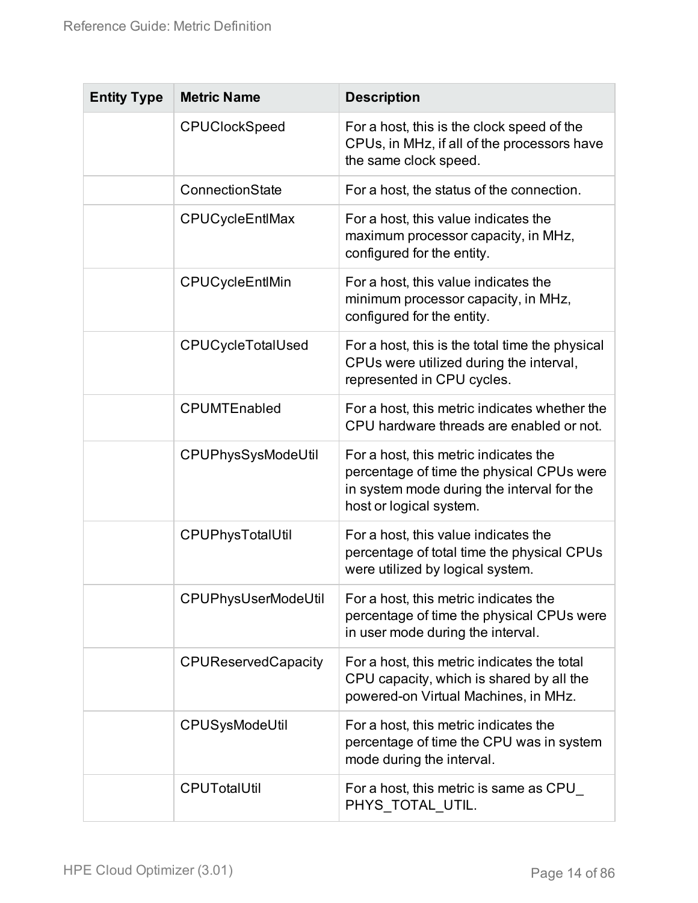| Entity Type | Metric Name | Description |
|---|---|---|
| | CPUClockSpeed | For a host, this is the clock speed of the CPUs, in MHz, if all of the processors have the same clock speed. |
| | ConnectionState | For a host, the status of the connection. |
| | CPUCycleEntlMax | For a host, this value indicates the maximum processor capacity, in MHz, configured for the entity. |
| | CPUCycleEntlMin | For a host, this value indicates the minimum processor capacity, in MHz, configured for the entity. |
| | CPUCycleTotalUsed | For a host, this is the total time the physical CPUs were utilized during the interval, represented in CPU cycles. |
| | CPUMTEnabled | For a host, this metric indicates whether the CPU hardware threads are enabled or not. |
| | CPUPhysSysModeUtil | For a host, this metric indicates the percentage of time the physical CPUs were in system mode during the interval for the host or logical system. |
| | CPUPhysTotalUtil | For a host, this value indicates the percentage of total time the physical CPUs were utilized by logical system. |
| | CPUPhysUserModeUtil | For a host, this metric indicates the percentage of time the physical CPUs were in user mode during the interval. |
| | CPUReservedCapacity | For a host, this metric indicates the total CPU capacity, which is shared by all the powered-on Virtual Machines, in MHz. |
| | CPUSysModeUtil | For a host, this metric indicates the percentage of time the CPU was in system mode during the interval. |
| | CPUTotalUtil | For a host, this metric is same as CPU_PHYS_TOTAL_UTIL. |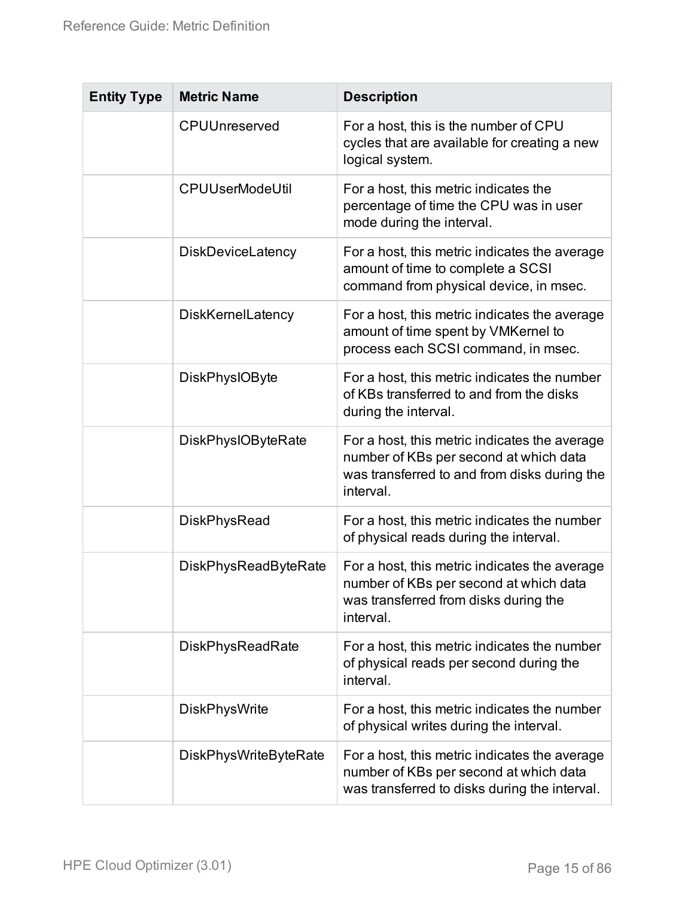| Entity Type | Metric Name | Description |
|---|---|---|
| | CPUUnreserved | For a host, this is the number of CPU cycles that are available for creating a new logical system. |
| | CPUUserModeUtil | For a host, this metric indicates the percentage of time the CPU was in user mode during the interval. |
| | DiskDeviceLatency | For a host, this metric indicates the average amount of time to complete a SCSI command from physical device, in msec. |
| | DiskKernelLatency | For a host, this metric indicates the average amount of time spent by VMKernel to process each SCSI command, in msec. |
| | DiskPhysIOByte | For a host, this metric indicates the number of KBs transferred to and from the disks during the interval. |
| | DiskPhysIOByteRate | For a host, this metric indicates the average number of KBs per second at which data was transferred to and from disks during the interval. |
| | DiskPhysRead | For a host, this metric indicates the number of physical reads during the interval. |
| | DiskPhysReadByteRate | For a host, this metric indicates the average number of KBs per second at which data was transferred from disks during the interval. |
| | DiskPhysReadRate | For a host, this metric indicates the number of physical reads per second during the interval. |
| | DiskPhysWrite | For a host, this metric indicates the number of physical writes during the interval. |
| | DiskPhysWriteByteRate | For a host, this metric indicates the average number of KBs per second at which data was transferred to disks during the interval. |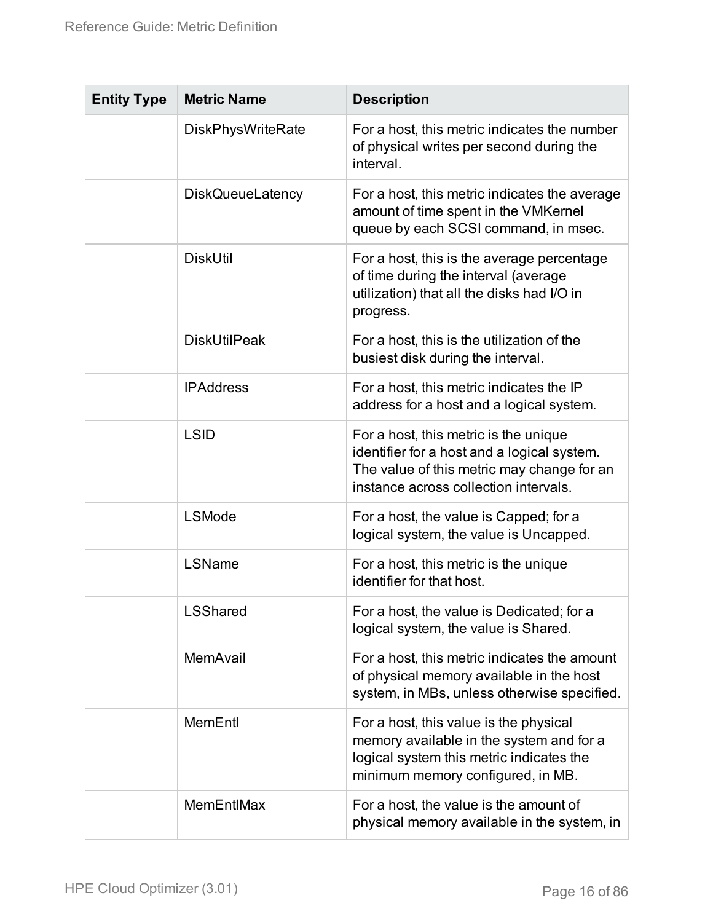| Entity Type | Metric Name | Description |
|---|---|---|
| | DiskPhysWriteRate | For a host, this metric indicates the number of physical writes per second during the interval. |
| | DiskQueueLatency | For a host, this metric indicates the average amount of time spent in the VMKernel queue by each SCSI command, in msec. |
| | DiskUtil | For a host, this is the average percentage of time during the interval (average utilization) that all the disks had I/O in progress. |
| | DiskUtilPeak | For a host, this is the utilization of the busiest disk during the interval. |
| | IPAddress | For a host, this metric indicates the IP address for a host and a logical system. |
| | LSID | For a host, this metric is the unique identifier for a host and a logical system. The value of this metric may change for an instance across collection intervals. |
| | LSMode | For a host, the value is Capped; for a logical system, the value is Uncapped. |
| | LSName | For a host, this metric is the unique identifier for that host. |
| | LSShared | For a host, the value is Dedicated; for a logical system, the value is Shared. |
| | MemAvail | For a host, this metric indicates the amount of physical memory available in the host system, in MBs, unless otherwise specified. |
| | MemEntl | For a host, this value is the physical memory available in the system and for a logical system this metric indicates the minimum memory configured, in MB. |
| | MemEntlMax | For a host, the value is the amount of physical memory available in the system, in |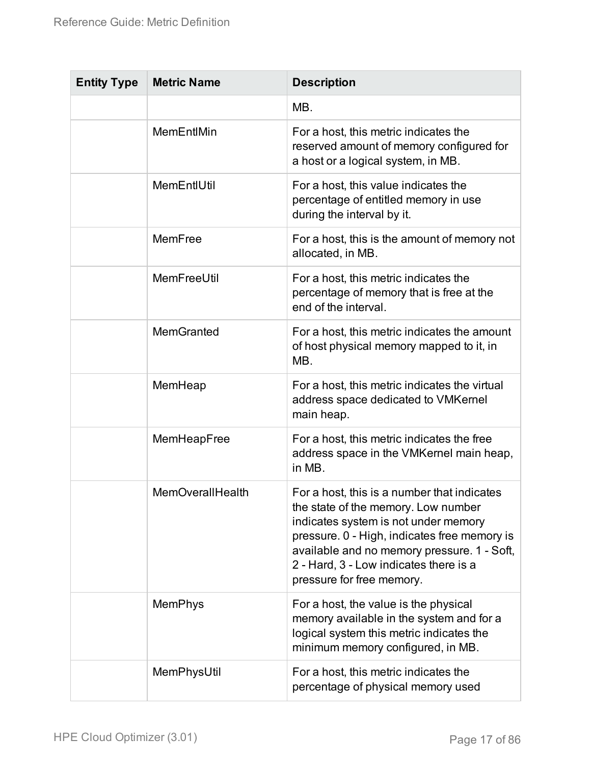| Entity Type | Metric Name | Description |
| --- | --- | --- |
| | | MB. |
| | MemEntlMin | For a host, this metric indicates the reserved amount of memory configured for a host or a logical system, in MB. |
| | MemEntlUtil | For a host, this value indicates the percentage of entitled memory in use during the interval by it. |
| | MemFree | For a host, this is the amount of memory not allocated, in MB. |
| | MemFreeUtil | For a host, this metric indicates the percentage of memory that is free at the end of the interval. |
| | MemGranted | For a host, this metric indicates the amount of host physical memory mapped to it, in MB. |
| | MemHeap | For a host, this metric indicates the virtual address space dedicated to VMKernel main heap. |
| | MemHeapFree | For a host, this metric indicates the free address space in the VMKernel main heap, in MB. |
| | MemOverallHealth | For a host, this is a number that indicates the state of the memory. Low number indicates system is not under memory pressure. 0 - High, indicates free memory is available and no memory pressure. 1 - Soft, 2 - Hard, 3 - Low indicates there is a pressure for free memory. |
| | MemPhys | For a host, the value is the physical memory available in the system and for a logical system this metric indicates the minimum memory configured, in MB. |
| | MemPhysUtil | For a host, this metric indicates the percentage of physical memory used |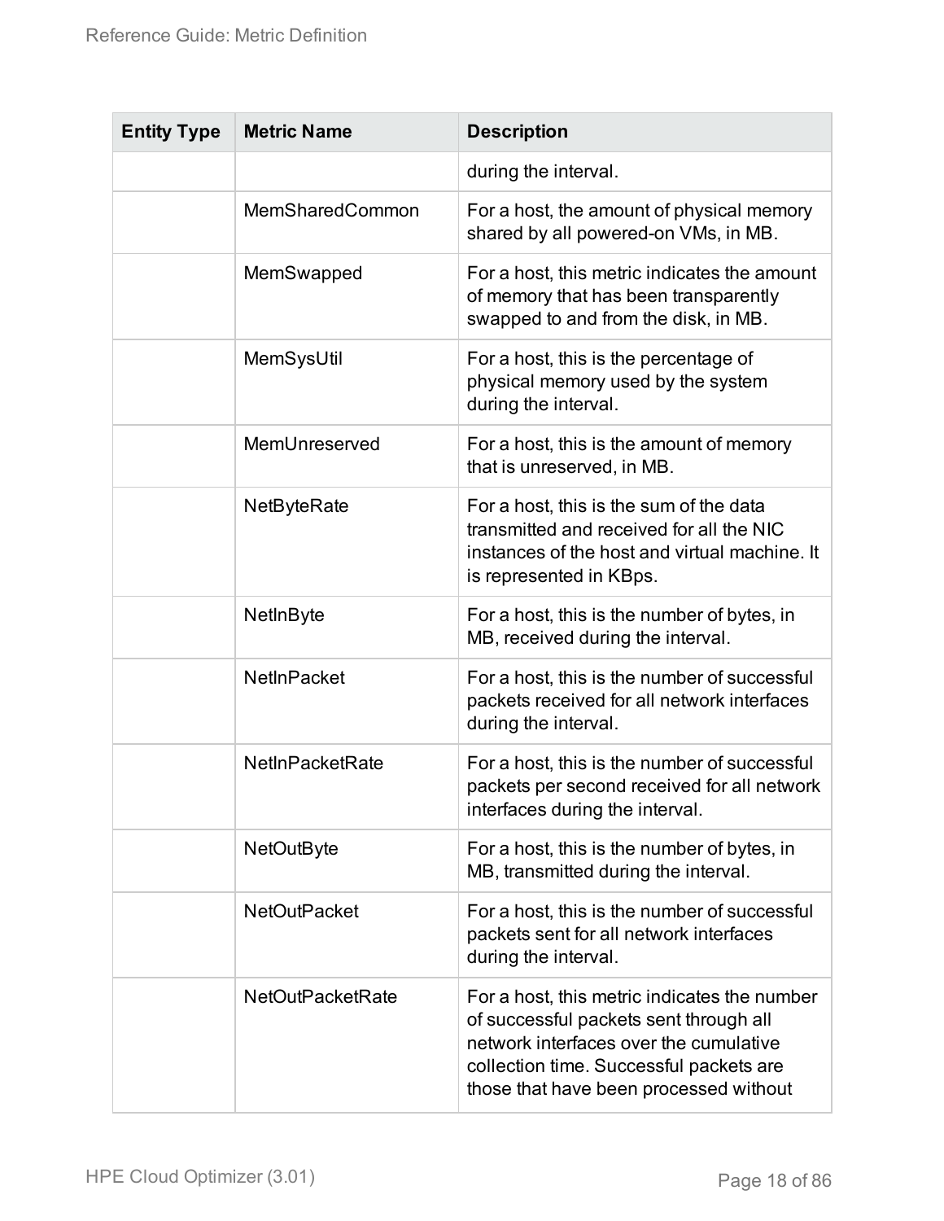| Entity Type | Metric Name | Description |
|---|---|---|
| | | during the interval. |
| | MemSharedCommon | For a host, the amount of physical memory shared by all powered-on VMs, in MB. |
| | MemSwapped | For a host, this metric indicates the amount of memory that has been transparently swapped to and from the disk, in MB. |
| | MemSysUtil | For a host, this is the percentage of physical memory used by the system during the interval. |
| | MemUnreserved | For a host, this is the amount of memory that is unreserved, in MB. |
| | NetByteRate | For a host, this is the sum of the data transmitted and received for all the NIC instances of the host and virtual machine. It is represented in KBps. |
| | NetInByte | For a host, this is the number of bytes, in MB, received during the interval. |
| | NetInPacket | For a host, this is the number of successful packets received for all network interfaces during the interval. |
| | NetInPacketRate | For a host, this is the number of successful packets per second received for all network interfaces during the interval. |
| | NetOutByte | For a host, this is the number of bytes, in MB, transmitted during the interval. |
| | NetOutPacket | For a host, this is the number of successful packets sent for all network interfaces during the interval. |
| | NetOutPacketRate | For a host, this metric indicates the number of successful packets sent through all network interfaces over the cumulative collection time. Successful packets are those that have been processed without |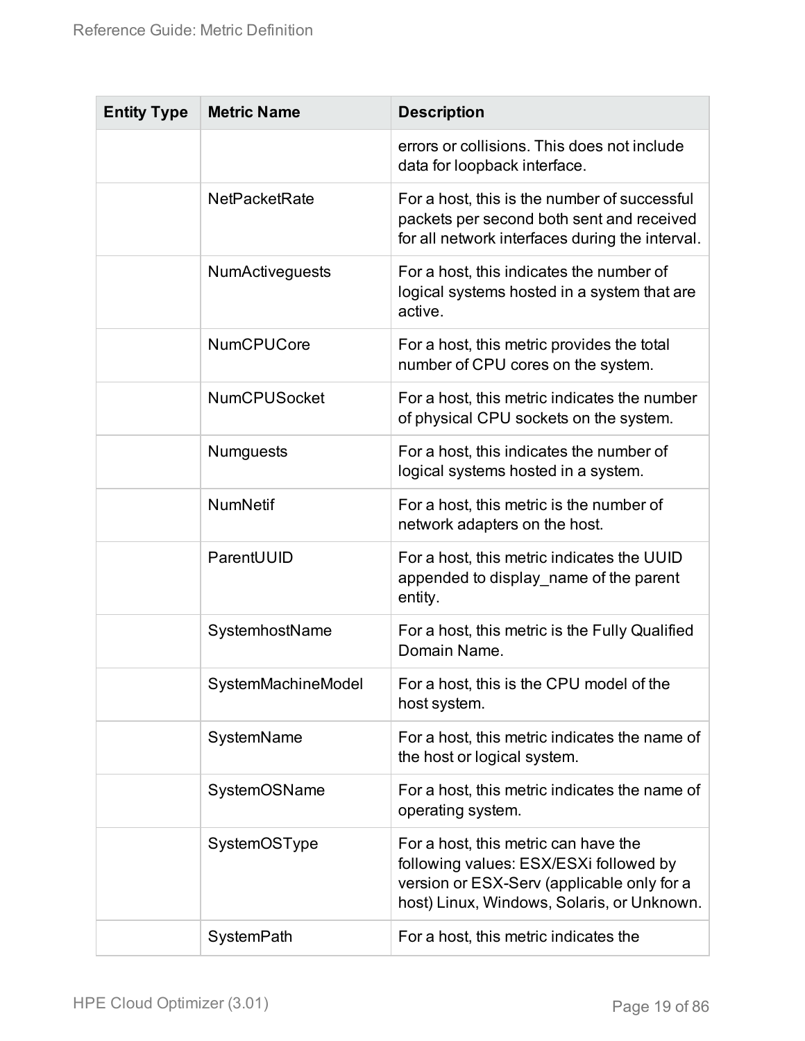| Entity Type | Metric Name | Description |
| --- | --- | --- |
| | | errors or collisions. This does not include data for loopback interface. |
| | NetPacketRate | For a host, this is the number of successful packets per second both sent and received for all network interfaces during the interval. |
| | NumActiveguests | For a host, this indicates the number of logical systems hosted in a system that are active. |
| | NumCPUCore | For a host, this metric provides the total number of CPU cores on the system. |
| | NumCPUSocket | For a host, this metric indicates the number of physical CPU sockets on the system. |
| | Numguests | For a host, this indicates the number of logical systems hosted in a system. |
| | NumNetif | For a host, this metric is the number of network adapters on the host. |
| | ParentUUID | For a host, this metric indicates the UUID appended to display_name of the parent entity. |
| | SystemhostName | For a host, this metric is the Fully Qualified Domain Name. |
| | SystemMachineModel | For a host, this is the CPU model of the host system. |
| | SystemName | For a host, this metric indicates the name of the host or logical system. |
| | SystemOSName | For a host, this metric indicates the name of operating system. |
| | SystemOSType | For a host, this metric can have the following values: ESX/ESXi followed by version or ESX-Serv (applicable only for a host) Linux, Windows, Solaris, or Unknown. |
| | SystemPath | For a host, this metric indicates the |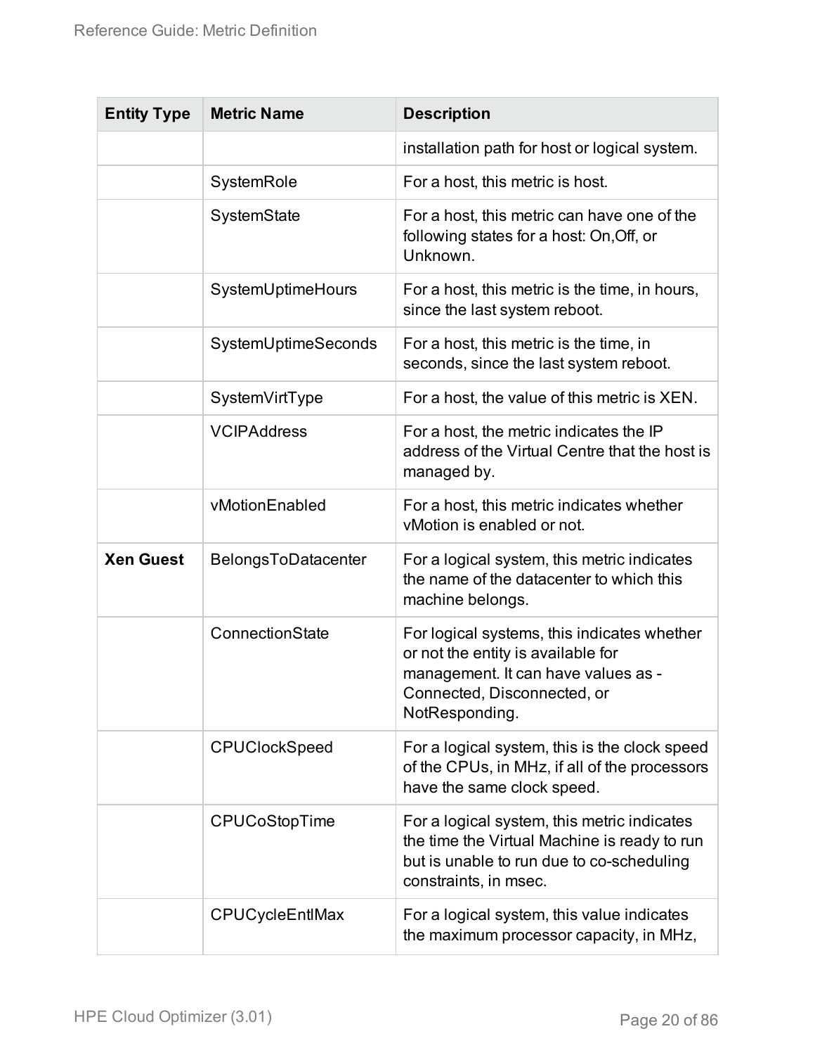| Entity Type | Metric Name | Description |
| --- | --- | --- |
| | | installation path for host or logical system. |
| | SystemRole | For a host, this metric is host. |
| | SystemState | For a host, this metric can have one of the following states for a host: On,Off, or Unknown. |
| | SystemUptimeHours | For a host, this metric is the time, in hours, since the last system reboot. |
| | SystemUptimeSeconds | For a host, this metric is the time, in seconds, since the last system reboot. |
| | SystemVirtType | For a host, the value of this metric is XEN. |
| | VCIPAddress | For a host, the metric indicates the IP address of the Virtual Centre that the host is managed by. |
| | vMotionEnabled | For a host, this metric indicates whether vMotion is enabled or not. |
| **Xen Guest** | BelongsToDatacenter | For a logical system, this metric indicates the name of the datacenter to which this machine belongs. |
| | ConnectionState | For logical systems, this indicates whether or not the entity is available for management. It can have values as - Connected, Disconnected, or NotResponding. |
| | CPUClockSpeed | For a logical system, this is the clock speed of the CPUs, in MHz, if all of the processors have the same clock speed. |
| | CPUCoStopTime | For a logical system, this metric indicates the time the Virtual Machine is ready to run but is unable to run due to co-scheduling constraints, in msec. |
| | CPUCycleEntlMax | For a logical system, this value indicates the maximum processor capacity, in MHz, |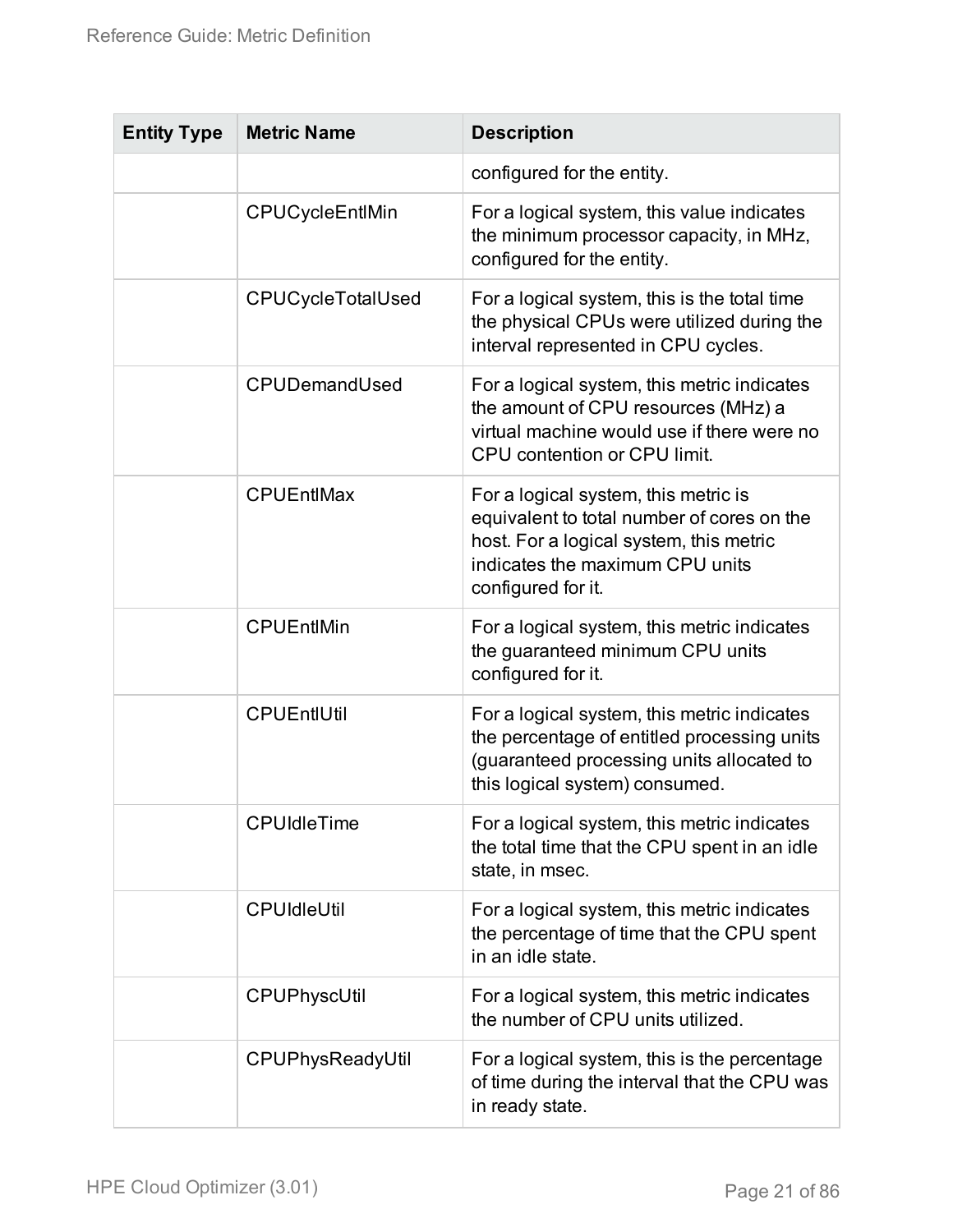| Entity Type | Metric Name | Description |
| --- | --- | --- |
| | | configured for the entity. |
| | CPUCycleEntlMin | For a logical system, this value indicates the minimum processor capacity, in MHz, configured for the entity. |
| | CPUCycleTotalUsed | For a logical system, this is the total time the physical CPUs were utilized during the interval represented in CPU cycles. |
| | CPUDemandUsed | For a logical system, this metric indicates the amount of CPU resources (MHz) a virtual machine would use if there were no CPU contention or CPU limit. |
| | CPUEntlMax | For a logical system, this metric is equivalent to total number of cores on the host. For a logical system, this metric indicates the maximum CPU units configured for it. |
| | CPUEntlMin | For a logical system, this metric indicates the guaranteed minimum CPU units configured for it. |
| | CPUEntlUtil | For a logical system, this metric indicates the percentage of entitled processing units (guaranteed processing units allocated to this logical system) consumed. |
| | CPUIdleTime | For a logical system, this metric indicates the total time that the CPU spent in an idle state, in msec. |
| | CPUIdleUtil | For a logical system, this metric indicates the percentage of time that the CPU spent in an idle state. |
| | CPUPhyscUtil | For a logical system, this metric indicates the number of CPU units utilized. |
| | CPUPhysReadyUtil | For a logical system, this is the percentage of time during the interval that the CPU was in ready state. |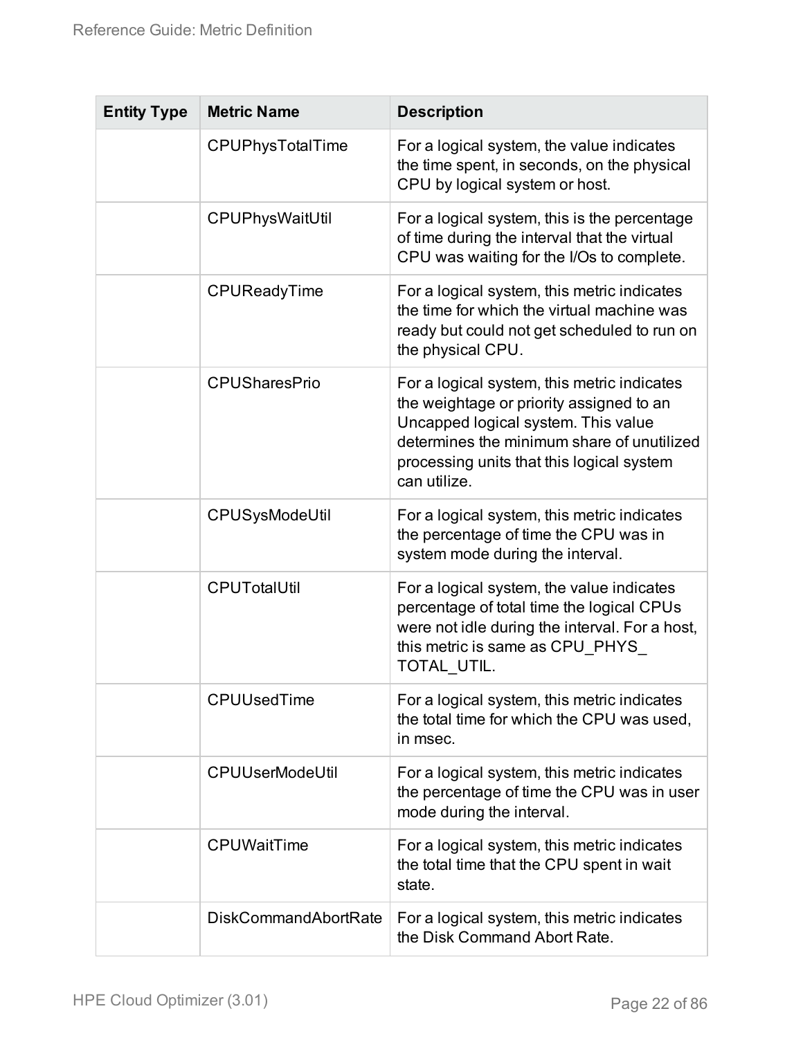| Entity Type | Metric Name | Description |
| --- | --- | --- |
| | CPUPhysTotalTime | For a logical system, the value indicates the time spent, in seconds, on the physical CPU by logical system or host. |
| | CPUPhysWaitUtil | For a logical system, this is the percentage of time during the interval that the virtual CPU was waiting for the I/Os to complete. |
| | CPUReadyTime | For a logical system, this metric indicates the time for which the virtual machine was ready but could not get scheduled to run on the physical CPU. |
| | CPUSharesPrio | For a logical system, this metric indicates the weightage or priority assigned to an Uncapped logical system. This value determines the minimum share of unutilized processing units that this logical system can utilize. |
| | CPUSysModeUtil | For a logical system, this metric indicates the percentage of time the CPU was in system mode during the interval. |
| | CPUTotalUtil | For a logical system, the value indicates percentage of total time the logical CPUs were not idle during the interval. For a host, this metric is same as CPU_PHYS_TOTAL_UTIL. |
| | CPUUsedTime | For a logical system, this metric indicates the total time for which the CPU was used, in msec. |
| | CPUUserModeUtil | For a logical system, this metric indicates the percentage of time the CPU was in user mode during the interval. |
| | CPUWaitTime | For a logical system, this metric indicates the total time that the CPU spent in wait state. |
| | DiskCommandAbortRate | For a logical system, this metric indicates the Disk Command Abort Rate. |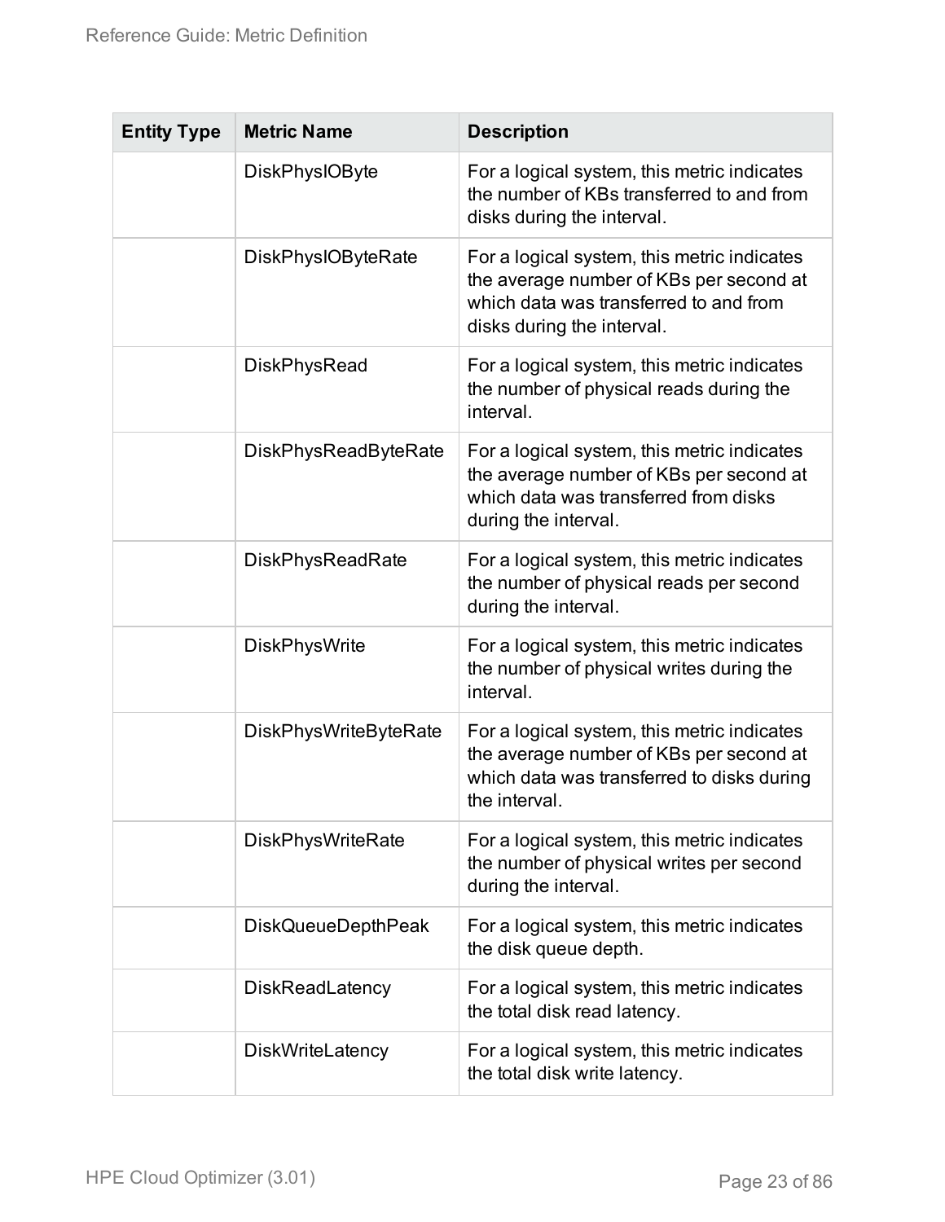| Entity Type | Metric Name | Description |
| --- | --- | --- |
| | DiskPhysIOByte | For a logical system, this metric indicates the number of KBs transferred to and from disks during the interval. |
| | DiskPhysIOByteRate | For a logical system, this metric indicates the average number of KBs per second at which data was transferred to and from disks during the interval. |
| | DiskPhysRead | For a logical system, this metric indicates the number of physical reads during the interval. |
| | DiskPhysReadByteRate | For a logical system, this metric indicates the average number of KBs per second at which data was transferred from disks during the interval. |
| | DiskPhysReadRate | For a logical system, this metric indicates the number of physical reads per second during the interval. |
| | DiskPhysWrite | For a logical system, this metric indicates the number of physical writes during the interval. |
| | DiskPhysWriteByteRate | For a logical system, this metric indicates the average number of KBs per second at which data was transferred to disks during the interval. |
| | DiskPhysWriteRate | For a logical system, this metric indicates the number of physical writes per second during the interval. |
| | DiskQueueDepthPeak | For a logical system, this metric indicates the disk queue depth. |
| | DiskReadLatency | For a logical system, this metric indicates the total disk read latency. |
| | DiskWriteLatency | For a logical system, this metric indicates the total disk write latency. |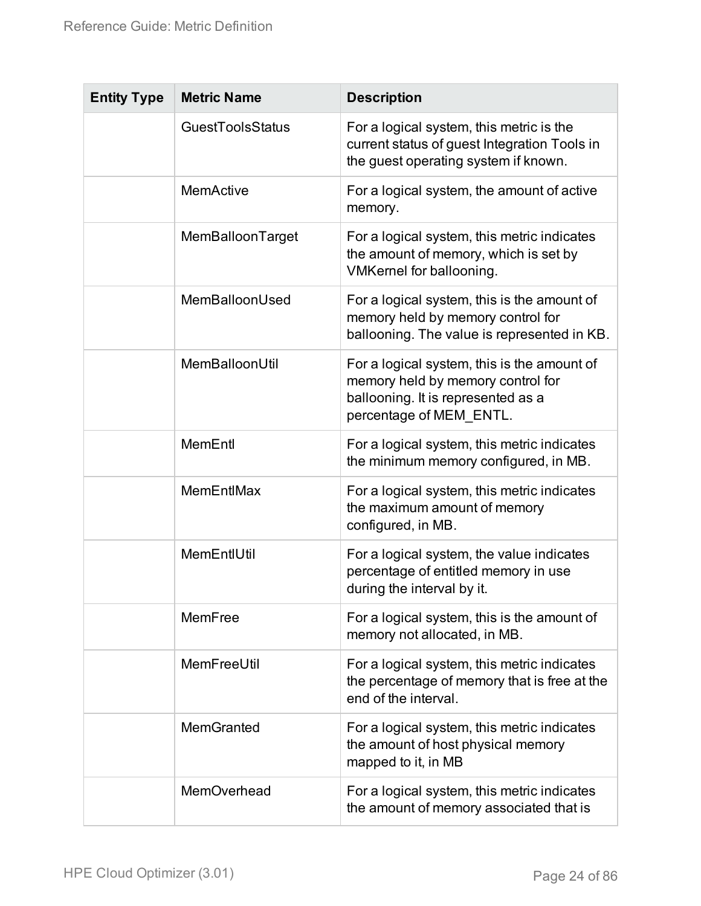| Entity Type | Metric Name | Description |
| --- | --- | --- |
| | GuestToolsStatus | For a logical system, this metric is the current status of guest Integration Tools in the guest operating system if known. |
| | MemActive | For a logical system, the amount of active memory. |
| | MemBalloonTarget | For a logical system, this metric indicates the amount of memory, which is set by VMKernel for ballooning. |
| | MemBalloonUsed | For a logical system, this is the amount of memory held by memory control for ballooning. The value is represented in KB. |
| | MemBalloonUtil | For a logical system, this is the amount of memory held by memory control for ballooning. It is represented as a percentage of MEM_ENTL. |
| | MemEntl | For a logical system, this metric indicates the minimum memory configured, in MB. |
| | MemEntlMax | For a logical system, this metric indicates the maximum amount of memory configured, in MB. |
| | MemEntlUtil | For a logical system, the value indicates percentage of entitled memory in use during the interval by it. |
| | MemFree | For a logical system, this is the amount of memory not allocated, in MB. |
| | MemFreeUtil | For a logical system, this metric indicates the percentage of memory that is free at the end of the interval. |
| | MemGranted | For a logical system, this metric indicates the amount of host physical memory mapped to it, in MB |
| | MemOverhead | For a logical system, this metric indicates the amount of memory associated that is |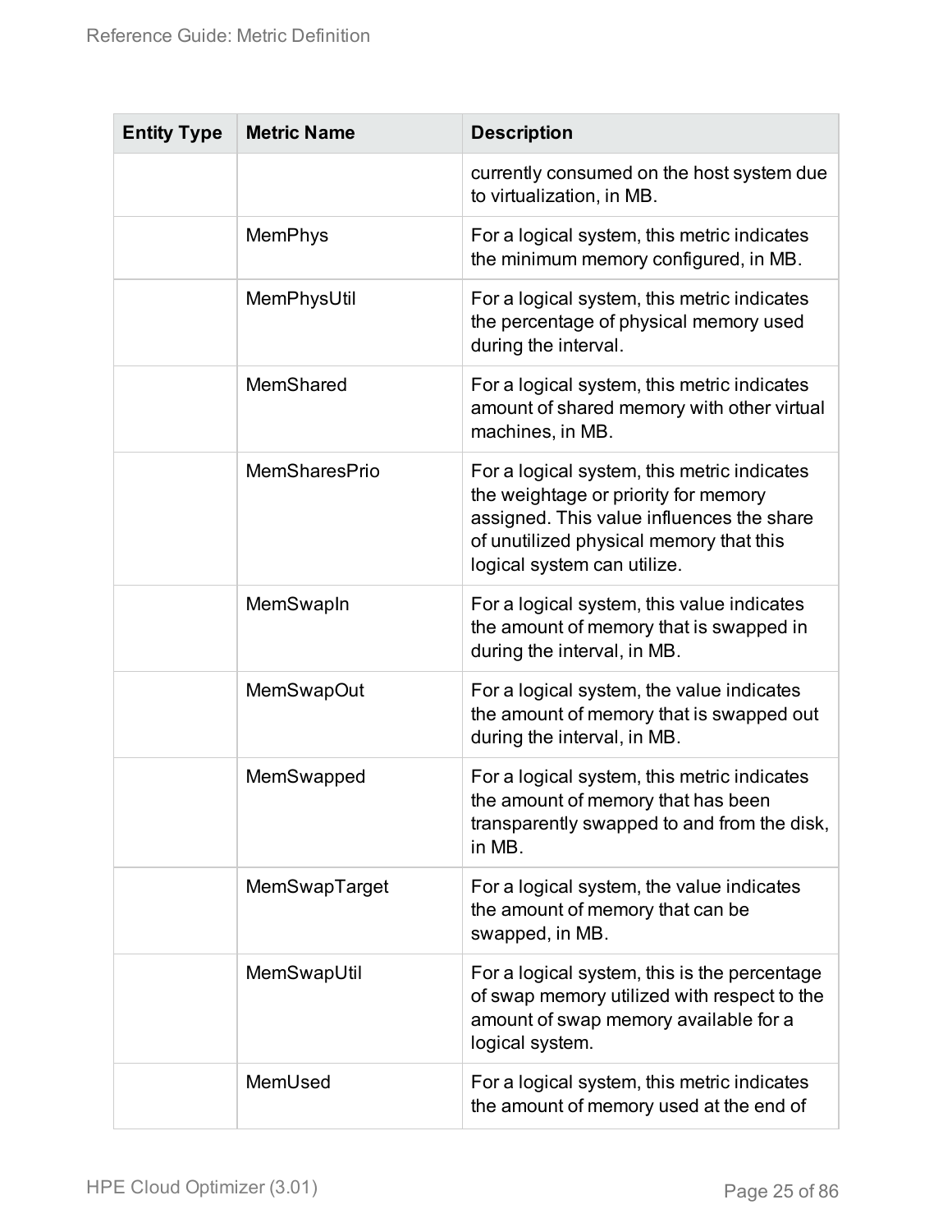| Entity Type | Metric Name | Description |
| --- | --- | --- |
| | | currently consumed on the host system due to virtualization, in MB. |
| | MemPhys | For a logical system, this metric indicates the minimum memory configured, in MB. |
| | MemPhysUtil | For a logical system, this metric indicates the percentage of physical memory used during the interval. |
| | MemShared | For a logical system, this metric indicates amount of shared memory with other virtual machines, in MB. |
| | MemSharesPrio | For a logical system, this metric indicates the weightage or priority for memory assigned. This value influences the share of unutilized physical memory that this logical system can utilize. |
| | MemSwapIn | For a logical system, this value indicates the amount of memory that is swapped in during the interval, in MB. |
| | MemSwapOut | For a logical system, the value indicates the amount of memory that is swapped out during the interval, in MB. |
| | MemSwapped | For a logical system, this metric indicates the amount of memory that has been transparently swapped to and from the disk, in MB. |
| | MemSwapTarget | For a logical system, the value indicates the amount of memory that can be swapped, in MB. |
| | MemSwapUtil | For a logical system, this is the percentage of swap memory utilized with respect to the amount of swap memory available for a logical system. |
| | MemUsed | For a logical system, this metric indicates the amount of memory used at the end of |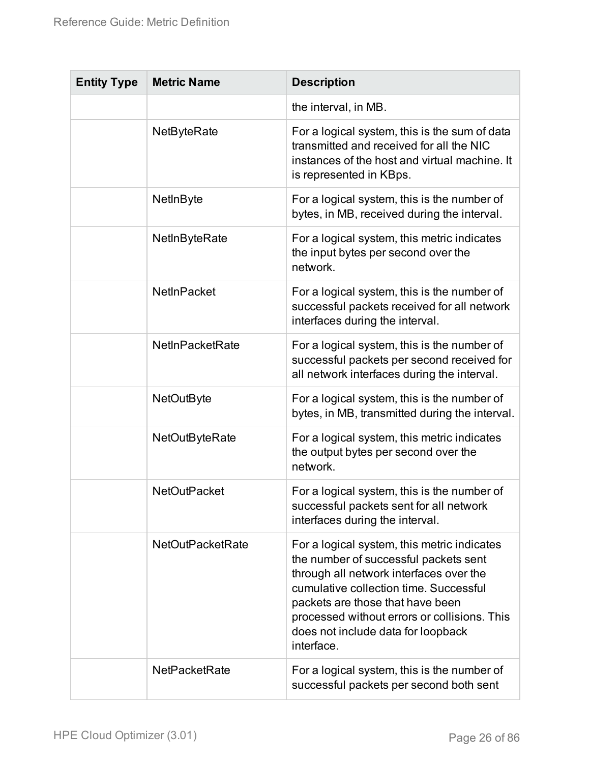| Entity Type | Metric Name | Description |
| --- | --- | --- |
| | | the interval, in MB. |
| | NetByteRate | For a logical system, this is the sum of data transmitted and received for all the NIC instances of the host and virtual machine. It is represented in KBps. |
| | NetInByte | For a logical system, this is the number of bytes, in MB, received during the interval. |
| | NetInByteRate | For a logical system, this metric indicates the input bytes per second over the network. |
| | NetInPacket | For a logical system, this is the number of successful packets received for all network interfaces during the interval. |
| | NetInPacketRate | For a logical system, this is the number of successful packets per second received for all network interfaces during the interval. |
| | NetOutByte | For a logical system, this is the number of bytes, in MB, transmitted during the interval. |
| | NetOutByteRate | For a logical system, this metric indicates the output bytes per second over the network. |
| | NetOutPacket | For a logical system, this is the number of successful packets sent for all network interfaces during the interval. |
| | NetOutPacketRate | For a logical system, this metric indicates the number of successful packets sent through all network interfaces over the cumulative collection time. Successful packets are those that have been processed without errors or collisions. This does not include data for loopback interface. |
| | NetPacketRate | For a logical system, this is the number of successful packets per second both sent |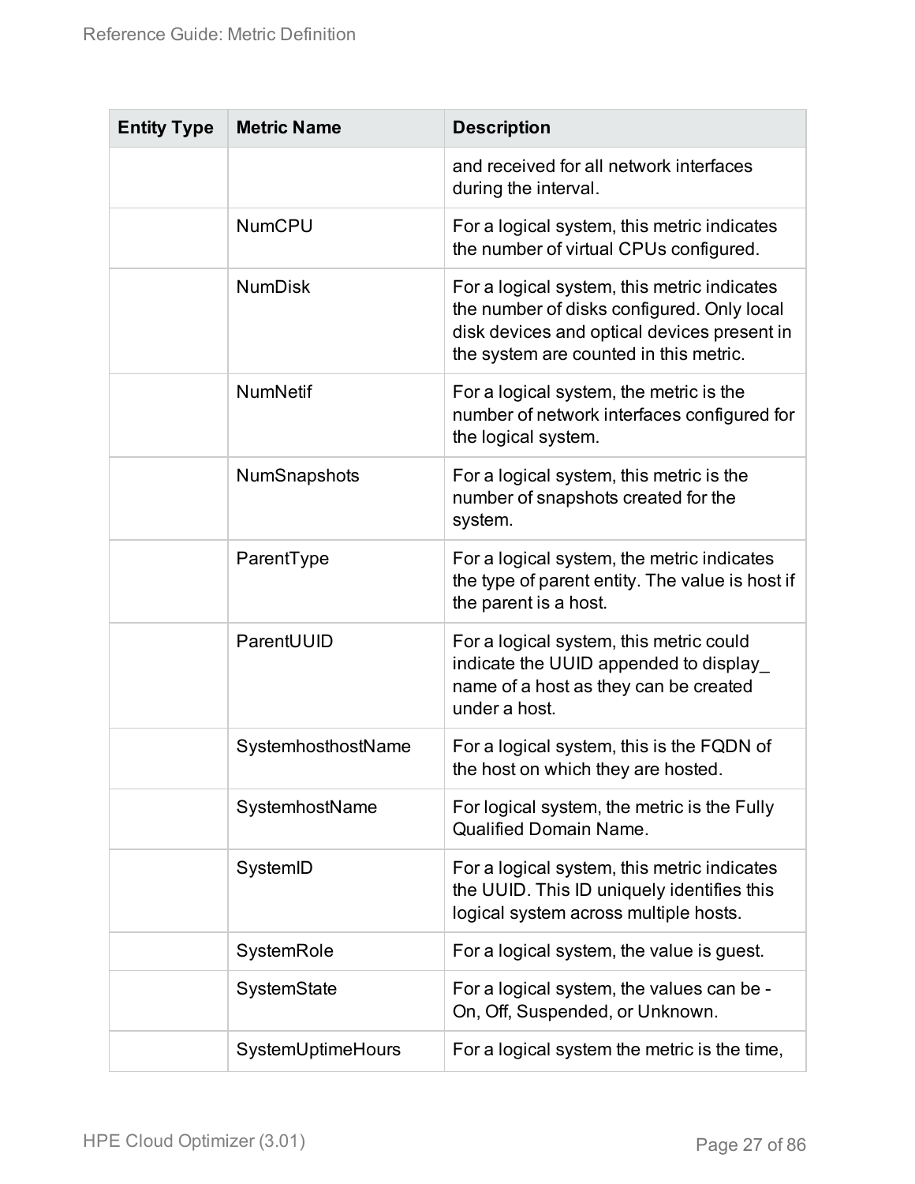| Entity Type | Metric Name | Description |
|---|---|---|
| | | and received for all network interfaces during the interval. |
| | NumCPU | For a logical system, this metric indicates the number of virtual CPUs configured. |
| | NumDisk | For a logical system, this metric indicates the number of disks configured. Only local disk devices and optical devices present in the system are counted in this metric. |
| | NumNetif | For a logical system, the metric is the number of network interfaces configured for the logical system. |
| | NumSnapshots | For a logical system, this metric is the number of snapshots created for the system. |
| | ParentType | For a logical system, the metric indicates the type of parent entity. The value is host if the parent is a host. |
| | ParentUUID | For a logical system, this metric could indicate the UUID appended to display_ name of a host as they can be created under a host. |
| | SystemhosthostName | For a logical system, this is the FQDN of the host on which they are hosted. |
| | SystemhostName | For logical system, the metric is the Fully Qualified Domain Name. |
| | SystemID | For a logical system, this metric indicates the UUID. This ID uniquely identifies this logical system across multiple hosts. |
| | SystemRole | For a logical system, the value is guest. |
| | SystemState | For a logical system, the values can be - On, Off, Suspended, or Unknown. |
| | SystemUptimeHours | For a logical system the metric is the time, |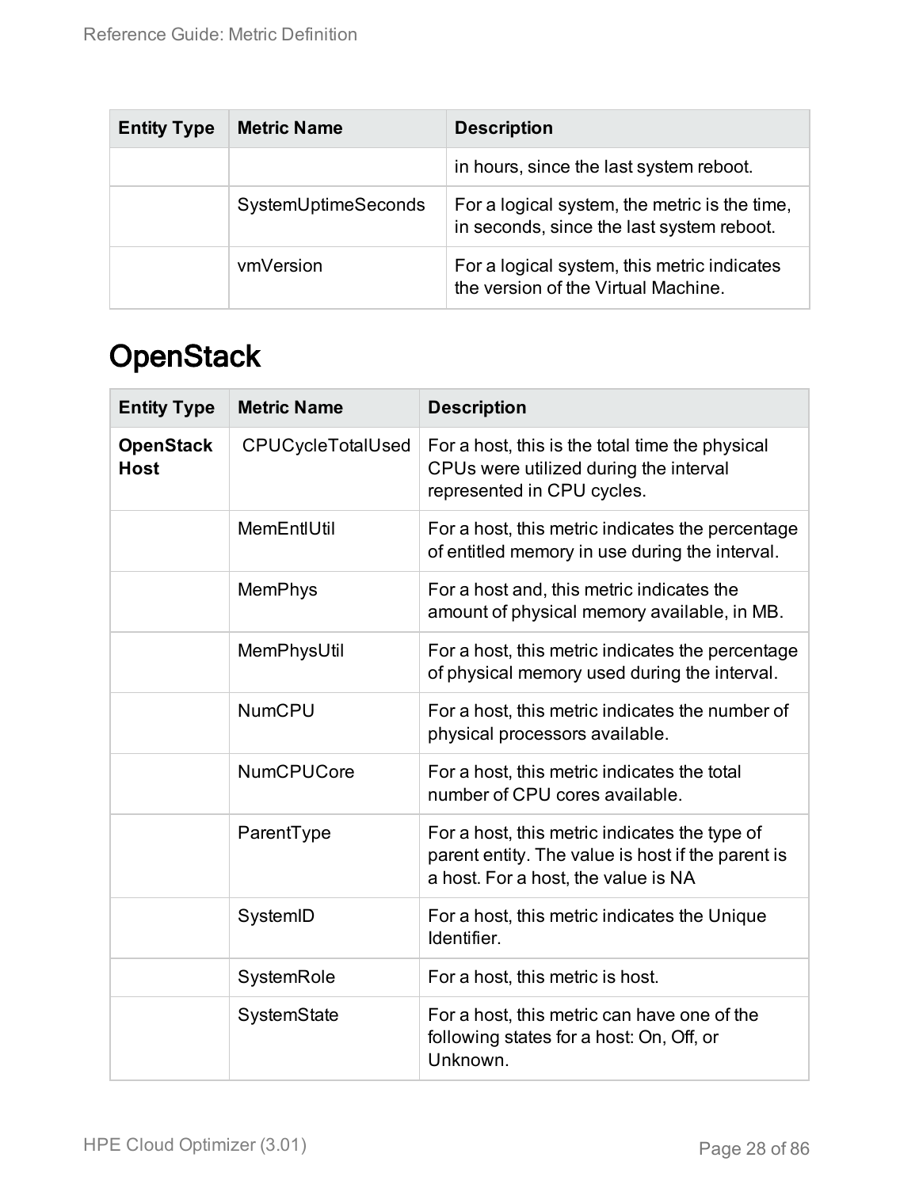| Entity Type | Metric Name | Description |
|---|---|---|
| | | in hours, since the last system reboot. |
| | SystemUptimeSeconds | For a logical system, the metric is the time, in seconds, since the last system reboot. |
| | vmVersion | For a logical system, this metric indicates the version of the Virtual Machine. |

# OpenStack

| Entity Type | Metric Name | Description |
|---|---|---|
| **OpenStack Host** | CPUCycleTotalUsed | For a host, this is the total time the physical CPUs were utilized during the interval represented in CPU cycles. |
| | MemEntlUtil | For a host, this metric indicates the percentage of entitled memory in use during the interval. |
| | MemPhys | For a host and, this metric indicates the amount of physical memory available, in MB. |
| | MemPhysUtil | For a host, this metric indicates the percentage of physical memory used during the interval. |
| | NumCPU | For a host, this metric indicates the number of physical processors available. |
| | NumCPUCore | For a host, this metric indicates the total number of CPU cores available. |
| | ParentType | For a host, this metric indicates the type of parent entity. The value is host if the parent is a host. For a host, the value is NA |
| | SystemID | For a host, this metric indicates the Unique Identifier. |
| | SystemRole | For a host, this metric is host. |
| | SystemState | For a host, this metric can have one of the following states for a host: On, Off, or Unknown. |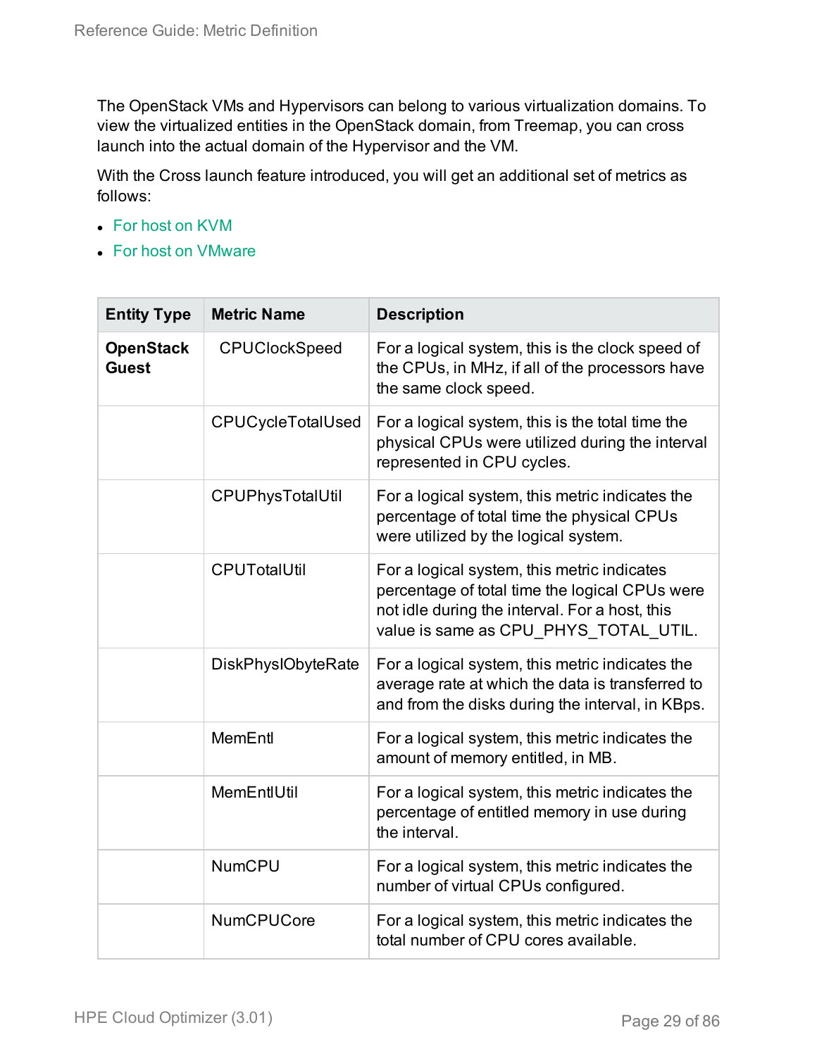The OpenStack VMs and Hypervisors can belong to various virtualization domains. To view the virtualized entities in the OpenStack domain, from Treemap, you can cross launch into the actual domain of the Hypervisor and the VM.

With the Cross launch feature introduced, you will get an additional set of metrics as follows:

- For host on KVM
- For host on VMware

| Entity Type | Metric Name | Description |
|---|---|---|
| **OpenStack Guest** | CPUClockSpeed | For a logical system, this is the clock speed of the CPUs, in MHz, if all of the processors have the same clock speed. |
| | CPUCycleTotalUsed | For a logical system, this is the total time the physical CPUs were utilized during the interval represented in CPU cycles. |
| | CPUPhysTotalUtil | For a logical system, this metric indicates the percentage of total time the physical CPUs were utilized by the logical system. |
| | CPUTotalUtil | For a logical system, this metric indicates percentage of total time the logical CPUs were not idle during the interval. For a host, this value is same as CPU_PHYS_TOTAL_UTIL. |
| | DiskPhysIObyteRate | For a logical system, this metric indicates the average rate at which the data is transferred to and from the disks during the interval, in KBps. |
| | MemEntl | For a logical system, this metric indicates the amount of memory entitled, in MB. |
| | MemEntlUtil | For a logical system, this metric indicates the percentage of entitled memory in use during the interval. |
| | NumCPU | For a logical system, this metric indicates the number of virtual CPUs configured. |
| | NumCPUCore | For a logical system, this metric indicates the total number of CPU cores available. |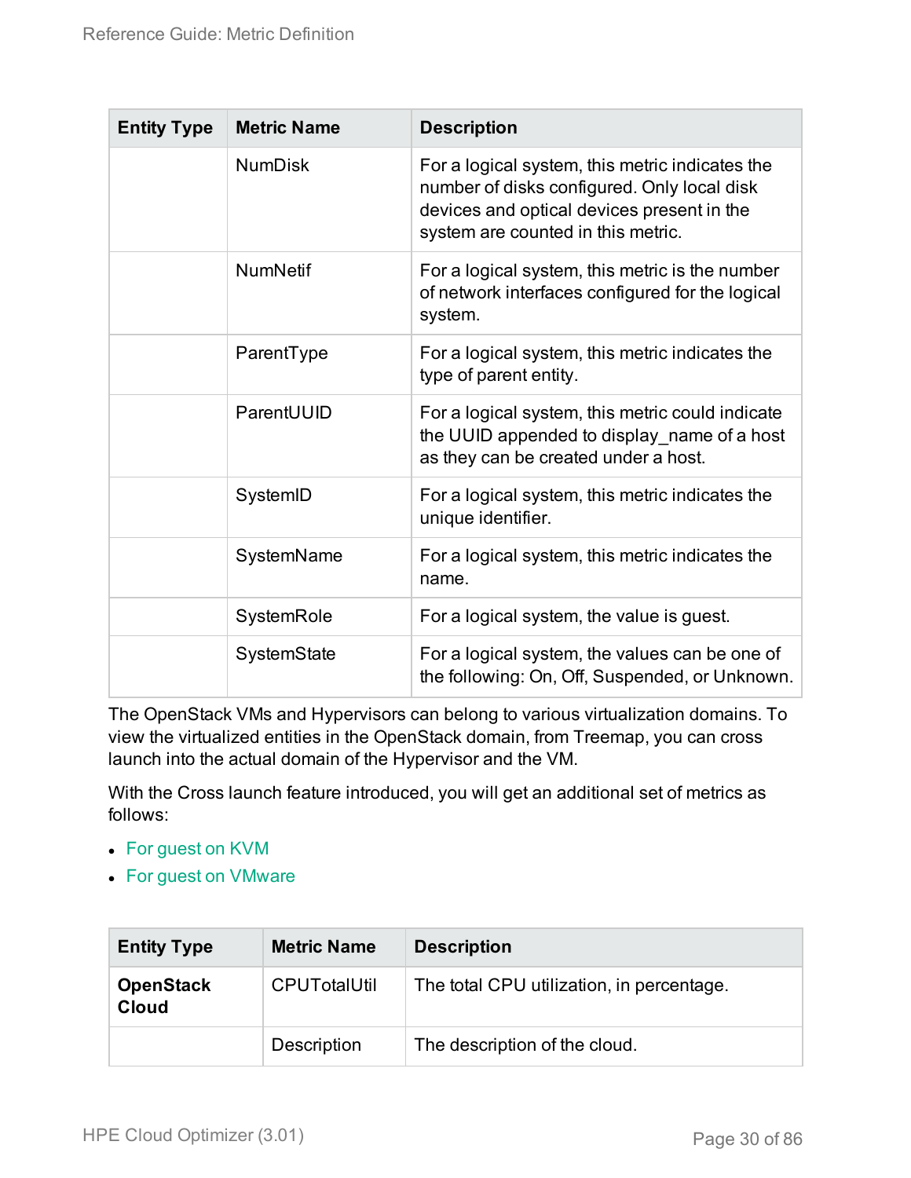| Entity Type | Metric Name | Description |
|---|---|---|
| | NumDisk | For a logical system, this metric indicates the number of disks configured. Only local disk devices and optical devices present in the system are counted in this metric. |
| | NumNetif | For a logical system, this metric is the number of network interfaces configured for the logical system. |
| | ParentType | For a logical system, this metric indicates the type of parent entity. |
| | ParentUUID | For a logical system, this metric could indicate the UUID appended to display_name of a host as they can be created under a host. |
| | SystemID | For a logical system, this metric indicates the unique identifier. |
| | SystemName | For a logical system, this metric indicates the name. |
| | SystemRole | For a logical system, the value is guest. |
| | SystemState | For a logical system, the values can be one of the following: On, Off, Suspended, or Unknown. |

The OpenStack VMs and Hypervisors can belong to various virtualization domains. To view the virtualized entities in the OpenStack domain, from Treemap, you can cross launch into the actual domain of the Hypervisor and the VM.

With the Cross launch feature introduced, you will get an additional set of metrics as follows:

- For guest on KVM
- For guest on VMware

| Entity Type | Metric Name | Description |
|---|---|---|
| **OpenStack Cloud** | CPUTotalUtil | The total CPU utilization, in percentage. |
| | Description | The description of the cloud. |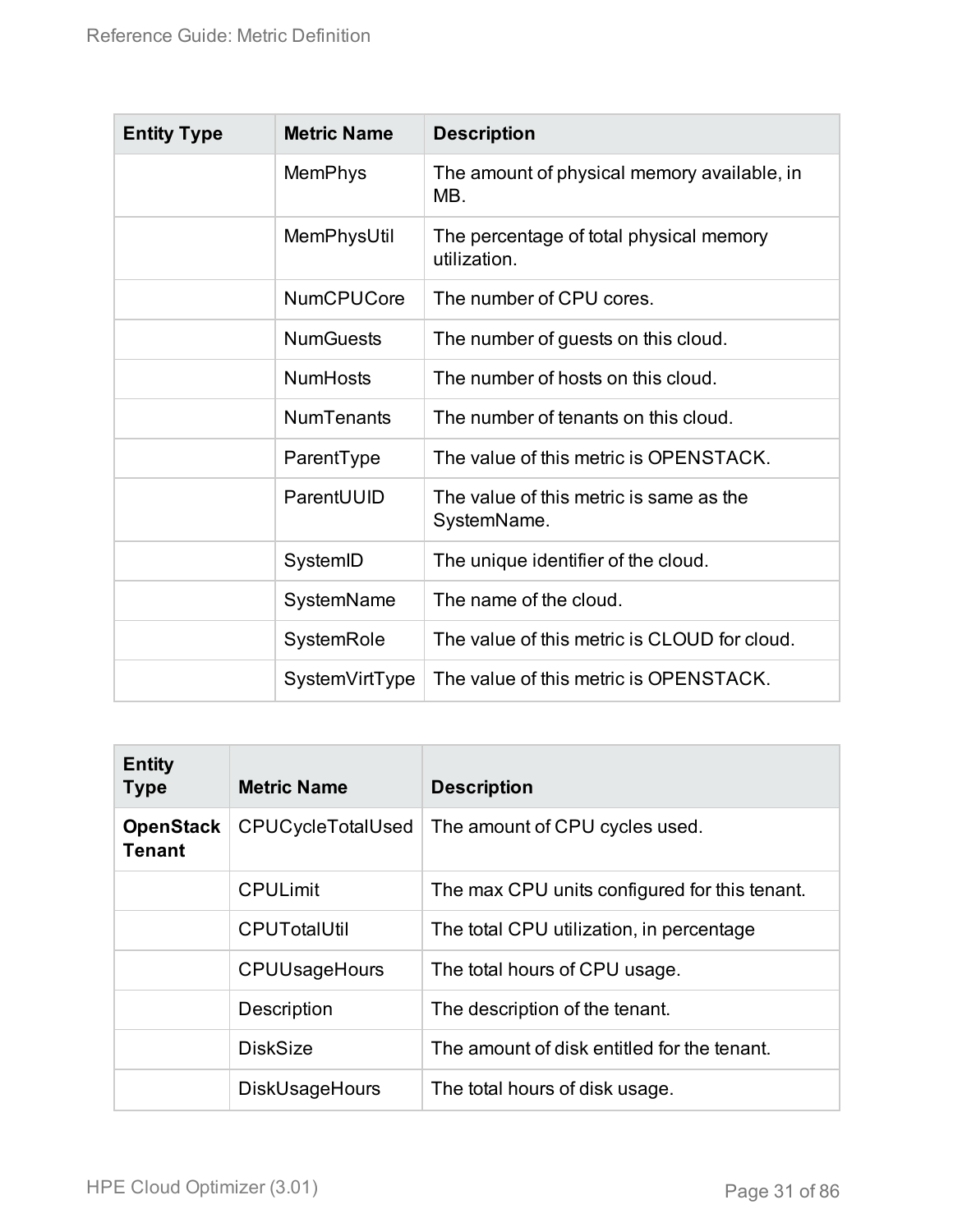| Entity Type | Metric Name | Description |
| --- | --- | --- |
| | MemPhys | The amount of physical memory available, in MB. |
| | MemPhysUtil | The percentage of total physical memory utilization. |
| | NumCPUCore | The number of CPU cores. |
| | NumGuests | The number of guests on this cloud. |
| | NumHosts | The number of hosts on this cloud. |
| | NumTenants | The number of tenants on this cloud. |
| | ParentType | The value of this metric is OPENSTACK. |
| | ParentUUID | The value of this metric is same as the SystemName. |
| | SystemID | The unique identifier of the cloud. |
| | SystemName | The name of the cloud. |
| | SystemRole | The value of this metric is CLOUD for cloud. |
| | SystemVirtType | The value of this metric is OPENSTACK. |

| Entity Type | Metric Name | Description |
| --- | --- | --- |
| **OpenStack Tenant** | CPUCycleTotalUsed | The amount of CPU cycles used. |
| | CPULimit | The max CPU units configured for this tenant. |
| | CPUTotalUtil | The total CPU utilization, in percentage |
| | CPUUsageHours | The total hours of CPU usage. |
| | Description | The description of the tenant. |
| | DiskSize | The amount of disk entitled for the tenant. |
| | DiskUsageHours | The total hours of disk usage. |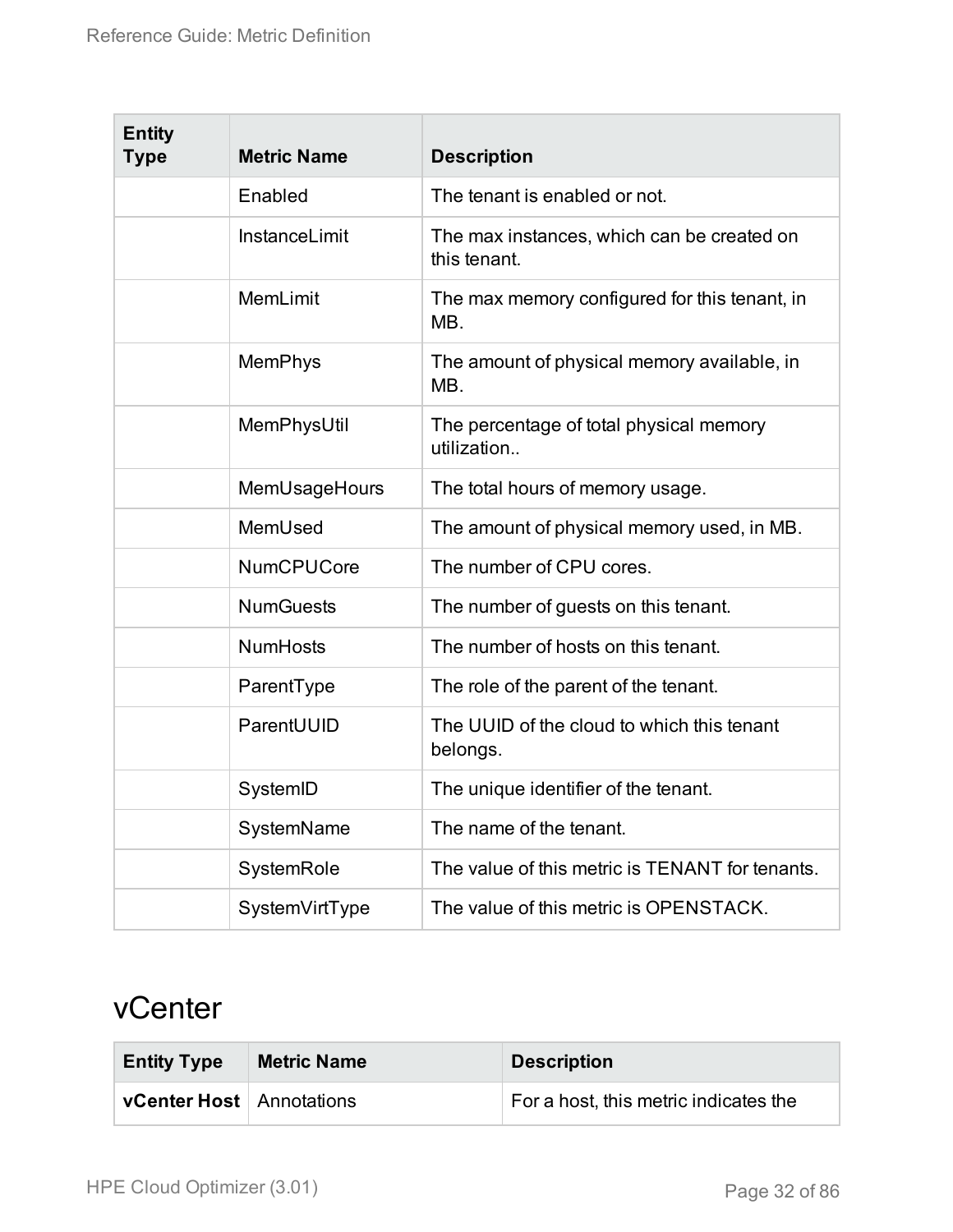| Entity Type | Metric Name | Description |
|---|---|---|
| | Enabled | The tenant is enabled or not. |
| | InstanceLimit | The max instances, which can be created on this tenant. |
| | MemLimit | The max memory configured for this tenant, in MB. |
| | MemPhys | The amount of physical memory available, in MB. |
| | MemPhysUtil | The percentage of total physical memory utilization.. |
| | MemUsageHours | The total hours of memory usage. |
| | MemUsed | The amount of physical memory used, in MB. |
| | NumCPUCore | The number of CPU cores. |
| | NumGuests | The number of guests on this tenant. |
| | NumHosts | The number of hosts on this tenant. |
| | ParentType | The role of the parent of the tenant. |
| | ParentUUID | The UUID of the cloud to which this tenant belongs. |
| | SystemID | The unique identifier of the tenant. |
| | SystemName | The name of the tenant. |
| | SystemRole | The value of this metric is TENANT for tenants. |
| | SystemVirtType | The value of this metric is OPENSTACK. |

## vCenter

| Entity Type | Metric Name | Description |
|---|---|---|
| **vCenter Host** | Annotations | For a host, this metric indicates the |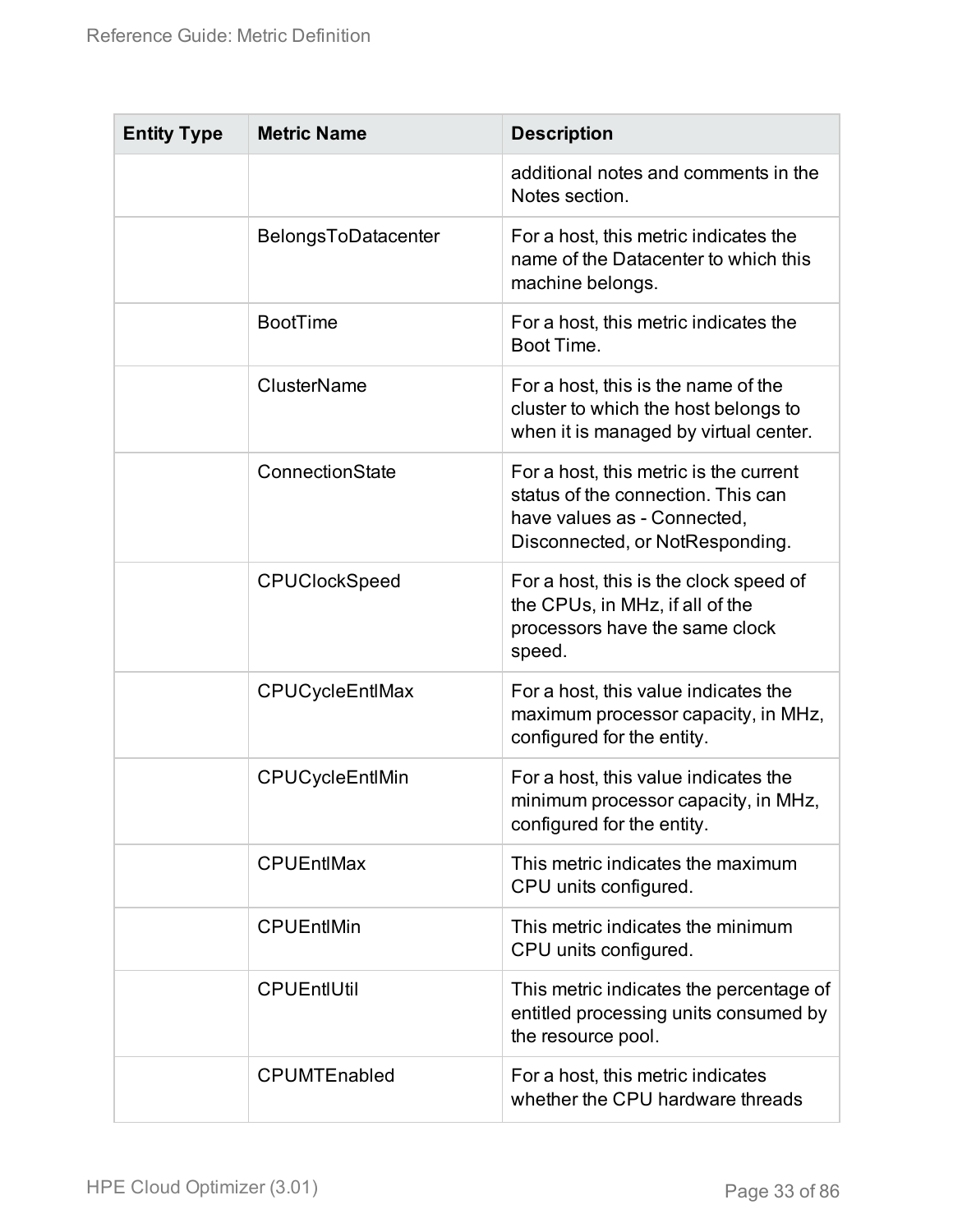| Entity Type | Metric Name | Description |
| --- | --- | --- |
| | | additional notes and comments in the Notes section. |
| | BelongsToDatacenter | For a host, this metric indicates the name of the Datacenter to which this machine belongs. |
| | BootTime | For a host, this metric indicates the Boot Time. |
| | ClusterName | For a host, this is the name of the cluster to which the host belongs to when it is managed by virtual center. |
| | ConnectionState | For a host, this metric is the current status of the connection. This can have values as - Connected, Disconnected, or NotResponding. |
| | CPUClockSpeed | For a host, this is the clock speed of the CPUs, in MHz, if all of the processors have the same clock speed. |
| | CPUCycleEntlMax | For a host, this value indicates the maximum processor capacity, in MHz, configured for the entity. |
| | CPUCycleEntlMin | For a host, this value indicates the minimum processor capacity, in MHz, configured for the entity. |
| | CPUEntlMax | This metric indicates the maximum CPU units configured. |
| | CPUEntlMin | This metric indicates the minimum CPU units configured. |
| | CPUEntlUtil | This metric indicates the percentage of entitled processing units consumed by the resource pool. |
| | CPUMTEnabled | For a host, this metric indicates whether the CPU hardware threads |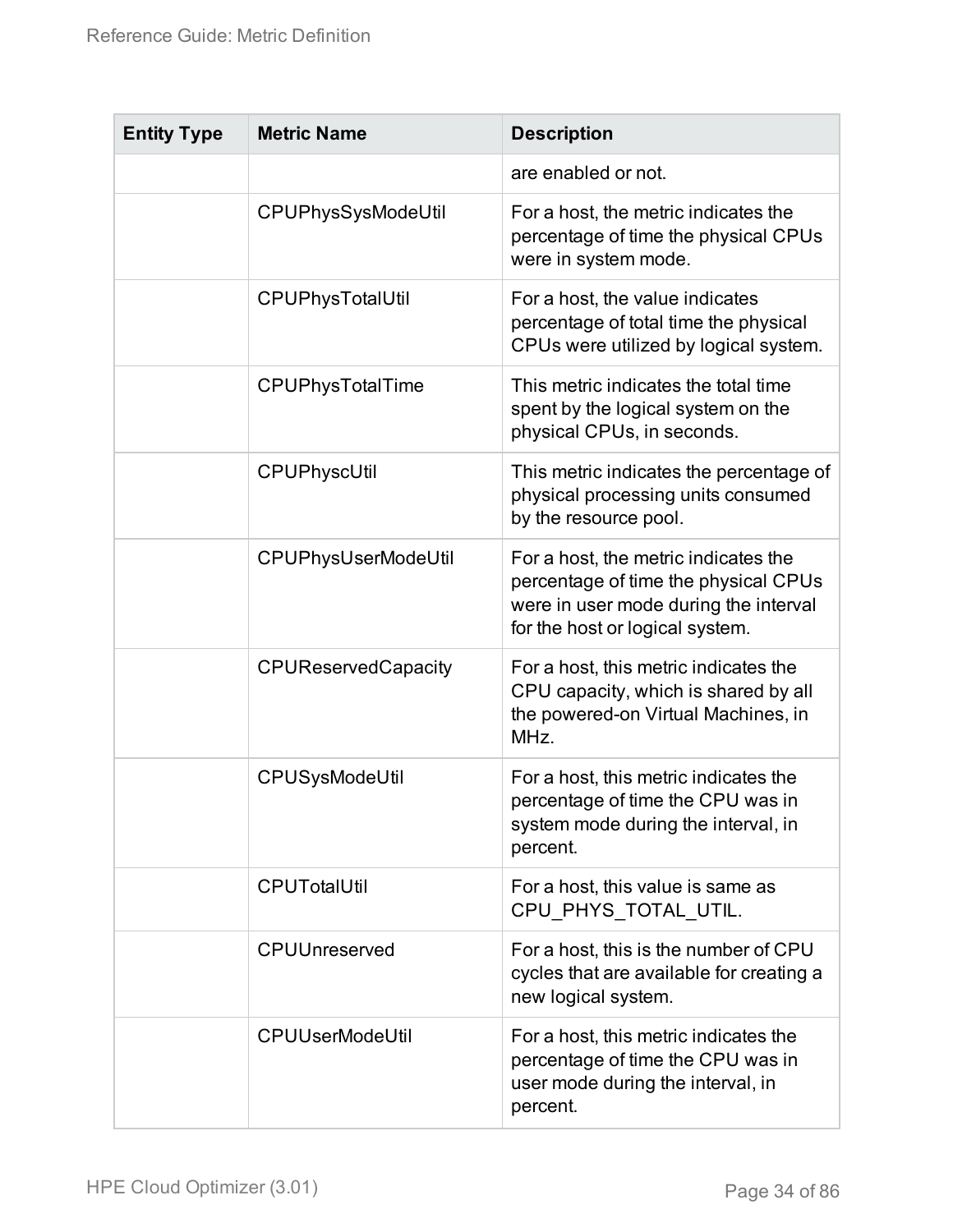| Entity Type | Metric Name | Description |
|---|---|---|
| | | are enabled or not. |
| | CPUPhysSysModeUtil | For a host, the metric indicates the percentage of time the physical CPUs were in system mode. |
| | CPUPhysTotalUtil | For a host, the value indicates percentage of total time the physical CPUs were utilized by logical system. |
| | CPUPhysTotalTime | This metric indicates the total time spent by the logical system on the physical CPUs, in seconds. |
| | CPUPhyscUtil | This metric indicates the percentage of physical processing units consumed by the resource pool. |
| | CPUPhysUserModeUtil | For a host, the metric indicates the percentage of time the physical CPUs were in user mode during the interval for the host or logical system. |
| | CPUReservedCapacity | For a host, this metric indicates the CPU capacity, which is shared by all the powered-on Virtual Machines, in MHz. |
| | CPUSysModeUtil | For a host, this metric indicates the percentage of time the CPU was in system mode during the interval, in percent. |
| | CPUTotalUtil | For a host, this value is same as CPU_PHYS_TOTAL_UTIL. |
| | CPUUnreserved | For a host, this is the number of CPU cycles that are available for creating a new logical system. |
| | CPUUserModeUtil | For a host, this metric indicates the percentage of time the CPU was in user mode during the interval, in percent. |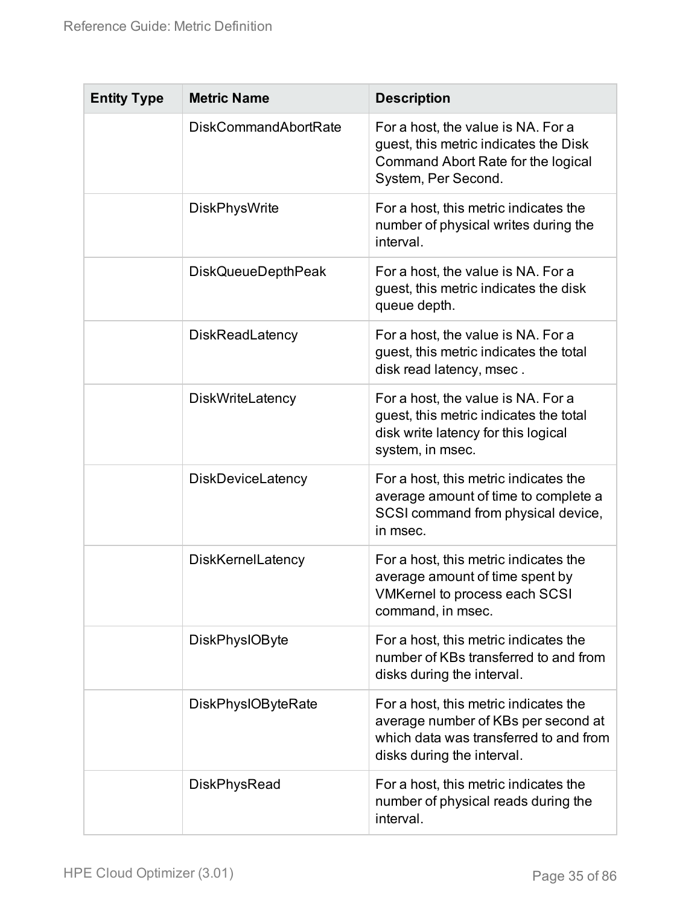| Entity Type | Metric Name | Description |
| --- | --- | --- |
| | DiskCommandAbortRate | For a host, the value is NA. For a guest, this metric indicates the Disk Command Abort Rate for the logical System, Per Second. |
| | DiskPhysWrite | For a host, this metric indicates the number of physical writes during the interval. |
| | DiskQueueDepthPeak | For a host, the value is NA. For a guest, this metric indicates the disk queue depth. |
| | DiskReadLatency | For a host, the value is NA. For a guest, this metric indicates the total disk read latency, msec . |
| | DiskWriteLatency | For a host, the value is NA. For a guest, this metric indicates the total disk write latency for this logical system, in msec. |
| | DiskDeviceLatency | For a host, this metric indicates the average amount of time to complete a SCSI command from physical device, in msec. |
| | DiskKernelLatency | For a host, this metric indicates the average amount of time spent by VMKernel to process each SCSI command, in msec. |
| | DiskPhysIOByte | For a host, this metric indicates the number of KBs transferred to and from disks during the interval. |
| | DiskPhysIOByteRate | For a host, this metric indicates the average number of KBs per second at which data was transferred to and from disks during the interval. |
| | DiskPhysRead | For a host, this metric indicates the number of physical reads during the interval. |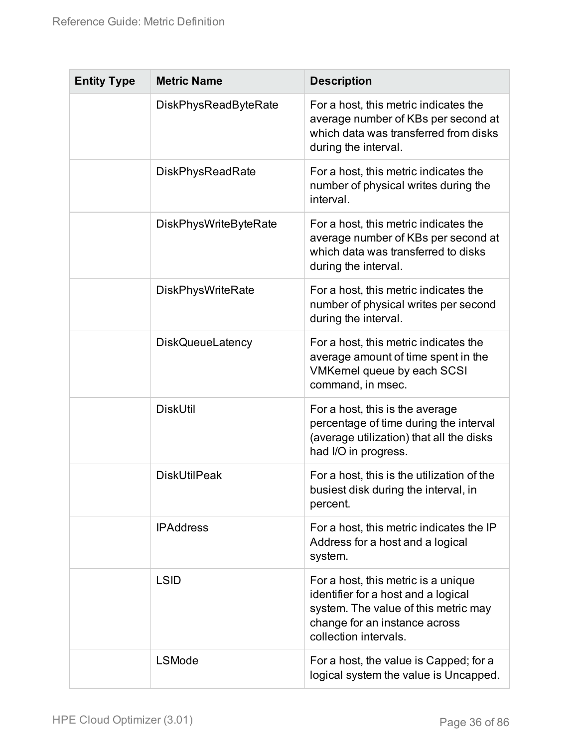| Entity Type | Metric Name | Description |
|---|---|---|
| | DiskPhysReadByteRate | For a host, this metric indicates the average number of KBs per second at which data was transferred from disks during the interval. |
| | DiskPhysReadRate | For a host, this metric indicates the number of physical writes during the interval. |
| | DiskPhysWriteByteRate | For a host, this metric indicates the average number of KBs per second at which data was transferred to disks during the interval. |
| | DiskPhysWriteRate | For a host, this metric indicates the number of physical writes per second during the interval. |
| | DiskQueueLatency | For a host, this metric indicates the average amount of time spent in the VMKernel queue by each SCSI command, in msec. |
| | DiskUtil | For a host, this is the average percentage of time during the interval (average utilization) that all the disks had I/O in progress. |
| | DiskUtilPeak | For a host, this is the utilization of the busiest disk during the interval, in percent. |
| | IPAddress | For a host, this metric indicates the IP Address for a host and a logical system. |
| | LSID | For a host, this metric is a unique identifier for a host and a logical system. The value of this metric may change for an instance across collection intervals. |
| | LSMode | For a host, the value is Capped; for a logical system the value is Uncapped. |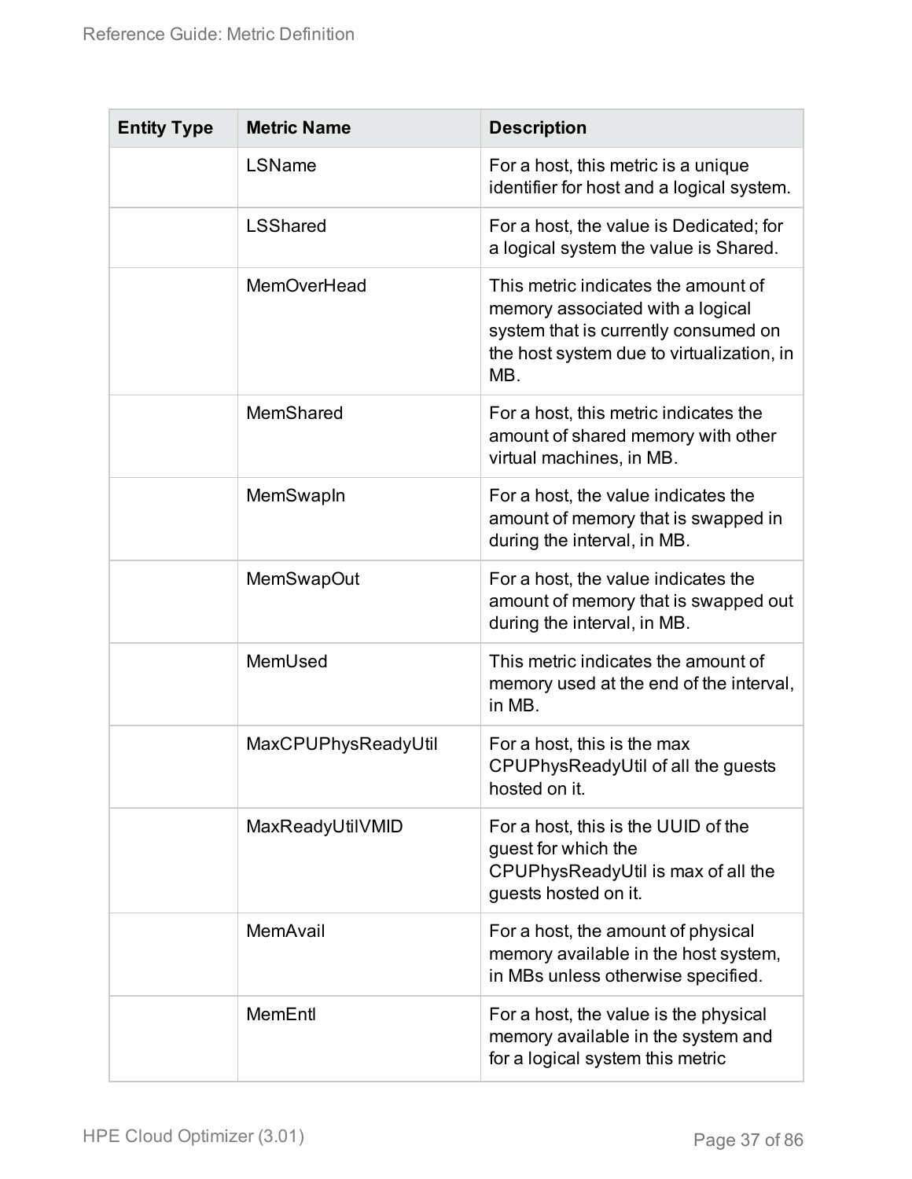| Entity Type | Metric Name | Description |
| --- | --- | --- |
| | LSName | For a host, this metric is a unique identifier for host and a logical system. |
| | LSShared | For a host, the value is Dedicated; for a logical system the value is Shared. |
| | MemOverHead | This metric indicates the amount of memory associated with a logical system that is currently consumed on the host system due to virtualization, in MB. |
| | MemShared | For a host, this metric indicates the amount of shared memory with other virtual machines, in MB. |
| | MemSwapIn | For a host, the value indicates the amount of memory that is swapped in during the interval, in MB. |
| | MemSwapOut | For a host, the value indicates the amount of memory that is swapped out during the interval, in MB. |
| | MemUsed | This metric indicates the amount of memory used at the end of the interval, in MB. |
| | MaxCPUPhysReadyUtil | For a host, this is the max CPUPhysReadyUtil of all the guests hosted on it. |
| | MaxReadyUtilVMID | For a host, this is the UUID of the guest for which the CPUPhysReadyUtil is max of all the guests hosted on it. |
| | MemAvail | For a host, the amount of physical memory available in the host system, in MBs unless otherwise specified. |
| | MemEntl | For a host, the value is the physical memory available in the system and for a logical system this metric |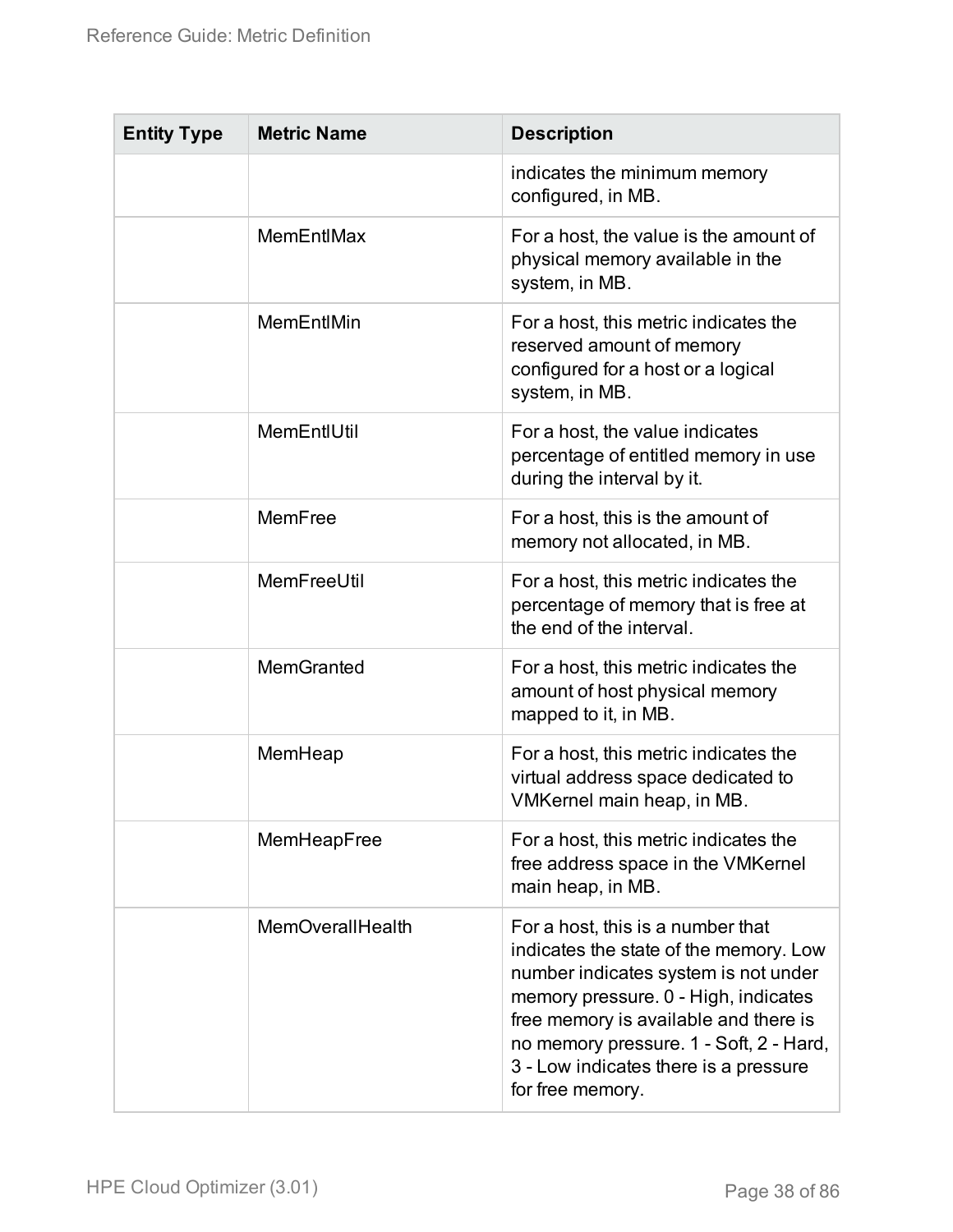| Entity Type | Metric Name | Description |
| --- | --- | --- |
| | | indicates the minimum memory configured, in MB. |
| | MemEntlMax | For a host, the value is the amount of physical memory available in the system, in MB. |
| | MemEntlMin | For a host, this metric indicates the reserved amount of memory configured for a host or a logical system, in MB. |
| | MemEntlUtil | For a host, the value indicates percentage of entitled memory in use during the interval by it. |
| | MemFree | For a host, this is the amount of memory not allocated, in MB. |
| | MemFreeUtil | For a host, this metric indicates the percentage of memory that is free at the end of the interval. |
| | MemGranted | For a host, this metric indicates the amount of host physical memory mapped to it, in MB. |
| | MemHeap | For a host, this metric indicates the virtual address space dedicated to VMKernel main heap, in MB. |
| | MemHeapFree | For a host, this metric indicates the free address space in the VMKernel main heap, in MB. |
| | MemOverallHealth | For a host, this is a number that indicates the state of the memory. Low number indicates system is not under memory pressure. 0 - High, indicates free memory is available and there is no memory pressure. 1 - Soft, 2 - Hard, 3 - Low indicates there is a pressure for free memory. |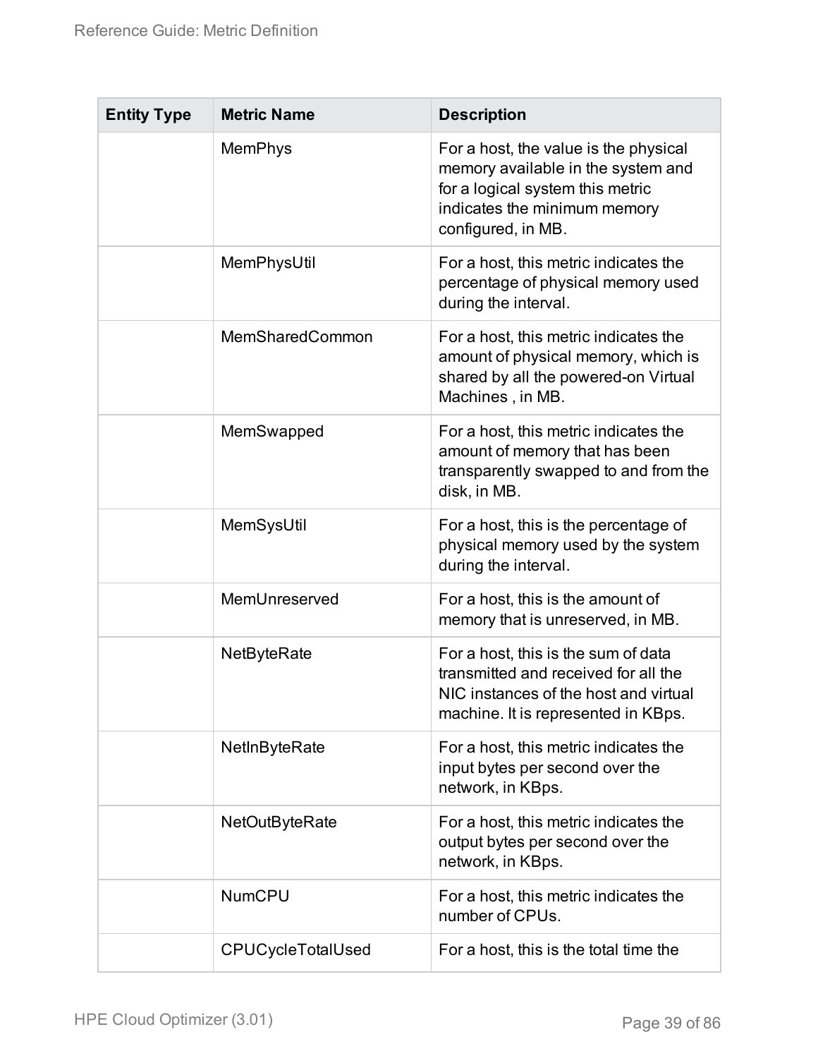| Entity Type | Metric Name | Description |
| --- | --- | --- |
| | MemPhys | For a host, the value is the physical memory available in the system and for a logical system this metric indicates the minimum memory configured, in MB. |
| | MemPhysUtil | For a host, this metric indicates the percentage of physical memory used during the interval. |
| | MemSharedCommon | For a host, this metric indicates the amount of physical memory, which is shared by all the powered-on Virtual Machines , in MB. |
| | MemSwapped | For a host, this metric indicates the amount of memory that has been transparently swapped to and from the disk, in MB. |
| | MemSysUtil | For a host, this is the percentage of physical memory used by the system during the interval. |
| | MemUnreserved | For a host, this is the amount of memory that is unreserved, in MB. |
| | NetByteRate | For a host, this is the sum of data transmitted and received for all the NIC instances of the host and virtual machine. It is represented in KBps. |
| | NetInByteRate | For a host, this metric indicates the input bytes per second over the network, in KBps. |
| | NetOutByteRate | For a host, this metric indicates the output bytes per second over the network, in KBps. |
| | NumCPU | For a host, this metric indicates the number of CPUs. |
| | CPUCycleTotalUsed | For a host, this is the total time the |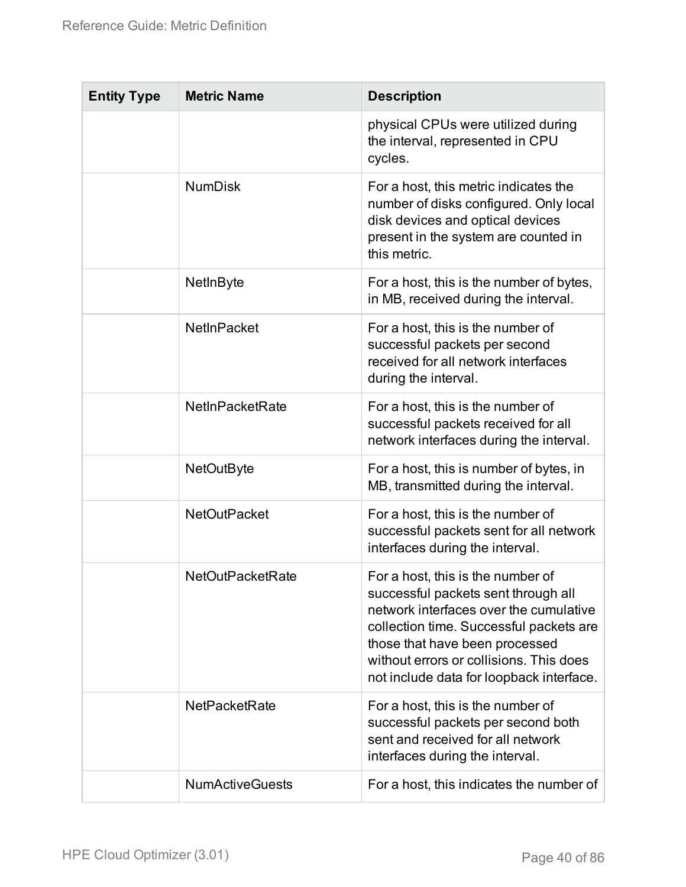| Entity Type | Metric Name | Description |
| --- | --- | --- |
| | | physical CPUs were utilized during the interval, represented in CPU cycles. |
| | NumDisk | For a host, this metric indicates the number of disks configured. Only local disk devices and optical devices present in the system are counted in this metric. |
| | NetInByte | For a host, this is the number of bytes, in MB, received during the interval. |
| | NetInPacket | For a host, this is the number of successful packets per second received for all network interfaces during the interval. |
| | NetInPacketRate | For a host, this is the number of successful packets received for all network interfaces during the interval. |
| | NetOutByte | For a host, this is number of bytes, in MB, transmitted during the interval. |
| | NetOutPacket | For a host, this is the number of successful packets sent for all network interfaces during the interval. |
| | NetOutPacketRate | For a host, this is the number of successful packets sent through all network interfaces over the cumulative collection time. Successful packets are those that have been processed without errors or collisions. This does not include data for loopback interface. |
| | NetPacketRate | For a host, this is the number of successful packets per second both sent and received for all network interfaces during the interval. |
| | NumActiveGuests | For a host, this indicates the number of |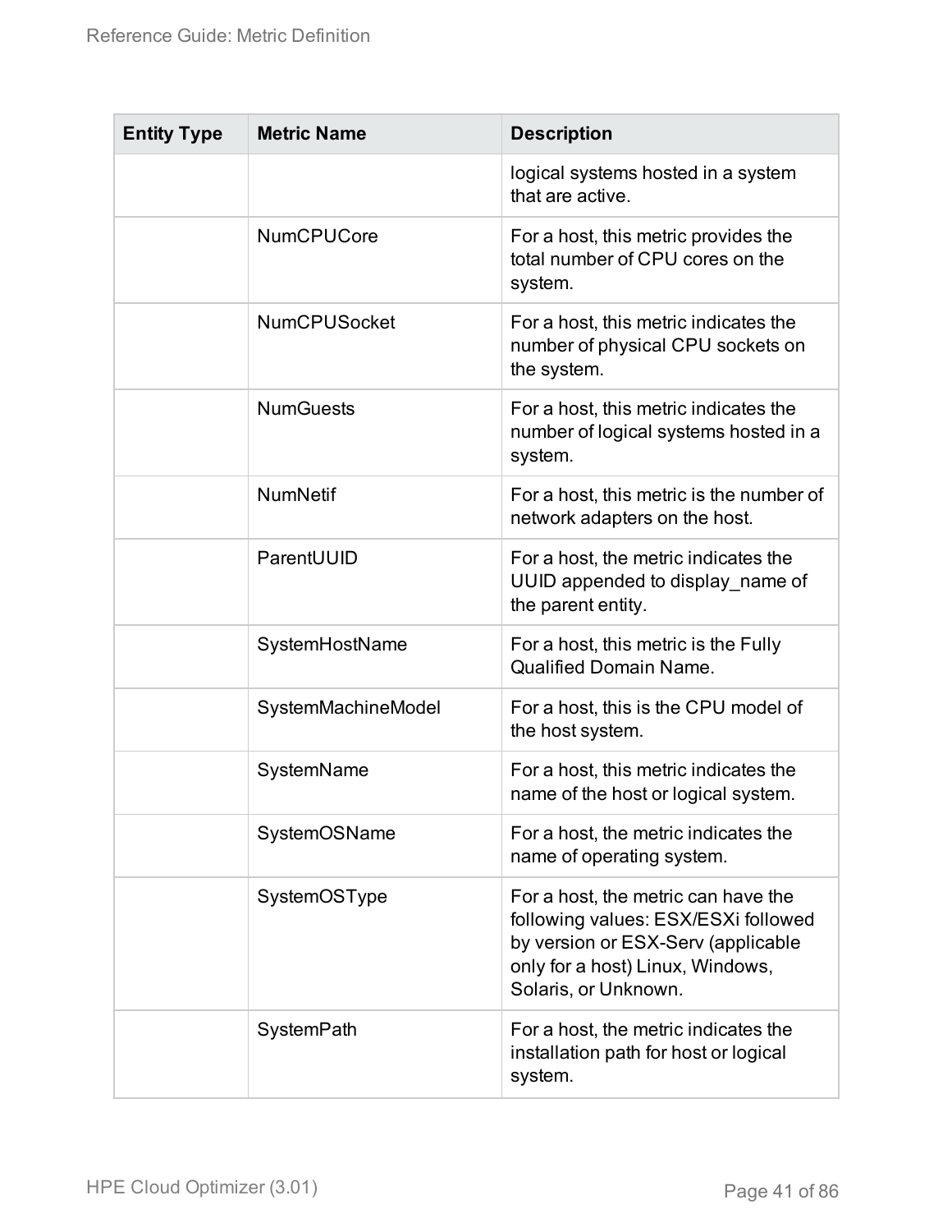| Entity Type | Metric Name | Description |
|---|---|---|
| | | logical systems hosted in a system that are active. |
| | NumCPUCore | For a host, this metric provides the total number of CPU cores on the system. |
| | NumCPUSocket | For a host, this metric indicates the number of physical CPU sockets on the system. |
| | NumGuests | For a host, this metric indicates the number of logical systems hosted in a system. |
| | NumNetif | For a host, this metric is the number of network adapters on the host. |
| | ParentUUID | For a host, the metric indicates the UUID appended to display_name of the parent entity. |
| | SystemHostName | For a host, this metric is the Fully Qualified Domain Name. |
| | SystemMachineModel | For a host, this is the CPU model of the host system. |
| | SystemName | For a host, this metric indicates the name of the host or logical system. |
| | SystemOSName | For a host, the metric indicates the name of operating system. |
| | SystemOSType | For a host, the metric can have the following values: ESX/ESXi followed by version or ESX-Serv (applicable only for a host) Linux, Windows, Solaris, or Unknown. |
| | SystemPath | For a host, the metric indicates the installation path for host or logical system. |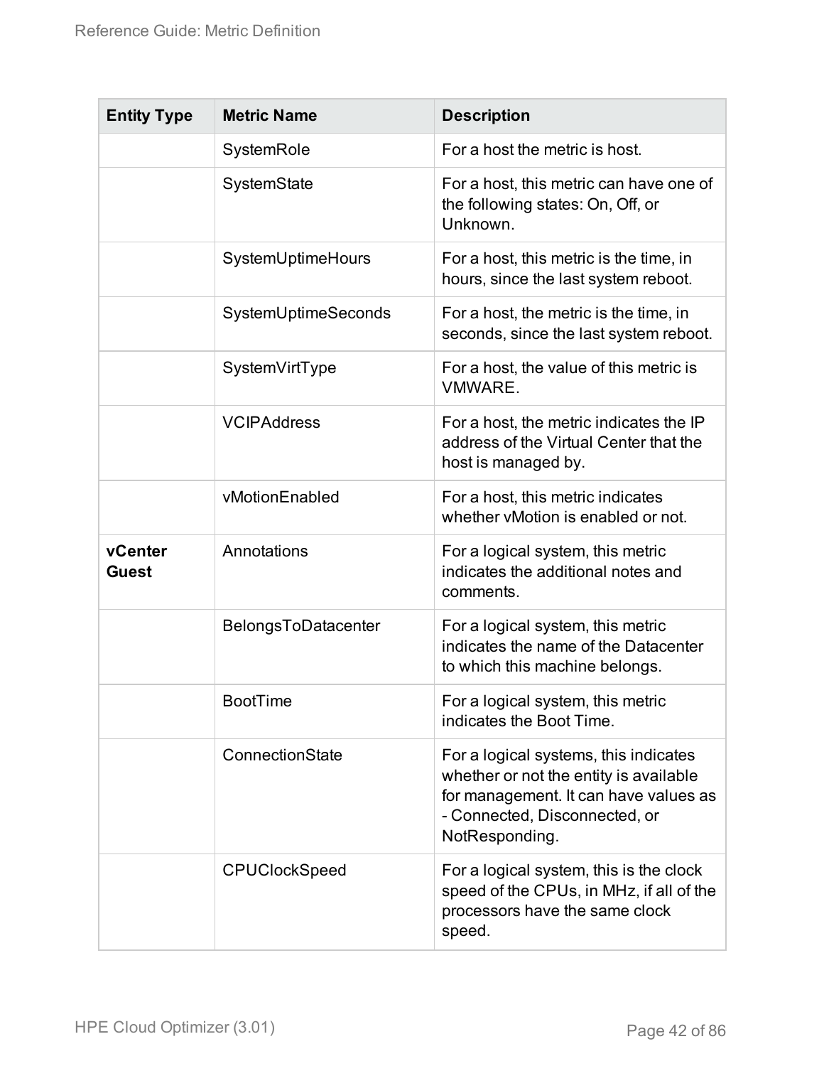| Entity Type | Metric Name | Description |
|---|---|---|
| | SystemRole | For a host the metric is host. |
| | SystemState | For a host, this metric can have one of the following states: On, Off, or Unknown. |
| | SystemUptimeHours | For a host, this metric is the time, in hours, since the last system reboot. |
| | SystemUptimeSeconds | For a host, the metric is the time, in seconds, since the last system reboot. |
| | SystemVirtType | For a host, the value of this metric is VMWARE. |
| | VCIPAddress | For a host, the metric indicates the IP address of the Virtual Center that the host is managed by. |
| | vMotionEnabled | For a host, this metric indicates whether vMotion is enabled or not. |
| **vCenter Guest** | Annotations | For a logical system, this metric indicates the additional notes and comments. |
| | BelongsToDatacenter | For a logical system, this metric indicates the name of the Datacenter to which this machine belongs. |
| | BootTime | For a logical system, this metric indicates the Boot Time. |
| | ConnectionState | For a logical systems, this indicates whether or not the entity is available for management. It can have values as - Connected, Disconnected, or NotResponding. |
| | CPUClockSpeed | For a logical system, this is the clock speed of the CPUs, in MHz, if all of the processors have the same clock speed. |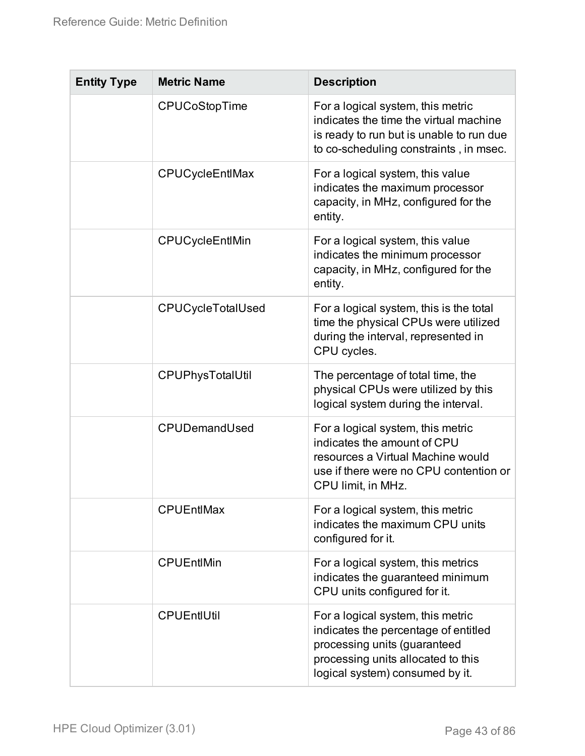| Entity Type | Metric Name | Description |
|---|---|---|
| | CPUCoStopTime | For a logical system, this metric indicates the time the virtual machine is ready to run but is unable to run due to co-scheduling constraints , in msec. |
| | CPUCycleEntlMax | For a logical system, this value indicates the maximum processor capacity, in MHz, configured for the entity. |
| | CPUCycleEntlMin | For a logical system, this value indicates the minimum processor capacity, in MHz, configured for the entity. |
| | CPUCycleTotalUsed | For a logical system, this is the total time the physical CPUs were utilized during the interval, represented in CPU cycles. |
| | CPUPhysTotalUtil | The percentage of total time, the physical CPUs were utilized by this logical system during the interval. |
| | CPUDemandUsed | For a logical system, this metric indicates the amount of CPU resources a Virtual Machine would use if there were no CPU contention or CPU limit, in MHz. |
| | CPUEntlMax | For a logical system, this metric indicates the maximum CPU units configured for it. |
| | CPUEntlMin | For a logical system, this metrics indicates the guaranteed minimum CPU units configured for it. |
| | CPUEntlUtil | For a logical system, this metric indicates the percentage of entitled processing units (guaranteed processing units allocated to this logical system) consumed by it. |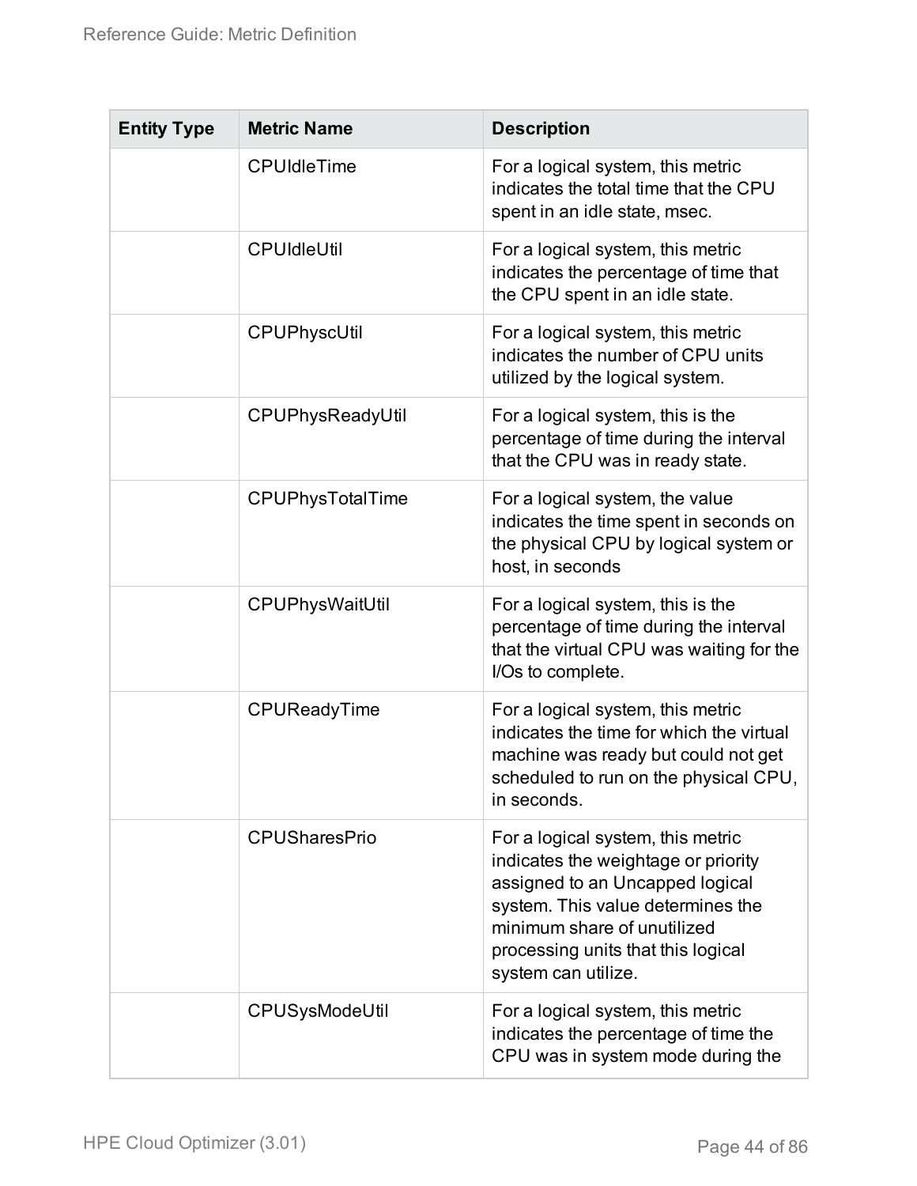| Entity Type | Metric Name | Description |
| --- | --- | --- |
| | CPUIdleTime | For a logical system, this metric indicates the total time that the CPU spent in an idle state, msec. |
| | CPUIdleUtil | For a logical system, this metric indicates the percentage of time that the CPU spent in an idle state. |
| | CPUPhyscUtil | For a logical system, this metric indicates the number of CPU units utilized by the logical system. |
| | CPUPhysReadyUtil | For a logical system, this is the percentage of time during the interval that the CPU was in ready state. |
| | CPUPhysTotalTime | For a logical system, the value indicates the time spent in seconds on the physical CPU by logical system or host, in seconds |
| | CPUPhysWaitUtil | For a logical system, this is the percentage of time during the interval that the virtual CPU was waiting for the I/Os to complete. |
| | CPUReadyTime | For a logical system, this metric indicates the time for which the virtual machine was ready but could not get scheduled to run on the physical CPU, in seconds. |
| | CPUSharesPrio | For a logical system, this metric indicates the weightage or priority assigned to an Uncapped logical system. This value determines the minimum share of unutilized processing units that this logical system can utilize. |
| | CPUSysModeUtil | For a logical system, this metric indicates the percentage of time the CPU was in system mode during the |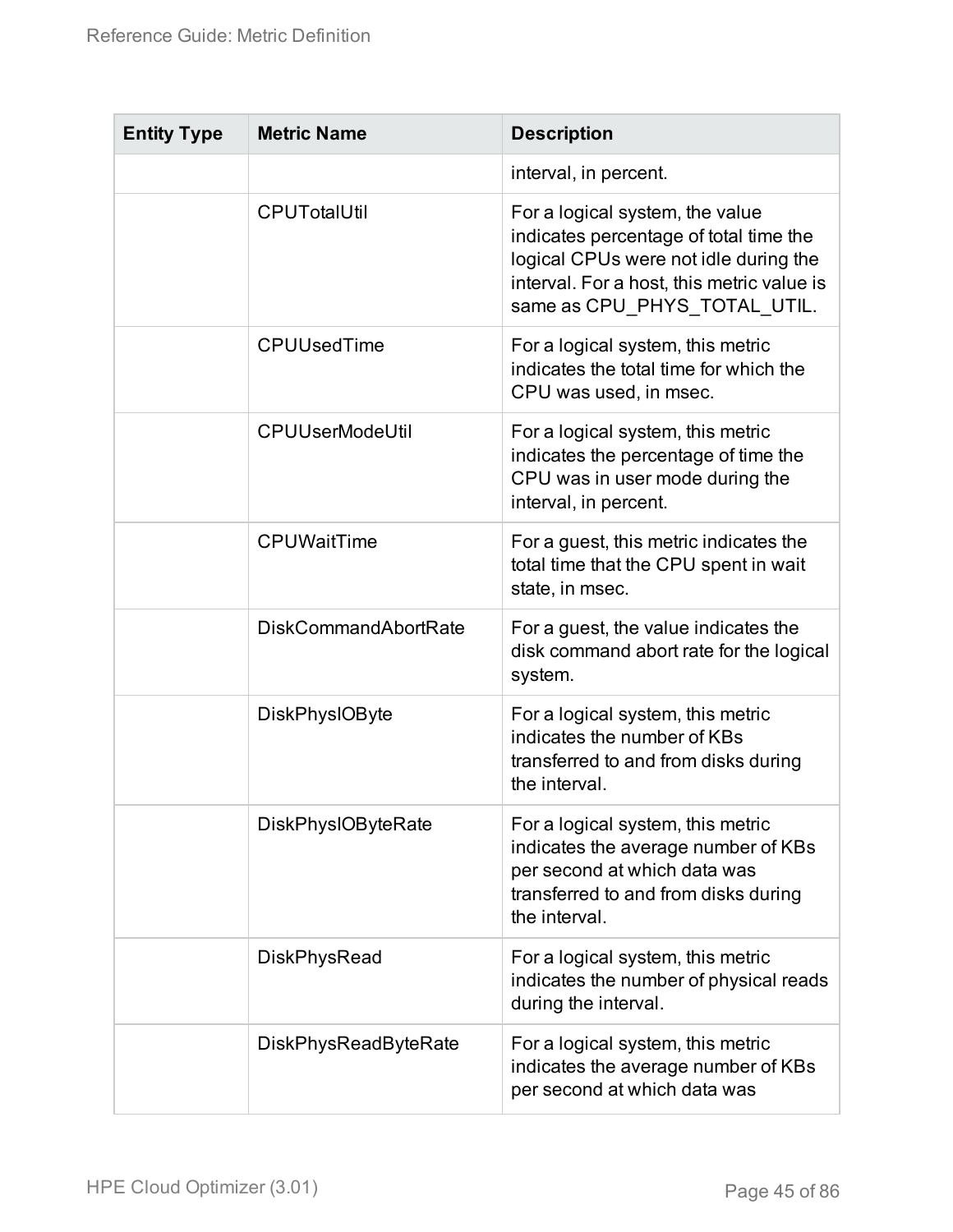| Entity Type | Metric Name | Description |
|---|---|---|
| | | interval, in percent. |
| | CPUTotalUtil | For a logical system, the value indicates percentage of total time the logical CPUs were not idle during the interval. For a host, this metric value is same as CPU_PHYS_TOTAL_UTIL. |
| | CPUUsedTime | For a logical system, this metric indicates the total time for which the CPU was used, in msec. |
| | CPUUserModeUtil | For a logical system, this metric indicates the percentage of time the CPU was in user mode during the interval, in percent. |
| | CPUWaitTime | For a guest, this metric indicates the total time that the CPU spent in wait state, in msec. |
| | DiskCommandAbortRate | For a guest, the value indicates the disk command abort rate for the logical system. |
| | DiskPhysIOByte | For a logical system, this metric indicates the number of KBs transferred to and from disks during the interval. |
| | DiskPhysIOByteRate | For a logical system, this metric indicates the average number of KBs per second at which data was transferred to and from disks during the interval. |
| | DiskPhysRead | For a logical system, this metric indicates the number of physical reads during the interval. |
| | DiskPhysReadByteRate | For a logical system, this metric indicates the average number of KBs per second at which data was |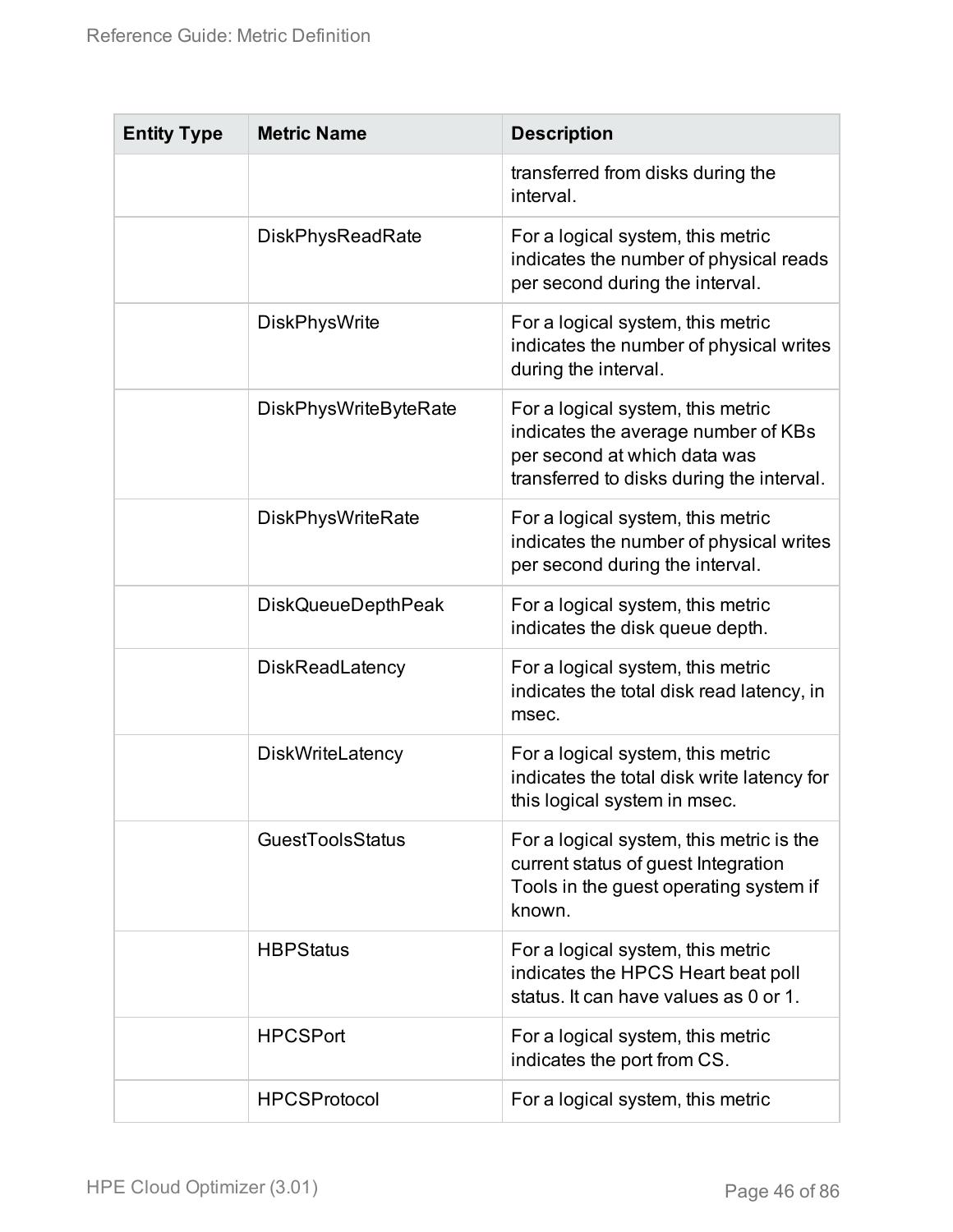| Entity Type | Metric Name | Description |
| --- | --- | --- |
| | | transferred from disks during the interval. |
| | DiskPhysReadRate | For a logical system, this metric indicates the number of physical reads per second during the interval. |
| | DiskPhysWrite | For a logical system, this metric indicates the number of physical writes during the interval. |
| | DiskPhysWriteByteRate | For a logical system, this metric indicates the average number of KBs per second at which data was transferred to disks during the interval. |
| | DiskPhysWriteRate | For a logical system, this metric indicates the number of physical writes per second during the interval. |
| | DiskQueueDepthPeak | For a logical system, this metric indicates the disk queue depth. |
| | DiskReadLatency | For a logical system, this metric indicates the total disk read latency, in msec. |
| | DiskWriteLatency | For a logical system, this metric indicates the total disk write latency for this logical system in msec. |
| | GuestToolsStatus | For a logical system, this metric is the current status of guest Integration Tools in the guest operating system if known. |
| | HBPStatus | For a logical system, this metric indicates the HPCS Heart beat poll status. It can have values as 0 or 1. |
| | HPCSPort | For a logical system, this metric indicates the port from CS. |
| | HPCSProtocol | For a logical system, this metric |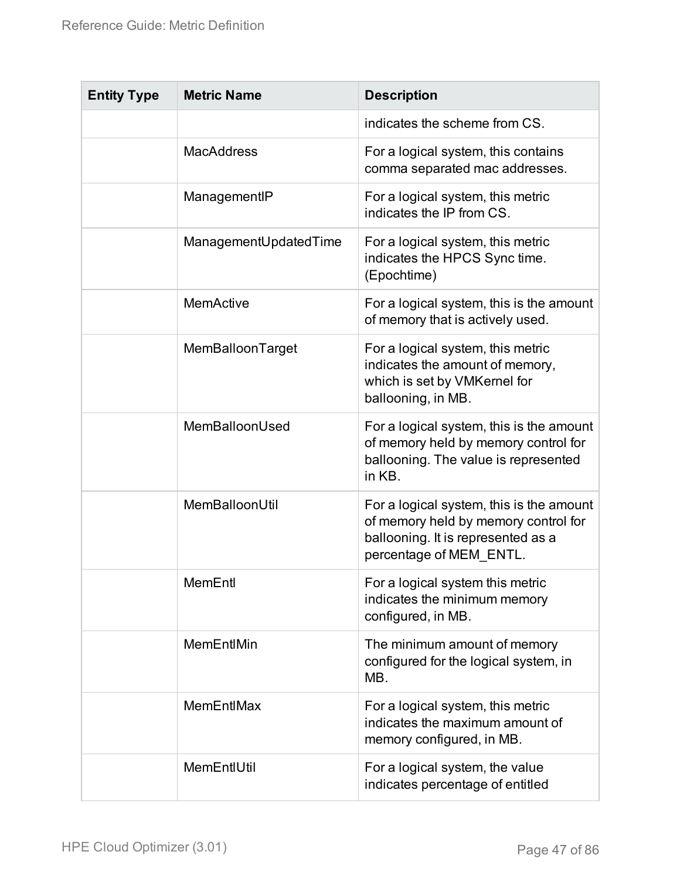| Entity Type | Metric Name | Description |
|---|---|---|
| | | indicates the scheme from CS. |
| | MacAddress | For a logical system, this contains comma separated mac addresses. |
| | ManagementIP | For a logical system, this metric indicates the IP from CS. |
| | ManagementUpdatedTime | For a logical system, this metric indicates the HPCS Sync time. (Epochtime) |
| | MemActive | For a logical system, this is the amount of memory that is actively used. |
| | MemBalloonTarget | For a logical system, this metric indicates the amount of memory, which is set by VMKernel for ballooning, in MB. |
| | MemBalloonUsed | For a logical system, this is the amount of memory held by memory control for ballooning. The value is represented in KB. |
| | MemBalloonUtil | For a logical system, this is the amount of memory held by memory control for ballooning. It is represented as a percentage of MEM_ENTL. |
| | MemEntl | For a logical system this metric indicates the minimum memory configured, in MB. |
| | MemEntlMin | The minimum amount of memory configured for the logical system, in MB. |
| | MemEntlMax | For a logical system, this metric indicates the maximum amount of memory configured, in MB. |
| | MemEntlUtil | For a logical system, the value indicates percentage of entitled |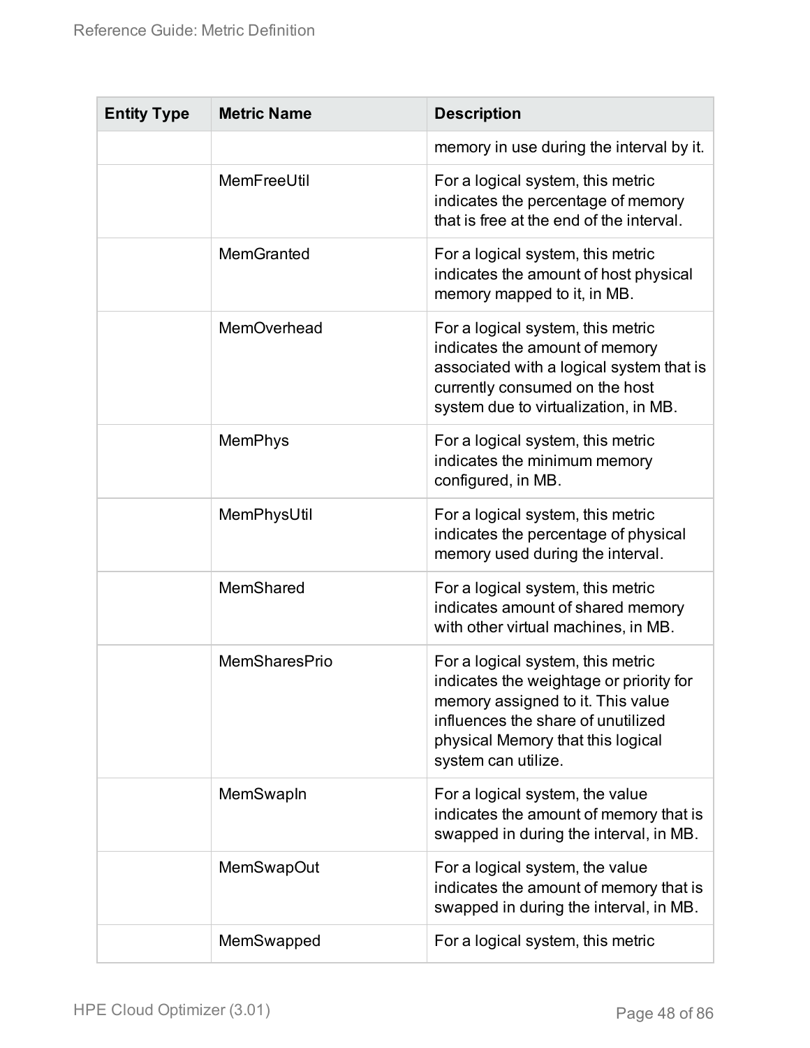| Entity Type | Metric Name | Description |
|---|---|---|
| | | memory in use during the interval by it. |
| | MemFreeUtil | For a logical system, this metric indicates the percentage of memory that is free at the end of the interval. |
| | MemGranted | For a logical system, this metric indicates the amount of host physical memory mapped to it, in MB. |
| | MemOverhead | For a logical system, this metric indicates the amount of memory associated with a logical system that is currently consumed on the host system due to virtualization, in MB. |
| | MemPhys | For a logical system, this metric indicates the minimum memory configured, in MB. |
| | MemPhysUtil | For a logical system, this metric indicates the percentage of physical memory used during the interval. |
| | MemShared | For a logical system, this metric indicates amount of shared memory with other virtual machines, in MB. |
| | MemSharesPrio | For a logical system, this metric indicates the weightage or priority for memory assigned to it. This value influences the share of unutilized physical Memory that this logical system can utilize. |
| | MemSwapIn | For a logical system, the value indicates the amount of memory that is swapped in during the interval, in MB. |
| | MemSwapOut | For a logical system, the value indicates the amount of memory that is swapped in during the interval, in MB. |
| | MemSwapped | For a logical system, this metric |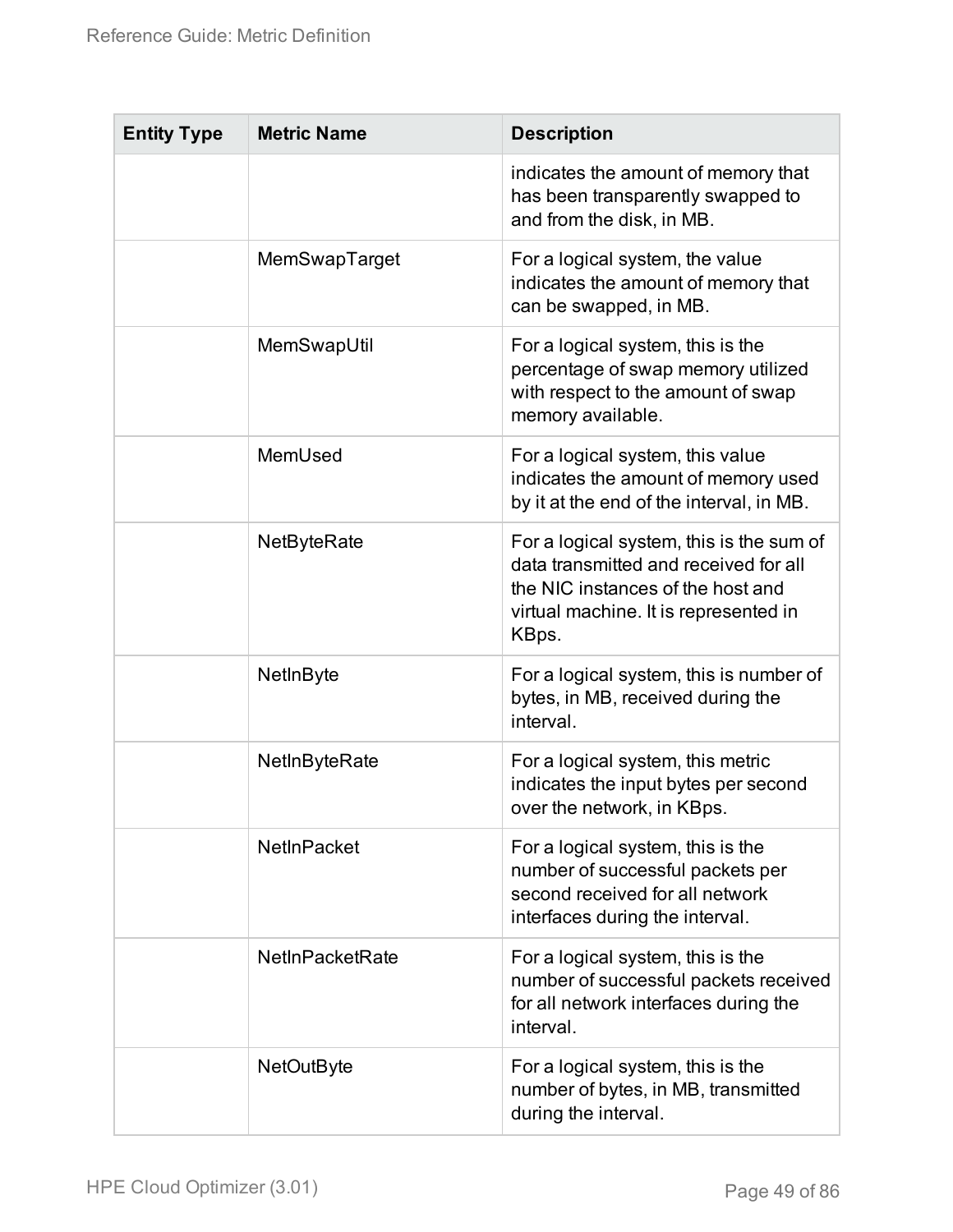| Entity Type | Metric Name | Description |
|---|---|---|
| | | indicates the amount of memory that has been transparently swapped to and from the disk, in MB. |
| | MemSwapTarget | For a logical system, the value indicates the amount of memory that can be swapped, in MB. |
| | MemSwapUtil | For a logical system, this is the percentage of swap memory utilized with respect to the amount of swap memory available. |
| | MemUsed | For a logical system, this value indicates the amount of memory used by it at the end of the interval, in MB. |
| | NetByteRate | For a logical system, this is the sum of data transmitted and received for all the NIC instances of the host and virtual machine. It is represented in KBps. |
| | NetInByte | For a logical system, this is number of bytes, in MB, received during the interval. |
| | NetInByteRate | For a logical system, this metric indicates the input bytes per second over the network, in KBps. |
| | NetInPacket | For a logical system, this is the number of successful packets per second received for all network interfaces during the interval. |
| | NetInPacketRate | For a logical system, this is the number of successful packets received for all network interfaces during the interval. |
| | NetOutByte | For a logical system, this is the number of bytes, in MB, transmitted during the interval. |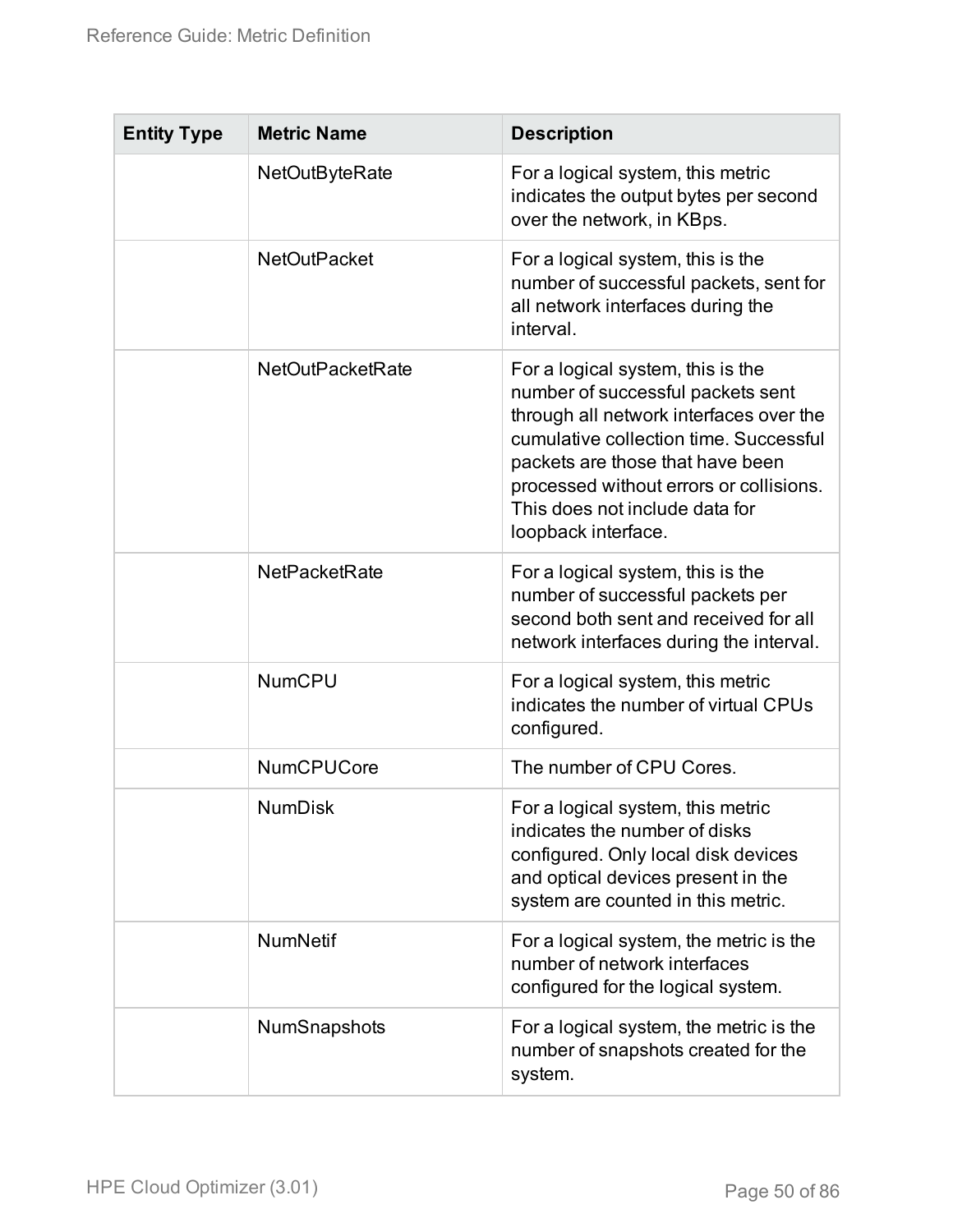| Entity Type | Metric Name | Description |
|---|---|---|
| | NetOutByteRate | For a logical system, this metric indicates the output bytes per second over the network, in KBps. |
| | NetOutPacket | For a logical system, this is the number of successful packets, sent for all network interfaces during the interval. |
| | NetOutPacketRate | For a logical system, this is the number of successful packets sent through all network interfaces over the cumulative collection time. Successful packets are those that have been processed without errors or collisions. This does not include data for loopback interface. |
| | NetPacketRate | For a logical system, this is the number of successful packets per second both sent and received for all network interfaces during the interval. |
| | NumCPU | For a logical system, this metric indicates the number of virtual CPUs configured. |
| | NumCPUCore | The number of CPU Cores. |
| | NumDisk | For a logical system, this metric indicates the number of disks configured. Only local disk devices and optical devices present in the system are counted in this metric. |
| | NumNetif | For a logical system, the metric is the number of network interfaces configured for the logical system. |
| | NumSnapshots | For a logical system, the metric is the number of snapshots created for the system. |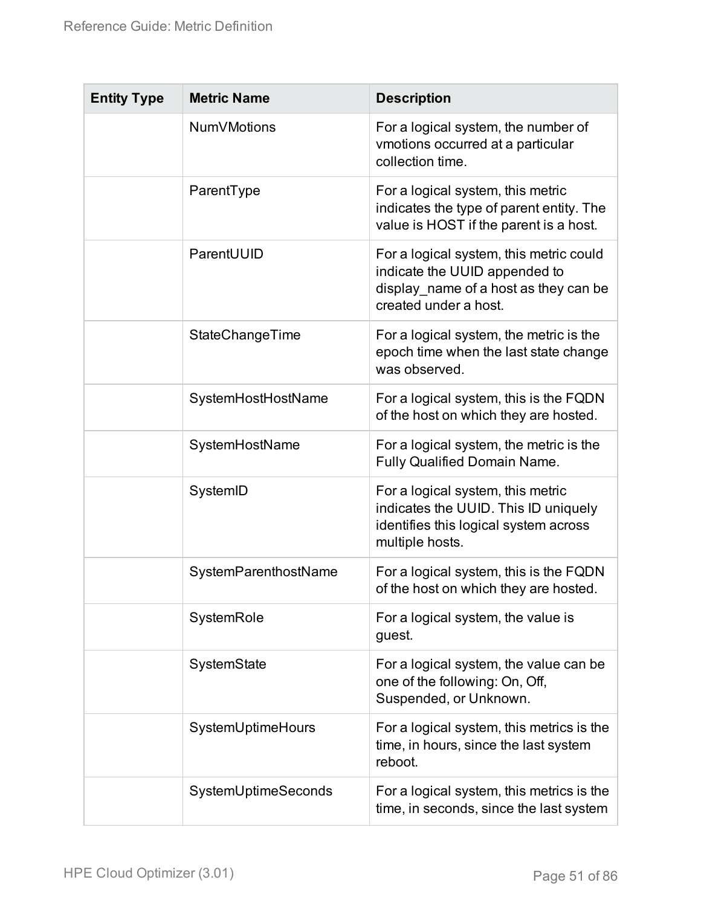| Entity Type | Metric Name | Description |
|---|---|---|
| | NumVMotions | For a logical system, the number of vmotions occurred at a particular collection time. |
| | ParentType | For a logical system, this metric indicates the type of parent entity. The value is HOST if the parent is a host. |
| | ParentUUID | For a logical system, this metric could indicate the UUID appended to display_name of a host as they can be created under a host. |
| | StateChangeTime | For a logical system, the metric is the epoch time when the last state change was observed. |
| | SystemHostHostName | For a logical system, this is the FQDN of the host on which they are hosted. |
| | SystemHostName | For a logical system, the metric is the Fully Qualified Domain Name. |
| | SystemID | For a logical system, this metric indicates the UUID. This ID uniquely identifies this logical system across multiple hosts. |
| | SystemParenthostName | For a logical system, this is the FQDN of the host on which they are hosted. |
| | SystemRole | For a logical system, the value is guest. |
| | SystemState | For a logical system, the value can be one of the following: On, Off, Suspended, or Unknown. |
| | SystemUptimeHours | For a logical system, this metrics is the time, in hours, since the last system reboot. |
| | SystemUptimeSeconds | For a logical system, this metrics is the time, in seconds, since the last system |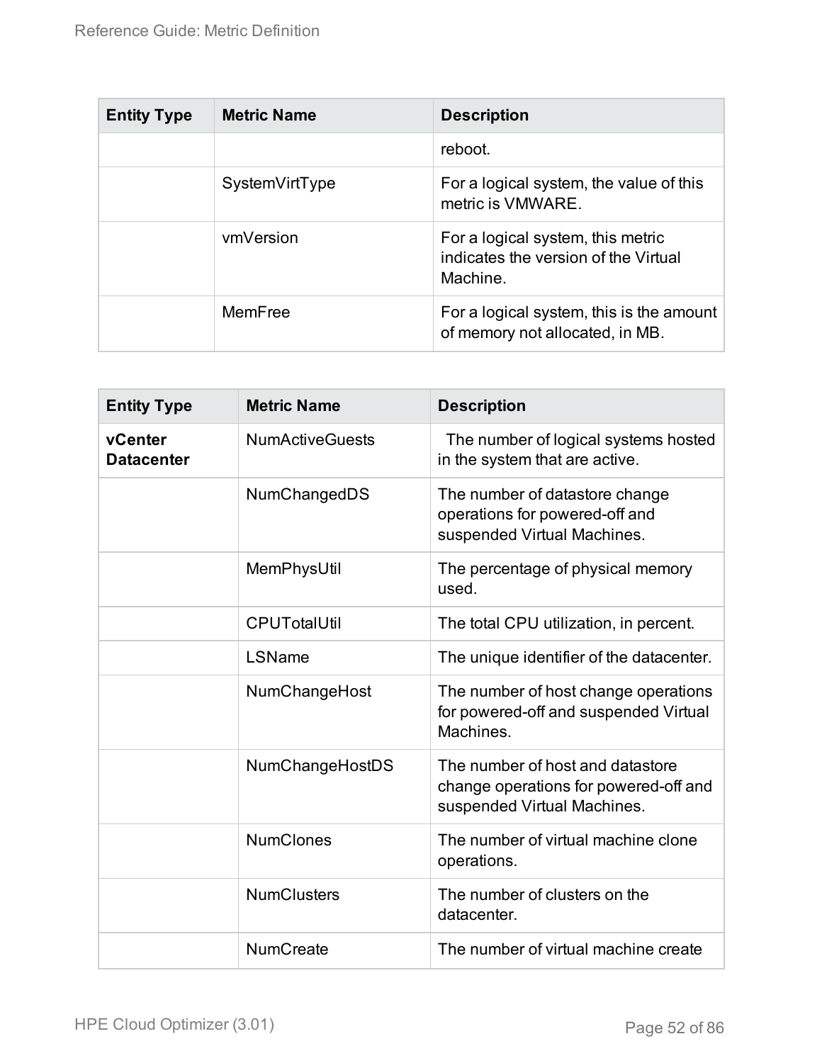| Entity Type | Metric Name | Description |
|---|---|---|
| | | reboot. |
| | SystemVirtType | For a logical system, the value of this metric is VMWARE. |
| | vmVersion | For a logical system, this metric indicates the version of the Virtual Machine. |
| | MemFree | For a logical system, this is the amount of memory not allocated, in MB. |

| Entity Type | Metric Name | Description |
|---|---|---|
| **vCenter Datacenter** | NumActiveGuests | The number of logical systems hosted in the system that are active. |
| | NumChangedDS | The number of datastore change operations for powered-off and suspended Virtual Machines. |
| | MemPhysUtil | The percentage of physical memory used. |
| | CPUTotalUtil | The total CPU utilization, in percent. |
| | LSName | The unique identifier of the datacenter. |
| | NumChangeHost | The number of host change operations for powered-off and suspended Virtual Machines. |
| | NumChangeHostDS | The number of host and datastore change operations for powered-off and suspended Virtual Machines. |
| | NumClones | The number of virtual machine clone operations. |
| | NumClusters | The number of clusters on the datacenter. |
| | NumCreate | The number of virtual machine create |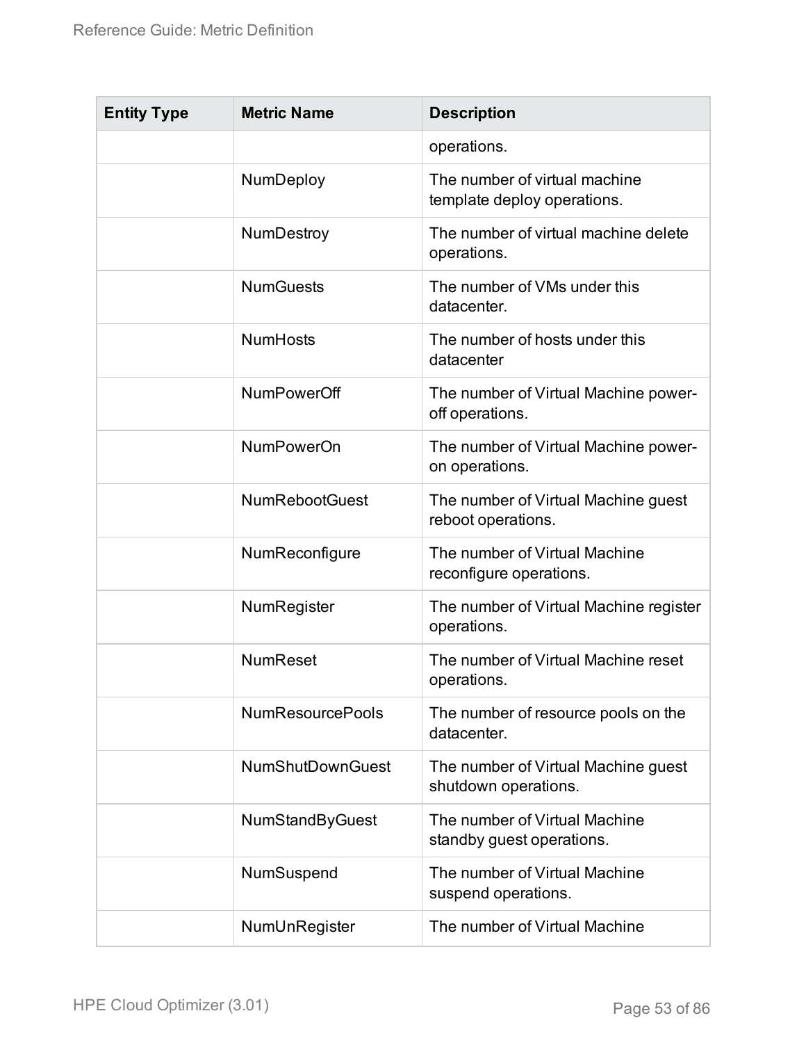| Entity Type | Metric Name | Description |
| --- | --- | --- |
| | | operations. |
| | NumDeploy | The number of virtual machine template deploy operations. |
| | NumDestroy | The number of virtual machine delete operations. |
| | NumGuests | The number of VMs under this datacenter. |
| | NumHosts | The number of hosts under this datacenter |
| | NumPowerOff | The number of Virtual Machine power-off operations. |
| | NumPowerOn | The number of Virtual Machine power-on operations. |
| | NumRebootGuest | The number of Virtual Machine guest reboot operations. |
| | NumReconfigure | The number of Virtual Machine reconfigure operations. |
| | NumRegister | The number of Virtual Machine register operations. |
| | NumReset | The number of Virtual Machine reset operations. |
| | NumResourcePools | The number of resource pools on the datacenter. |
| | NumShutDownGuest | The number of Virtual Machine guest shutdown operations. |
| | NumStandByGuest | The number of Virtual Machine standby guest operations. |
| | NumSuspend | The number of Virtual Machine suspend operations. |
| | NumUnRegister | The number of Virtual Machine |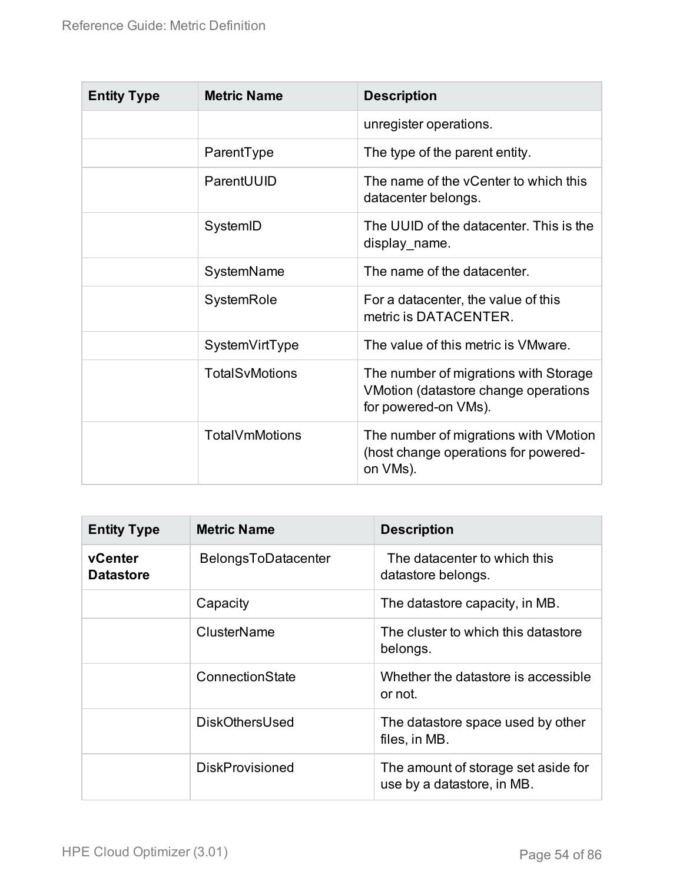| Entity Type | Metric Name | Description |
|---|---|---|
| | | unregister operations. |
| | ParentType | The type of the parent entity. |
| | ParentUUID | The name of the vCenter to which this datacenter belongs. |
| | SystemID | The UUID of the datacenter. This is the display_name. |
| | SystemName | The name of the datacenter. |
| | SystemRole | For a datacenter, the value of this metric is DATACENTER. |
| | SystemVirtType | The value of this metric is VMware. |
| | TotalSvMotions | The number of migrations with Storage VMotion (datastore change operations for powered-on VMs). |
| | TotalVmMotions | The number of migrations with VMotion (host change operations for powered-on VMs). |

| Entity Type | Metric Name | Description |
|---|---|---|
| **vCenter Datastore** | BelongsToDatacenter | The datacenter to which this datastore belongs. |
| | Capacity | The datastore capacity, in MB. |
| | ClusterName | The cluster to which this datastore belongs. |
| | ConnectionState | Whether the datastore is accessible or not. |
| | DiskOthersUsed | The datastore space used by other files, in MB. |
| | DiskProvisioned | The amount of storage set aside for use by a datastore, in MB. |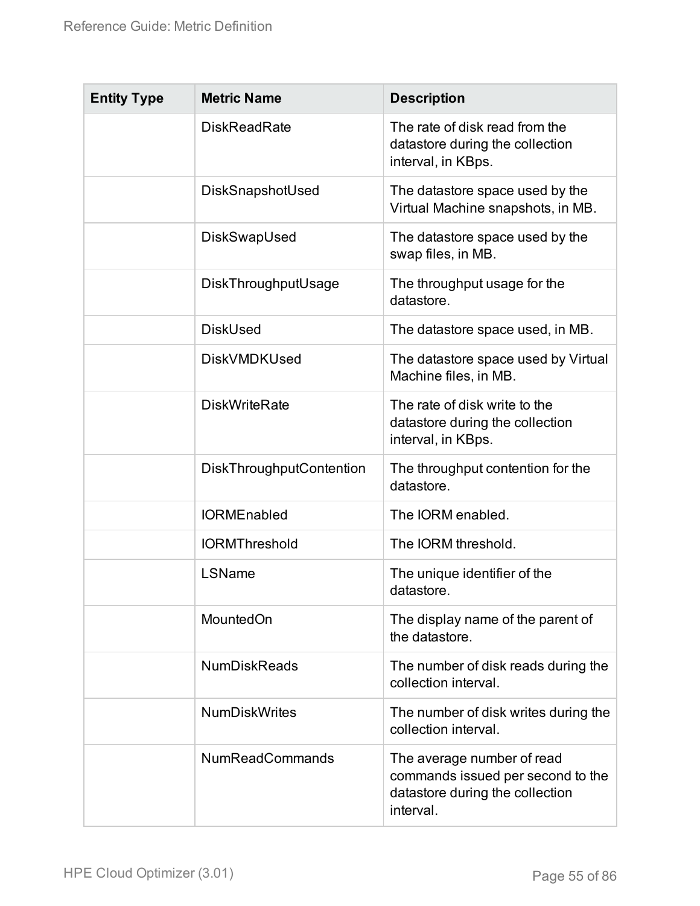| Entity Type | Metric Name | Description |
| --- | --- | --- |
| | DiskReadRate | The rate of disk read from the datastore during the collection interval, in KBps. |
| | DiskSnapshotUsed | The datastore space used by the Virtual Machine snapshots, in MB. |
| | DiskSwapUsed | The datastore space used by the swap files, in MB. |
| | DiskThroughputUsage | The throughput usage for the datastore. |
| | DiskUsed | The datastore space used, in MB. |
| | DiskVMDKUsed | The datastore space used by Virtual Machine files, in MB. |
| | DiskWriteRate | The rate of disk write to the datastore during the collection interval, in KBps. |
| | DiskThroughputContention | The throughput contention for the datastore. |
| | IORMEnabled | The IORM enabled. |
| | IORMThreshold | The IORM threshold. |
| | LSName | The unique identifier of the datastore. |
| | MountedOn | The display name of the parent of the datastore. |
| | NumDiskReads | The number of disk reads during the collection interval. |
| | NumDiskWrites | The number of disk writes during the collection interval. |
| | NumReadCommands | The average number of read commands issued per second to the datastore during the collection interval. |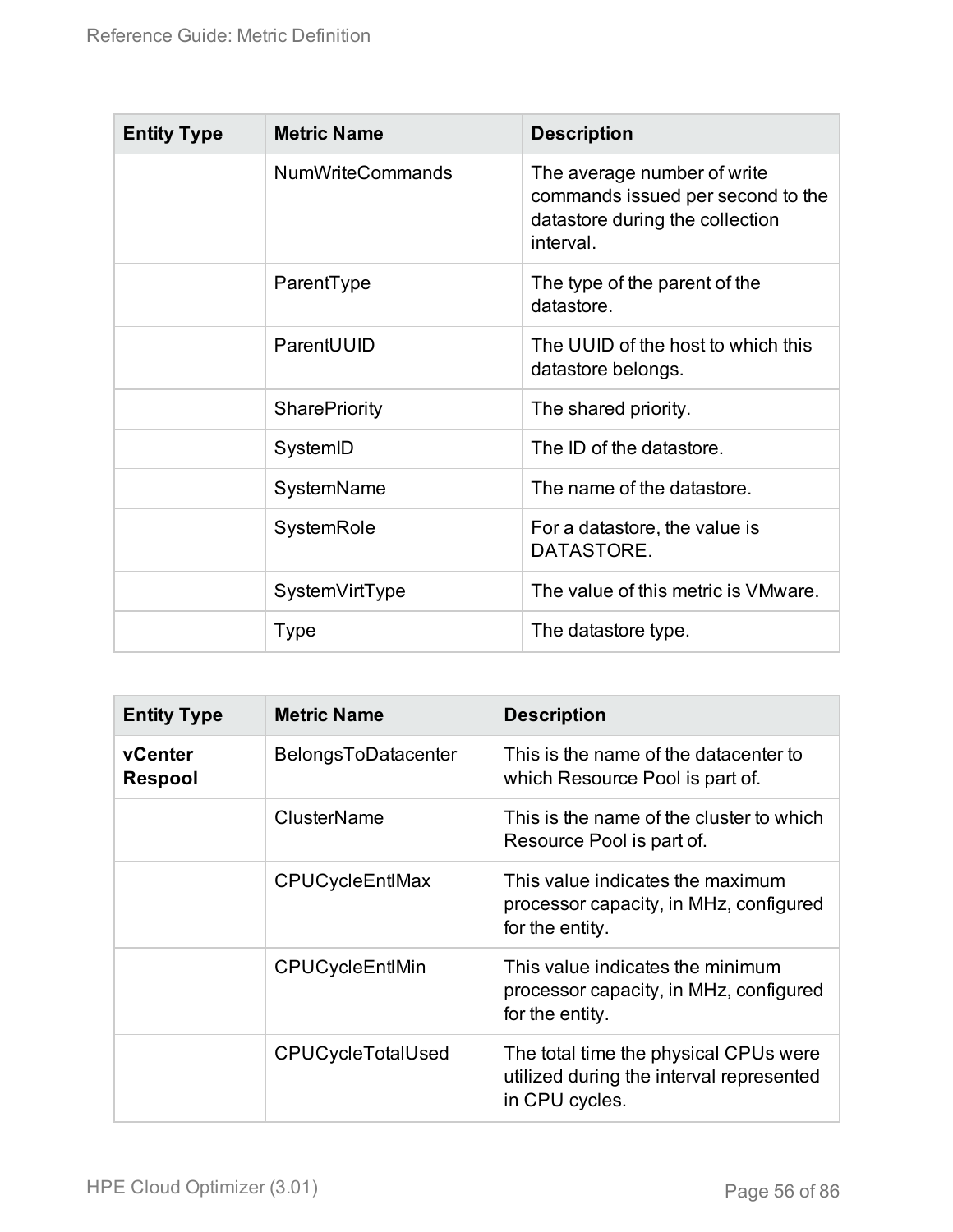| Entity Type | Metric Name | Description |
|---|---|---|
| | NumWriteCommands | The average number of write commands issued per second to the datastore during the collection interval. |
| | ParentType | The type of the parent of the datastore. |
| | ParentUUID | The UUID of the host to which this datastore belongs. |
| | SharePriority | The shared priority. |
| | SystemID | The ID of the datastore. |
| | SystemName | The name of the datastore. |
| | SystemRole | For a datastore, the value is DATASTORE. |
| | SystemVirtType | The value of this metric is VMware. |
| | Type | The datastore type. |

| Entity Type | Metric Name | Description |
|---|---|---|
| **vCenter Respool** | BelongsToDatacenter | This is the name of the datacenter to which Resource Pool is part of. |
| | ClusterName | This is the name of the cluster to which Resource Pool is part of. |
| | CPUCycleEntlMax | This value indicates the maximum processor capacity, in MHz, configured for the entity. |
| | CPUCycleEntlMin | This value indicates the minimum processor capacity, in MHz, configured for the entity. |
| | CPUCycleTotalUsed | The total time the physical CPUs were utilized during the interval represented in CPU cycles. |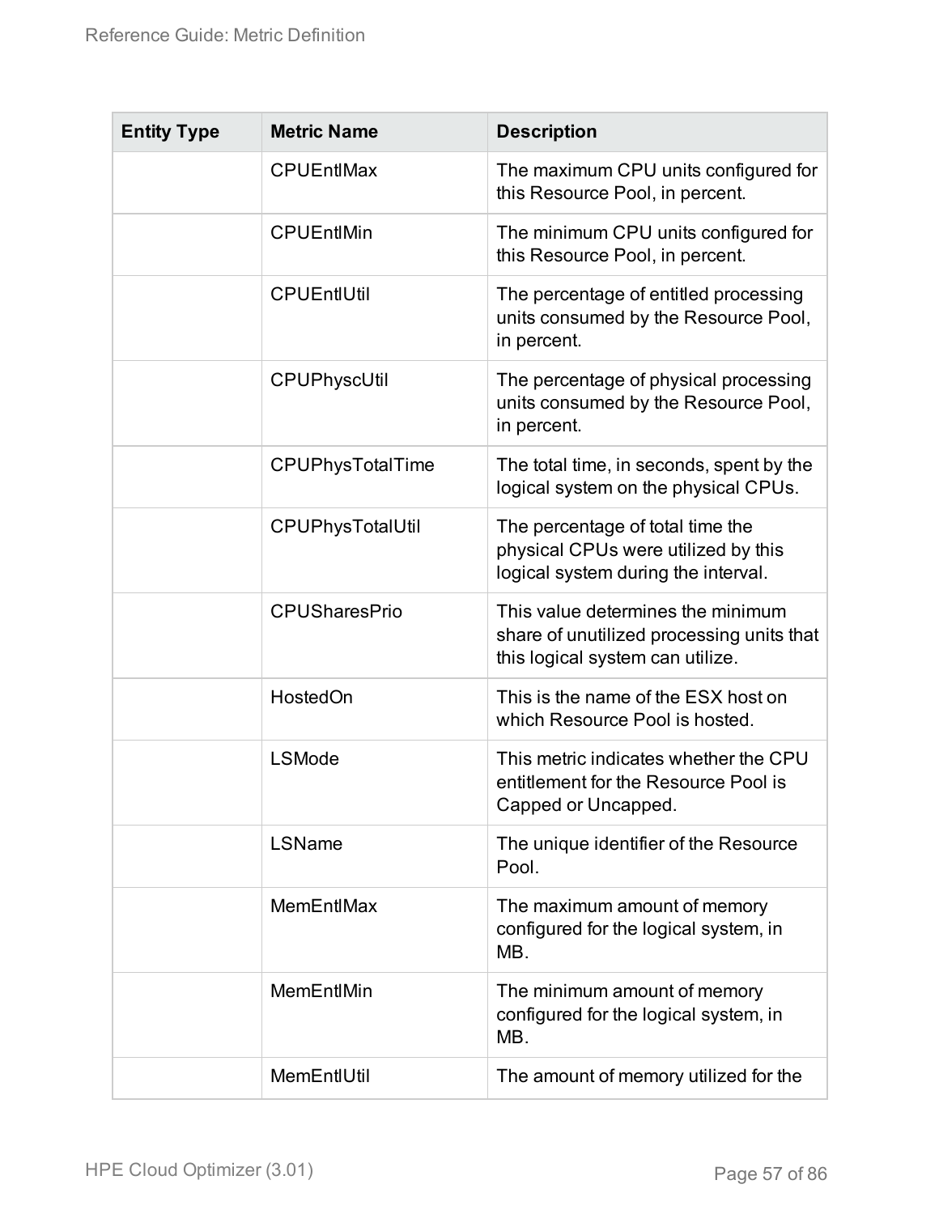| Entity Type | Metric Name | Description |
| --- | --- | --- |
| | CPUEntlMax | The maximum CPU units configured for this Resource Pool, in percent. |
| | CPUEntlMin | The minimum CPU units configured for this Resource Pool, in percent. |
| | CPUEntlUtil | The percentage of entitled processing units consumed by the Resource Pool, in percent. |
| | CPUPhyscUtil | The percentage of physical processing units consumed by the Resource Pool, in percent. |
| | CPUPhysTotalTime | The total time, in seconds, spent by the logical system on the physical CPUs. |
| | CPUPhysTotalUtil | The percentage of total time the physical CPUs were utilized by this logical system during the interval. |
| | CPUSharesPrio | This value determines the minimum share of unutilized processing units that this logical system can utilize. |
| | HostedOn | This is the name of the ESX host on which Resource Pool is hosted. |
| | LSMode | This metric indicates whether the CPU entitlement for the Resource Pool is Capped or Uncapped. |
| | LSName | The unique identifier of the Resource Pool. |
| | MemEntlMax | The maximum amount of memory configured for the logical system, in MB. |
| | MemEntlMin | The minimum amount of memory configured for the logical system, in MB. |
| | MemEntlUtil | The amount of memory utilized for the |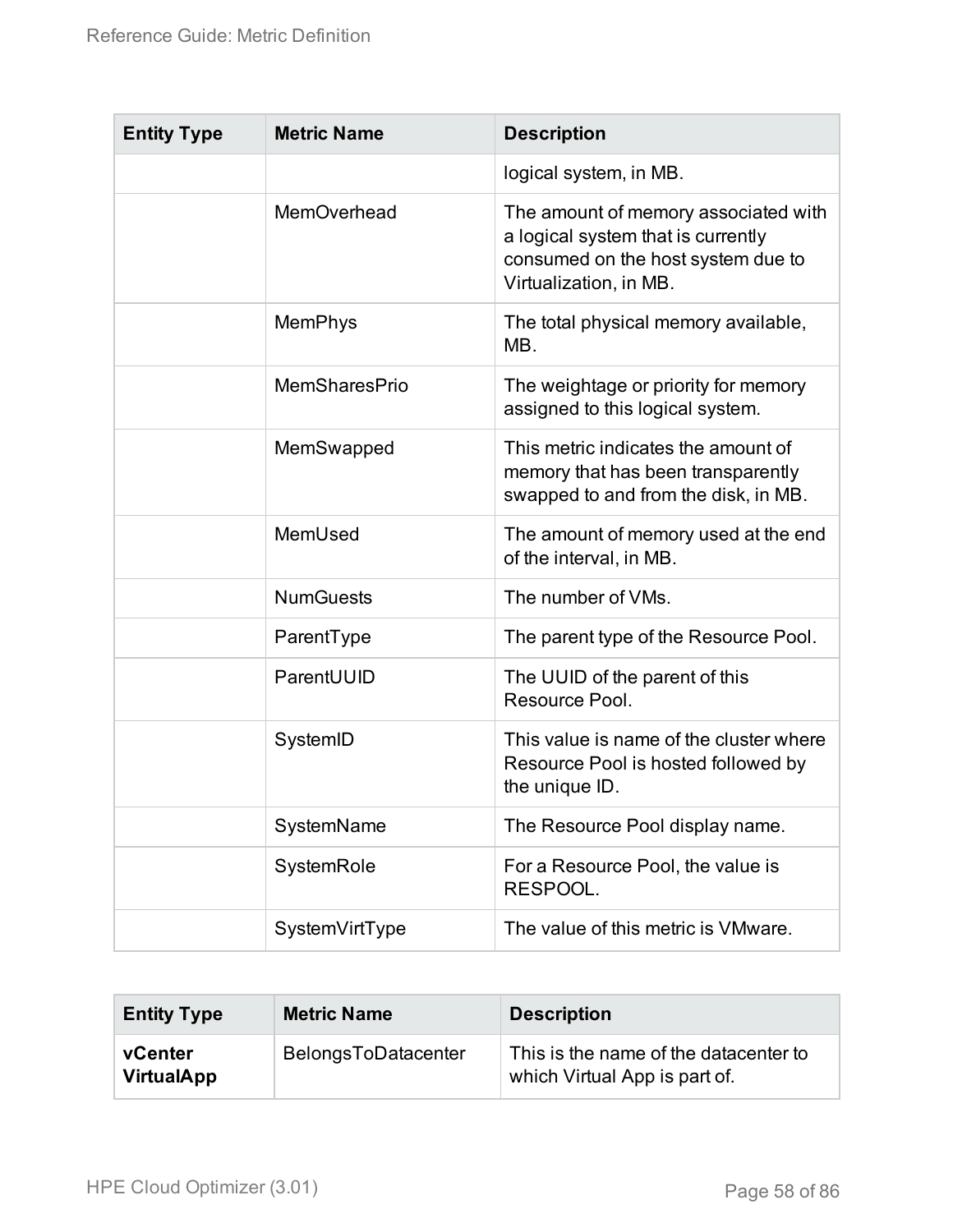| Entity Type | Metric Name | Description |
|---|---|---|
| | | logical system, in MB. |
| | MemOverhead | The amount of memory associated with a logical system that is currently consumed on the host system due to Virtualization, in MB. |
| | MemPhys | The total physical memory available, MB. |
| | MemSharesPrio | The weightage or priority for memory assigned to this logical system. |
| | MemSwapped | This metric indicates the amount of memory that has been transparently swapped to and from the disk, in MB. |
| | MemUsed | The amount of memory used at the end of the interval, in MB. |
| | NumGuests | The number of VMs. |
| | ParentType | The parent type of the Resource Pool. |
| | ParentUUID | The UUID of the parent of this Resource Pool. |
| | SystemID | This value is name of the cluster where Resource Pool is hosted followed by the unique ID. |
| | SystemName | The Resource Pool display name. |
| | SystemRole | For a Resource Pool, the value is RESPOOL. |
| | SystemVirtType | The value of this metric is VMware. |

| Entity Type | Metric Name | Description |
|---|---|---|
| **vCenter VirtualApp** | BelongsToDatacenter | This is the name of the datacenter to which Virtual App is part of. |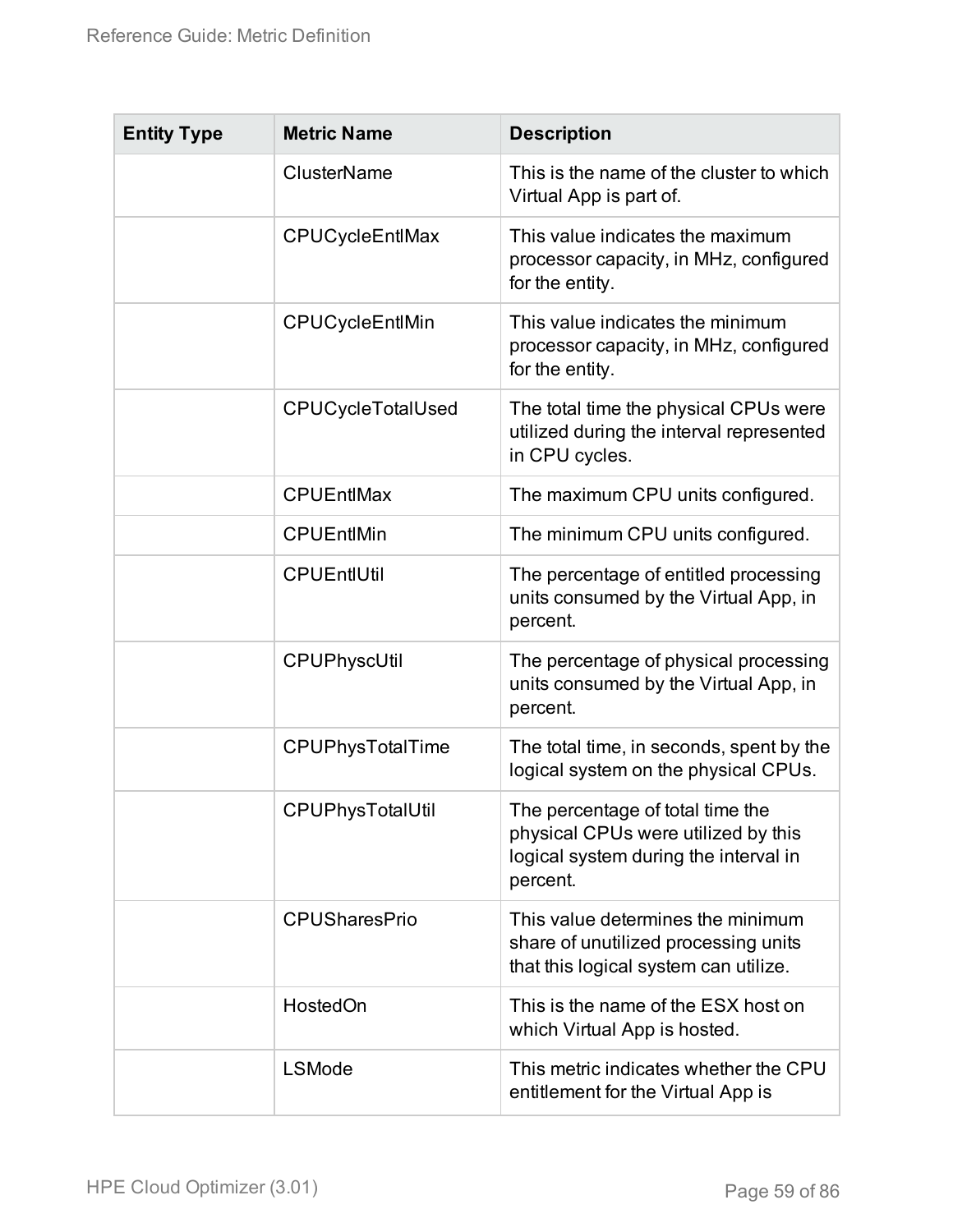| Entity Type | Metric Name | Description |
| --- | --- | --- |
| | ClusterName | This is the name of the cluster to which Virtual App is part of. |
| | CPUCycleEntlMax | This value indicates the maximum processor capacity, in MHz, configured for the entity. |
| | CPUCycleEntlMin | This value indicates the minimum processor capacity, in MHz, configured for the entity. |
| | CPUCycleTotalUsed | The total time the physical CPUs were utilized during the interval represented in CPU cycles. |
| | CPUEntlMax | The maximum CPU units configured. |
| | CPUEntlMin | The minimum CPU units configured. |
| | CPUEntlUtil | The percentage of entitled processing units consumed by the Virtual App, in percent. |
| | CPUPhyscUtil | The percentage of physical processing units consumed by the Virtual App, in percent. |
| | CPUPhysTotalTime | The total time, in seconds, spent by the logical system on the physical CPUs. |
| | CPUPhysTotalUtil | The percentage of total time the physical CPUs were utilized by this logical system during the interval in percent. |
| | CPUSharesPrio | This value determines the minimum share of unutilized processing units that this logical system can utilize. |
| | HostedOn | This is the name of the ESX host on which Virtual App is hosted. |
| | LSMode | This metric indicates whether the CPU entitlement for the Virtual App is |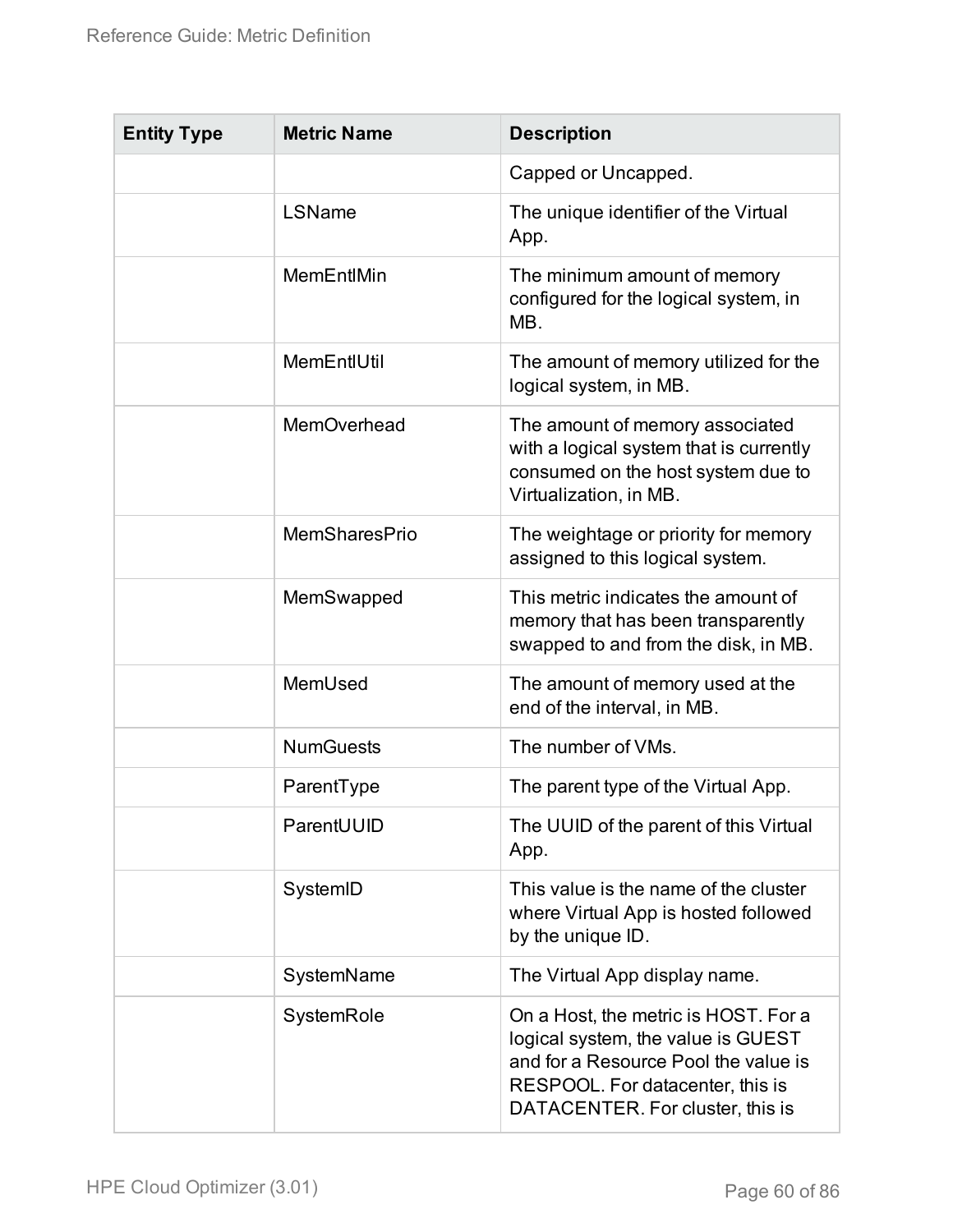| Entity Type | Metric Name | Description |
|---|---|---|
| | | Capped or Uncapped. |
| | LSName | The unique identifier of the Virtual App. |
| | MemEntlMin | The minimum amount of memory configured for the logical system, in MB. |
| | MemEntlUtil | The amount of memory utilized for the logical system, in MB. |
| | MemOverhead | The amount of memory associated with a logical system that is currently consumed on the host system due to Virtualization, in MB. |
| | MemSharesPrio | The weightage or priority for memory assigned to this logical system. |
| | MemSwapped | This metric indicates the amount of memory that has been transparently swapped to and from the disk, in MB. |
| | MemUsed | The amount of memory used at the end of the interval, in MB. |
| | NumGuests | The number of VMs. |
| | ParentType | The parent type of the Virtual App. |
| | ParentUUID | The UUID of the parent of this Virtual App. |
| | SystemID | This value is the name of the cluster where Virtual App is hosted followed by the unique ID. |
| | SystemName | The Virtual App display name. |
| | SystemRole | On a Host, the metric is HOST. For a logical system, the value is GUEST and for a Resource Pool the value is RESPOOL. For datacenter, this is DATACENTER. For cluster, this is |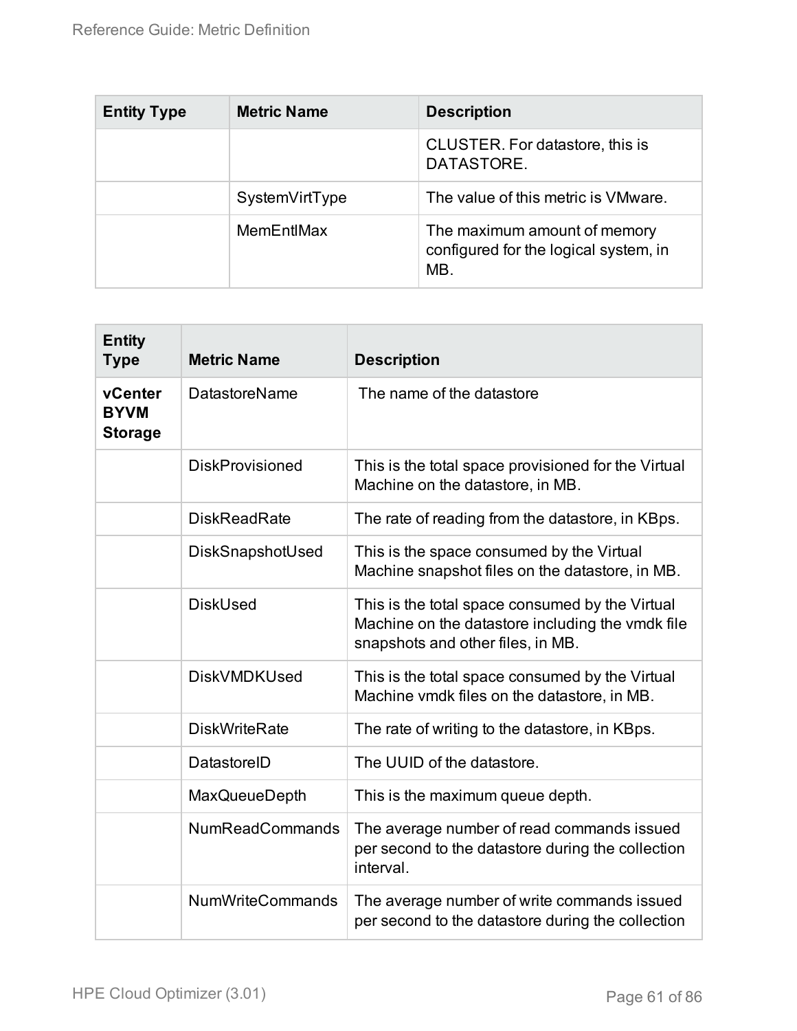| Entity Type | Metric Name | Description |
|---|---|---|
| | | CLUSTER. For datastore, this is DATASTORE. |
| | SystemVirtType | The value of this metric is VMware. |
| | MemEntlMax | The maximum amount of memory configured for the logical system, in MB. |

| Entity Type | Metric Name | Description |
|---|---|---|
| **vCenter BYVM Storage** | DatastoreName | The name of the datastore |
| | DiskProvisioned | This is the total space provisioned for the Virtual Machine on the datastore, in MB. |
| | DiskReadRate | The rate of reading from the datastore, in KBps. |
| | DiskSnapshotUsed | This is the space consumed by the Virtual Machine snapshot files on the datastore, in MB. |
| | DiskUsed | This is the total space consumed by the Virtual Machine on the datastore including the vmdk file snapshots and other files, in MB. |
| | DiskVMDKUsed | This is the total space consumed by the Virtual Machine vmdk files on the datastore, in MB. |
| | DiskWriteRate | The rate of writing to the datastore, in KBps. |
| | DatastoreID | The UUID of the datastore. |
| | MaxQueueDepth | This is the maximum queue depth. |
| | NumReadCommands | The average number of read commands issued per second to the datastore during the collection interval. |
| | NumWriteCommands | The average number of write commands issued per second to the datastore during the collection |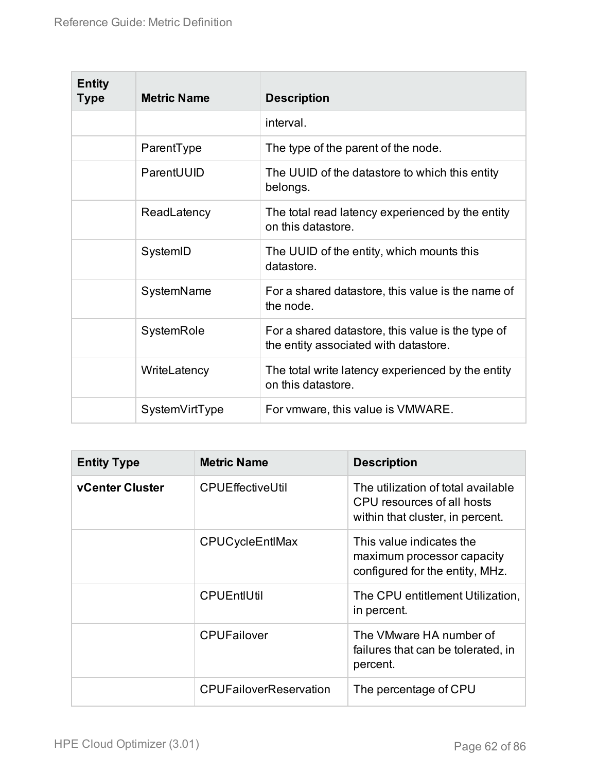| Entity Type | Metric Name | Description |
| --- | --- | --- |
| | | interval. |
| | ParentType | The type of the parent of the node. |
| | ParentUUID | The UUID of the datastore to which this entity belongs. |
| | ReadLatency | The total read latency experienced by the entity on this datastore. |
| | SystemID | The UUID of the entity, which mounts this datastore. |
| | SystemName | For a shared datastore, this value is the name of the node. |
| | SystemRole | For a shared datastore, this value is the type of the entity associated with datastore. |
| | WriteLatency | The total write latency experienced by the entity on this datastore. |
| | SystemVirtType | For vmware, this value is VMWARE. |

| Entity Type | Metric Name | Description |
| --- | --- | --- |
| **vCenter Cluster** | CPUEffectiveUtil | The utilization of total available CPU resources of all hosts within that cluster, in percent. |
| | CPUCycleEntlMax | This value indicates the maximum processor capacity configured for the entity, MHz. |
| | CPUEntlUtil | The CPU entitlement Utilization, in percent. |
| | CPUFailover | The VMware HA number of failures that can be tolerated, in percent. |
| | CPUFailoverReservation | The percentage of CPU |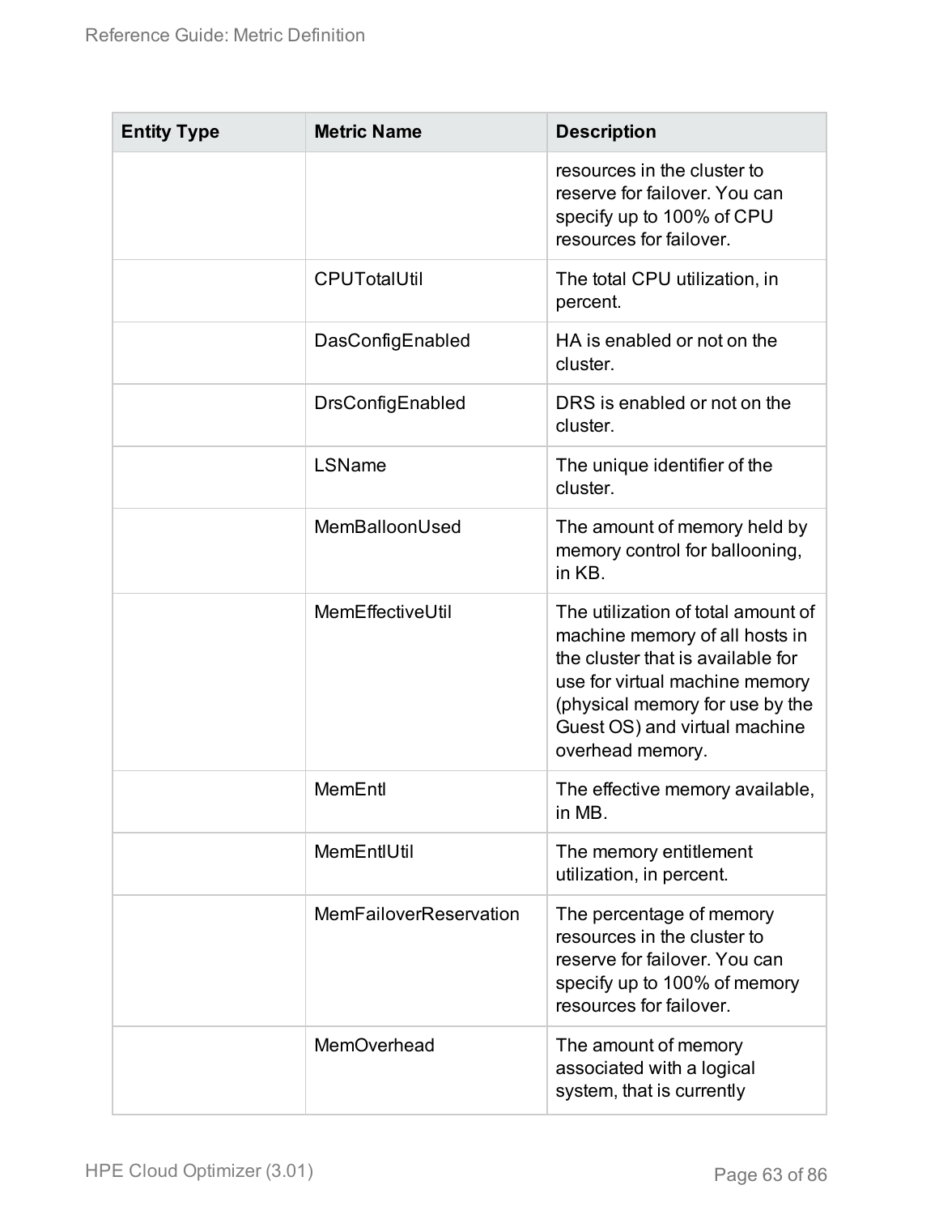| Entity Type | Metric Name | Description |
| --- | --- | --- |
| | | resources in the cluster to reserve for failover. You can specify up to 100% of CPU resources for failover. |
| | CPUTotalUtil | The total CPU utilization, in percent. |
| | DasConfigEnabled | HA is enabled or not on the cluster. |
| | DrsConfigEnabled | DRS is enabled or not on the cluster. |
| | LSName | The unique identifier of the cluster. |
| | MemBalloonUsed | The amount of memory held by memory control for ballooning, in KB. |
| | MemEffectiveUtil | The utilization of total amount of machine memory of all hosts in the cluster that is available for use for virtual machine memory (physical memory for use by the Guest OS) and virtual machine overhead memory. |
| | MemEntl | The effective memory available, in MB. |
| | MemEntlUtil | The memory entitlement utilization, in percent. |
| | MemFailoverReservation | The percentage of memory resources in the cluster to reserve for failover. You can specify up to 100% of memory resources for failover. |
| | MemOverhead | The amount of memory associated with a logical system, that is currently |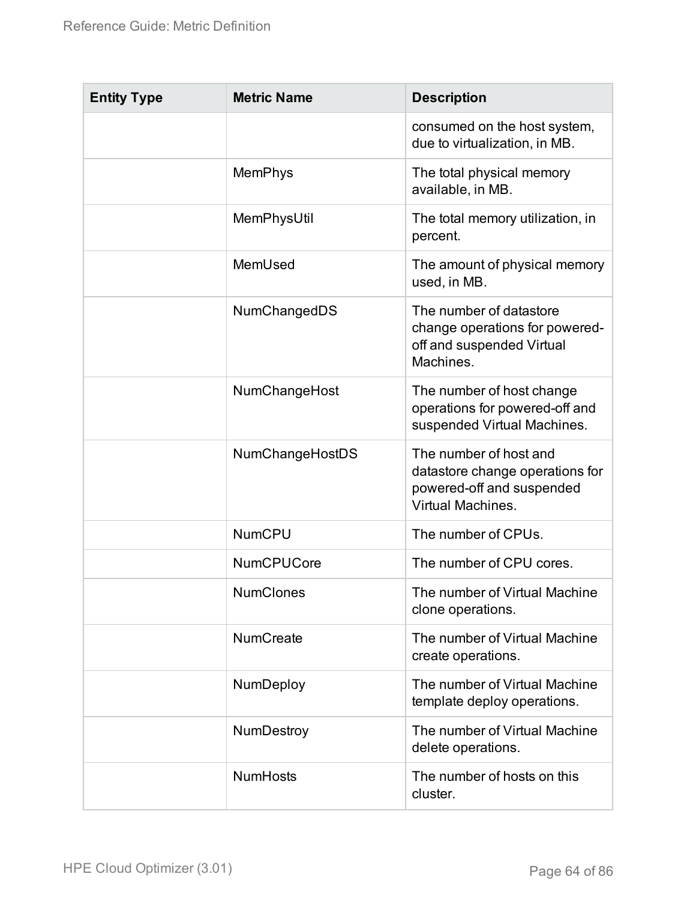| Entity Type | Metric Name | Description |
| --- | --- | --- |
| | | consumed on the host system, due to virtualization, in MB. |
| | MemPhys | The total physical memory available, in MB. |
| | MemPhysUtil | The total memory utilization, in percent. |
| | MemUsed | The amount of physical memory used, in MB. |
| | NumChangedDS | The number of datastore change operations for powered-off and suspended Virtual Machines. |
| | NumChangeHost | The number of host change operations for powered-off and suspended Virtual Machines. |
| | NumChangeHostDS | The number of host and datastore change operations for powered-off and suspended Virtual Machines. |
| | NumCPU | The number of CPUs. |
| | NumCPUCore | The number of CPU cores. |
| | NumClones | The number of Virtual Machine clone operations. |
| | NumCreate | The number of Virtual Machine create operations. |
| | NumDeploy | The number of Virtual Machine template deploy operations. |
| | NumDestroy | The number of Virtual Machine delete operations. |
| | NumHosts | The number of hosts on this cluster. |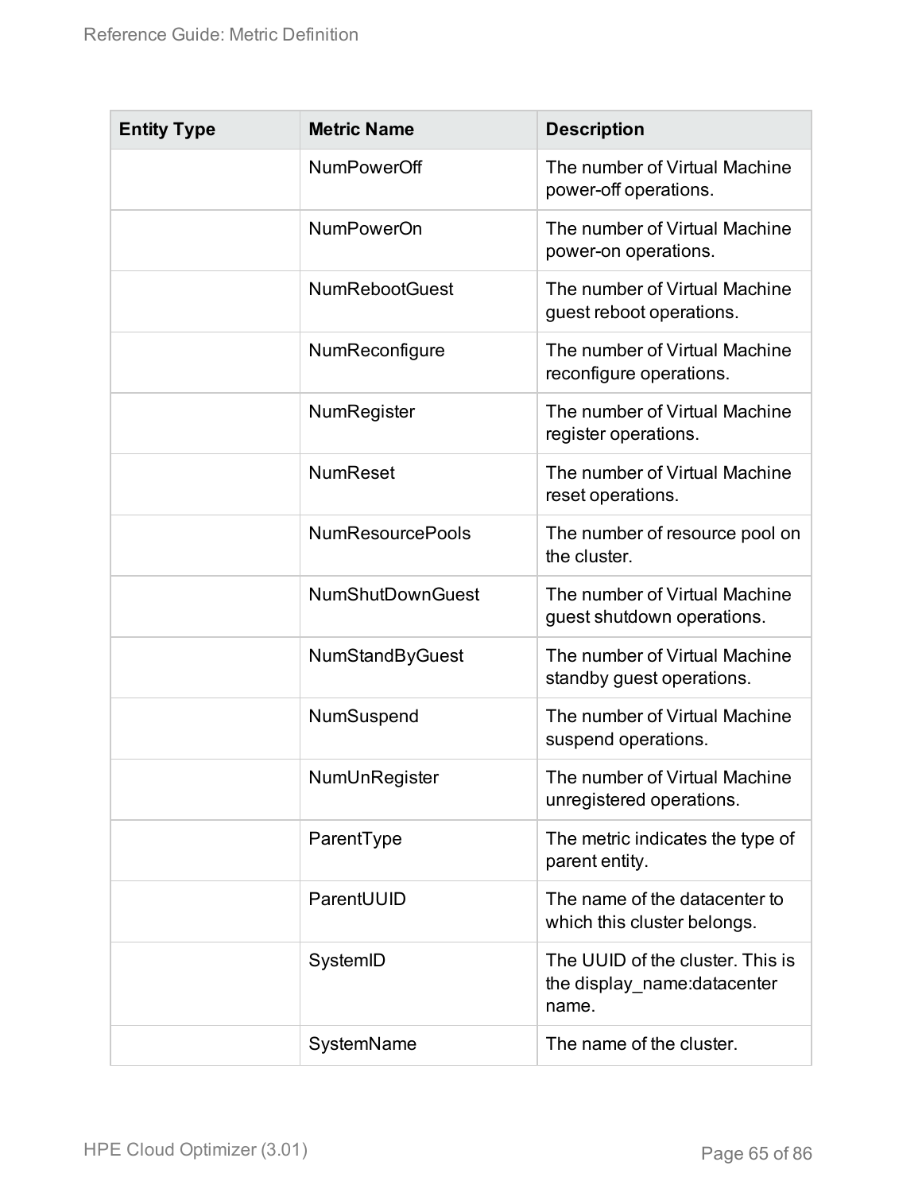| Entity Type | Metric Name | Description |
| --- | --- | --- |
| | NumPowerOff | The number of Virtual Machine power-off operations. |
| | NumPowerOn | The number of Virtual Machine power-on operations. |
| | NumRebootGuest | The number of Virtual Machine guest reboot operations. |
| | NumReconfigure | The number of Virtual Machine reconfigure operations. |
| | NumRegister | The number of Virtual Machine register operations. |
| | NumReset | The number of Virtual Machine reset operations. |
| | NumResourcePools | The number of resource pool on the cluster. |
| | NumShutDownGuest | The number of Virtual Machine guest shutdown operations. |
| | NumStandByGuest | The number of Virtual Machine standby guest operations. |
| | NumSuspend | The number of Virtual Machine suspend operations. |
| | NumUnRegister | The number of Virtual Machine unregistered operations. |
| | ParentType | The metric indicates the type of parent entity. |
| | ParentUUID | The name of the datacenter to which this cluster belongs. |
| | SystemID | The UUID of the cluster. This is the display_name:datacenter name. |
| | SystemName | The name of the cluster. |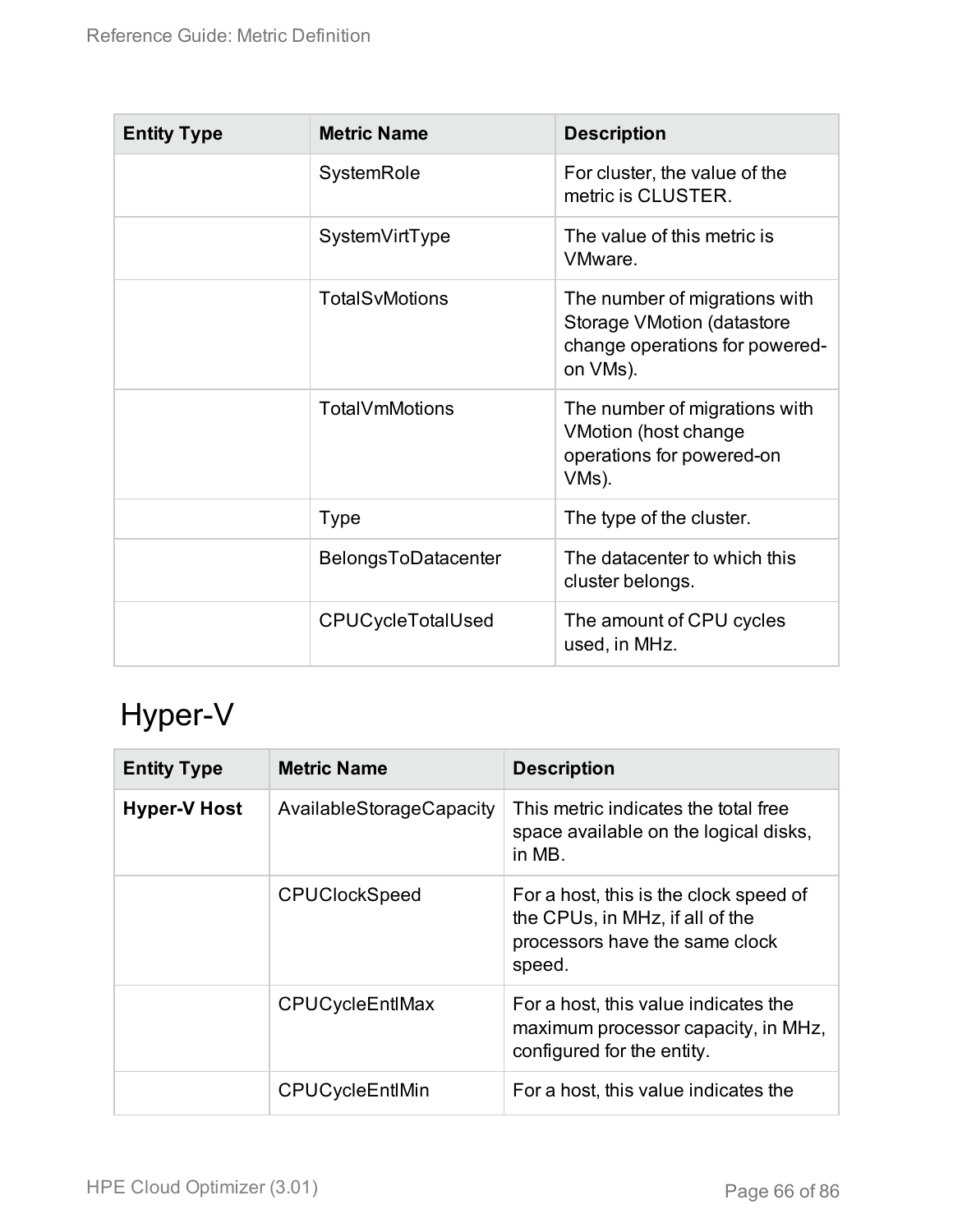| Entity Type | Metric Name | Description |
| --- | --- | --- |
| | SystemRole | For cluster, the value of the metric is CLUSTER. |
| | SystemVirtType | The value of this metric is VMware. |
| | TotalSvMotions | The number of migrations with Storage VMotion (datastore change operations for powered-on VMs). |
| | TotalVmMotions | The number of migrations with VMotion (host change operations for powered-on VMs). |
| | Type | The type of the cluster. |
| | BelongsToDatacenter | The datacenter to which this cluster belongs. |
| | CPUCycleTotalUsed | The amount of CPU cycles used, in MHz. |

## Hyper-V

| Entity Type | Metric Name | Description |
| --- | --- | --- |
| **Hyper-V Host** | AvailableStorageCapacity | This metric indicates the total free space available on the logical disks, in MB. |
| | CPUClockSpeed | For a host, this is the clock speed of the CPUs, in MHz, if all of the processors have the same clock speed. |
| | CPUCycleEntlMax | For a host, this value indicates the maximum processor capacity, in MHz, configured for the entity. |
| | CPUCycleEntlMin | For a host, this value indicates the |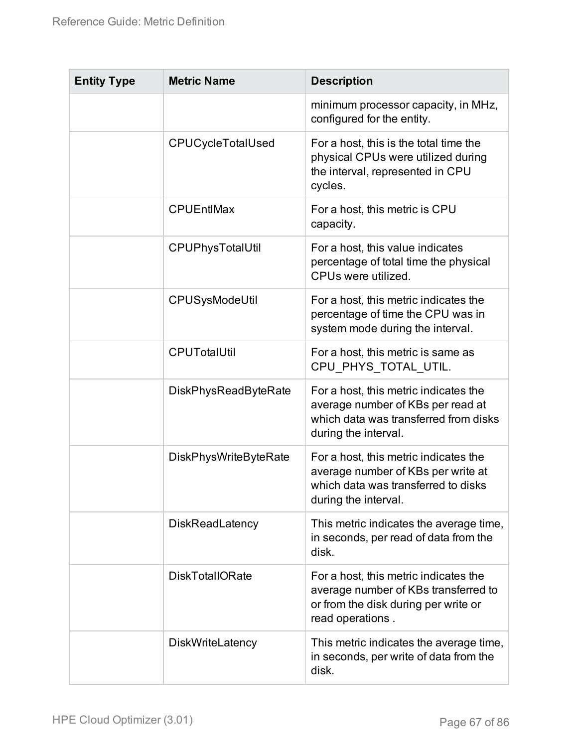| Entity Type | Metric Name | Description |
| --- | --- | --- |
| | | minimum processor capacity, in MHz, configured for the entity. |
| | CPUCycleTotalUsed | For a host, this is the total time the physical CPUs were utilized during the interval, represented in CPU cycles. |
| | CPUEntlMax | For a host, this metric is CPU capacity. |
| | CPUPhysTotalUtil | For a host, this value indicates percentage of total time the physical CPUs were utilized. |
| | CPUSysModeUtil | For a host, this metric indicates the percentage of time the CPU was in system mode during the interval. |
| | CPUTotalUtil | For a host, this metric is same as CPU_PHYS_TOTAL_UTIL. |
| | DiskPhysReadByteRate | For a host, this metric indicates the average number of KBs per read at which data was transferred from disks during the interval. |
| | DiskPhysWriteByteRate | For a host, this metric indicates the average number of KBs per write at which data was transferred to disks during the interval. |
| | DiskReadLatency | This metric indicates the average time, in seconds, per read of data from the disk. |
| | DiskTotalIORate | For a host, this metric indicates the average number of KBs transferred to or from the disk during per write or read operations . |
| | DiskWriteLatency | This metric indicates the average time, in seconds, per write of data from the disk. |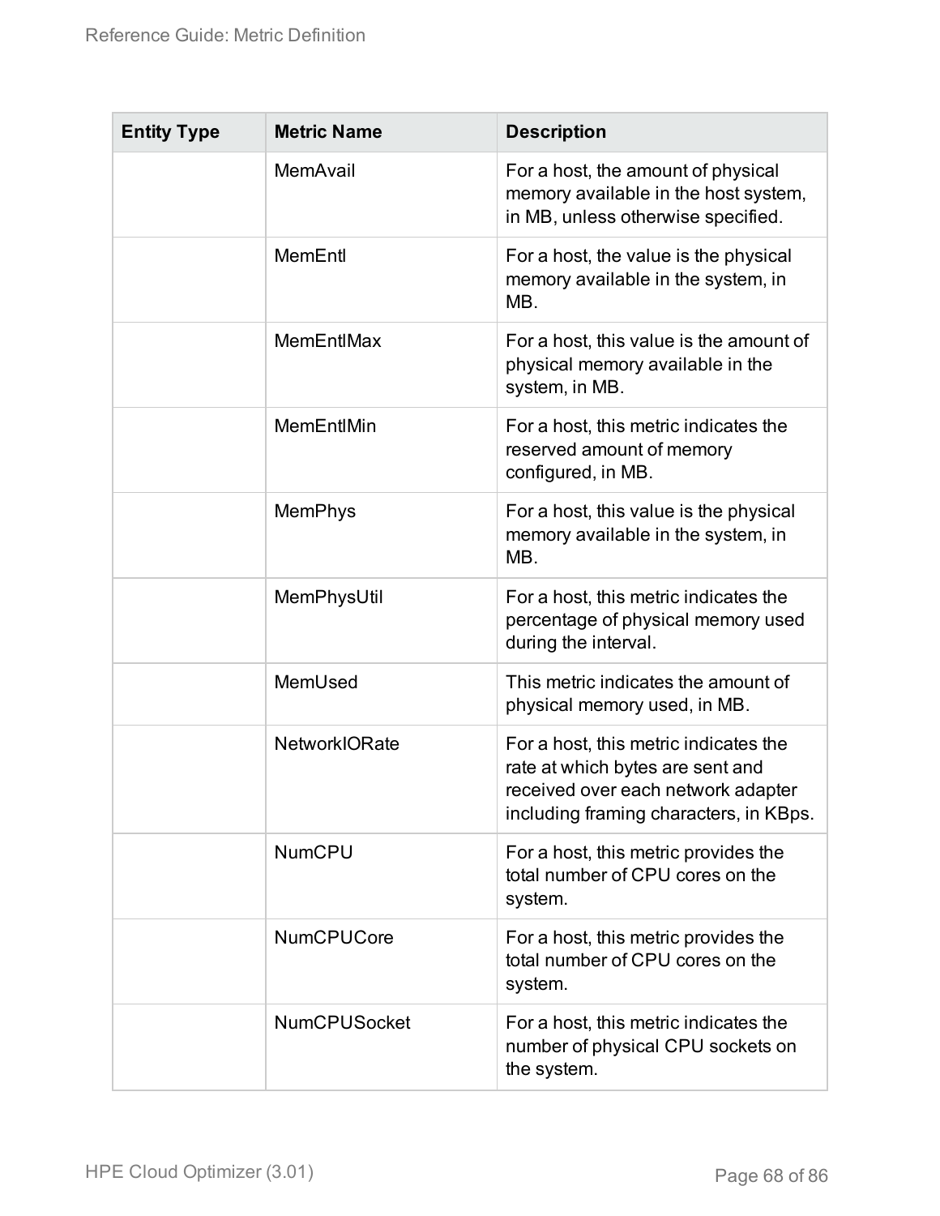| Entity Type | Metric Name | Description |
|---|---|---|
| | MemAvail | For a host, the amount of physical memory available in the host system, in MB, unless otherwise specified. |
| | MemEntl | For a host, the value is the physical memory available in the system, in MB. |
| | MemEntlMax | For a host, this value is the amount of physical memory available in the system, in MB. |
| | MemEntlMin | For a host, this metric indicates the reserved amount of memory configured, in MB. |
| | MemPhys | For a host, this value is the physical memory available in the system, in MB. |
| | MemPhysUtil | For a host, this metric indicates the percentage of physical memory used during the interval. |
| | MemUsed | This metric indicates the amount of physical memory used, in MB. |
| | NetworkIORate | For a host, this metric indicates the rate at which bytes are sent and received over each network adapter including framing characters, in KBps. |
| | NumCPU | For a host, this metric provides the total number of CPU cores on the system. |
| | NumCPUCore | For a host, this metric provides the total number of CPU cores on the system. |
| | NumCPUSocket | For a host, this metric indicates the number of physical CPU sockets on the system. |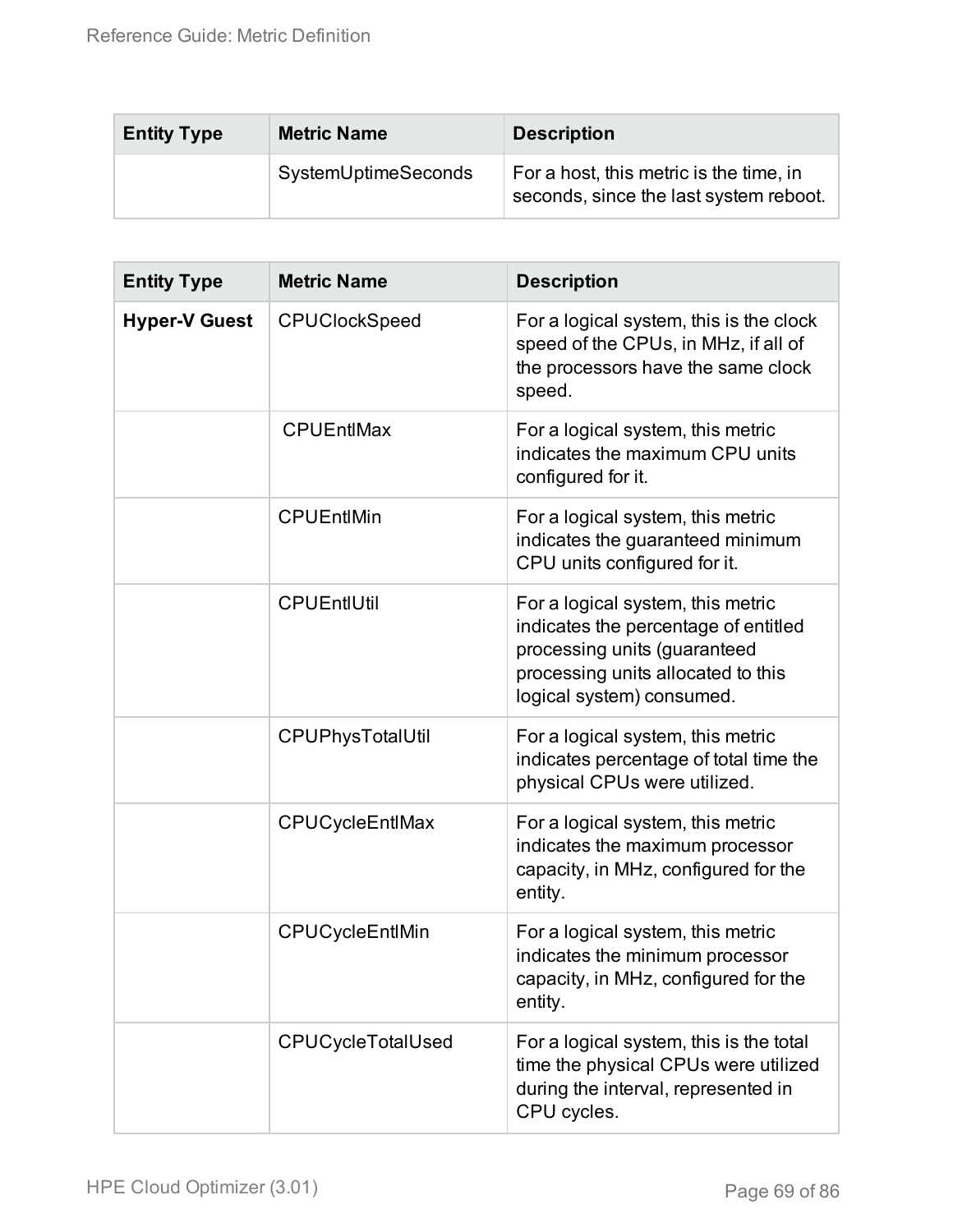| Entity Type | Metric Name | Description |
| --- | --- | --- |
| | SystemUptimeSeconds | For a host, this metric is the time, in seconds, since the last system reboot. |

| Entity Type | Metric Name | Description |
| --- | --- | --- |
| **Hyper-V Guest** | CPUClockSpeed | For a logical system, this is the clock speed of the CPUs, in MHz, if all of the processors have the same clock speed. |
| | CPUEntlMax | For a logical system, this metric indicates the maximum CPU units configured for it. |
| | CPUEntlMin | For a logical system, this metric indicates the guaranteed minimum CPU units configured for it. |
| | CPUEntlUtil | For a logical system, this metric indicates the percentage of entitled processing units (guaranteed processing units allocated to this logical system) consumed. |
| | CPUPhysTotalUtil | For a logical system, this metric indicates percentage of total time the physical CPUs were utilized. |
| | CPUCycleEntlMax | For a logical system, this metric indicates the maximum processor capacity, in MHz, configured for the entity. |
| | CPUCycleEntlMin | For a logical system, this metric indicates the minimum processor capacity, in MHz, configured for the entity. |
| | CPUCycleTotalUsed | For a logical system, this is the total time the physical CPUs were utilized during the interval, represented in CPU cycles. |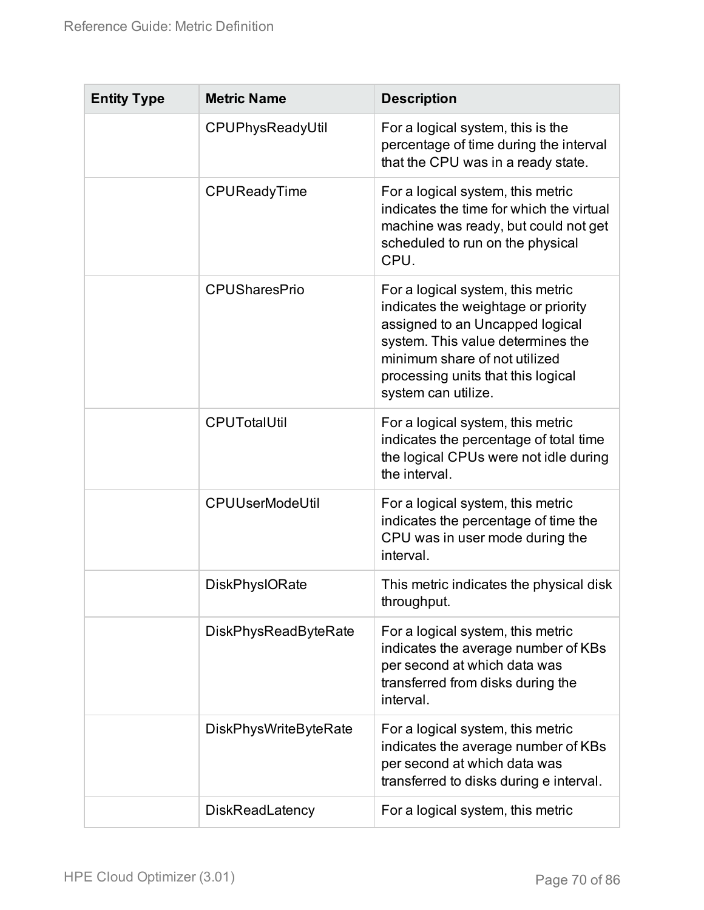| Entity Type | Metric Name | Description |
|---|---|---|
| | CPUPhysReadyUtil | For a logical system, this is the percentage of time during the interval that the CPU was in a ready state. |
| | CPUReadyTime | For a logical system, this metric indicates the time for which the virtual machine was ready, but could not get scheduled to run on the physical CPU. |
| | CPUSharesPrio | For a logical system, this metric indicates the weightage or priority assigned to an Uncapped logical system. This value determines the minimum share of not utilized processing units that this logical system can utilize. |
| | CPUTotalUtil | For a logical system, this metric indicates the percentage of total time the logical CPUs were not idle during the interval. |
| | CPUUserModeUtil | For a logical system, this metric indicates the percentage of time the CPU was in user mode during the interval. |
| | DiskPhysIORate | This metric indicates the physical disk throughput. |
| | DiskPhysReadByteRate | For a logical system, this metric indicates the average number of KBs per second at which data was transferred from disks during the interval. |
| | DiskPhysWriteByteRate | For a logical system, this metric indicates the average number of KBs per second at which data was transferred to disks during e interval. |
| | DiskReadLatency | For a logical system, this metric |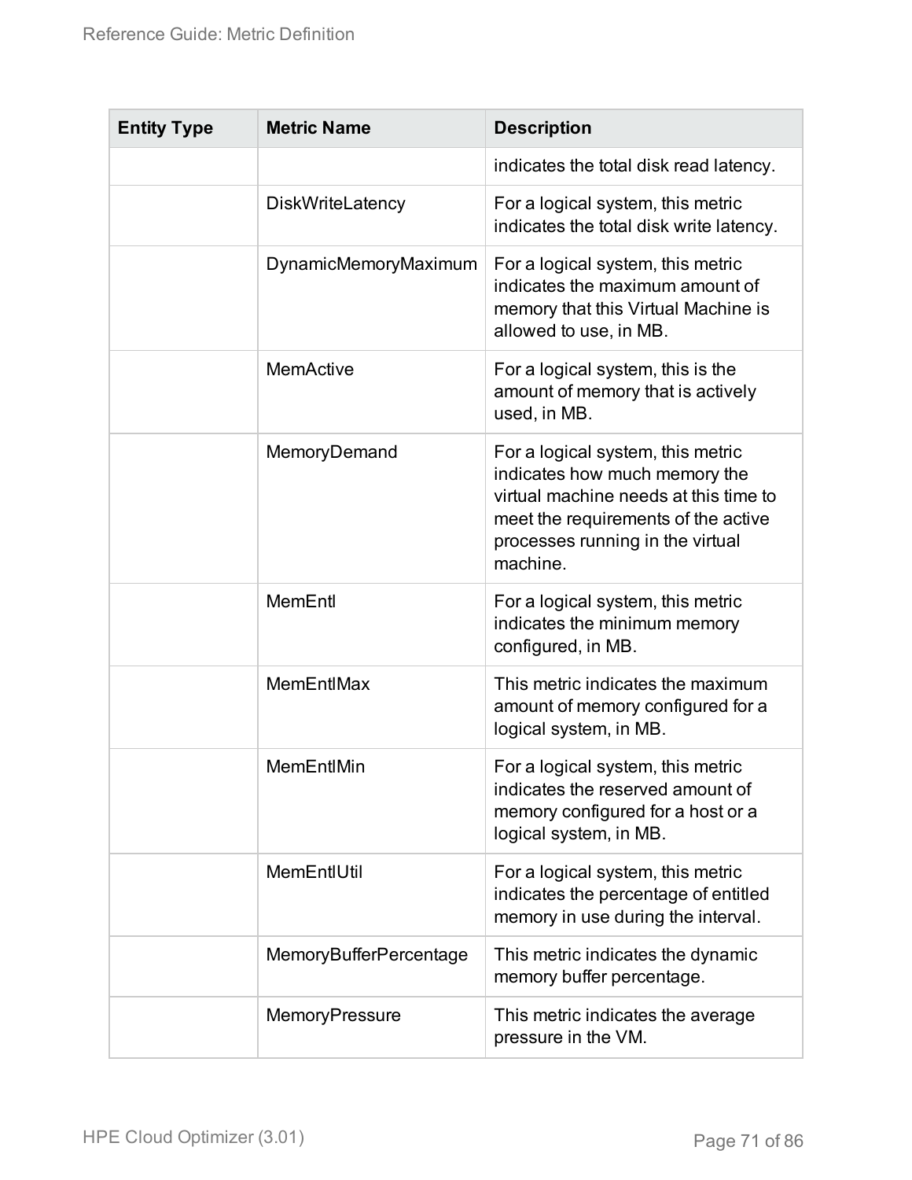| Entity Type | Metric Name | Description |
| --- | --- | --- |
| | | indicates the total disk read latency. |
| | DiskWriteLatency | For a logical system, this metric indicates the total disk write latency. |
| | DynamicMemoryMaximum | For a logical system, this metric indicates the maximum amount of memory that this Virtual Machine is allowed to use, in MB. |
| | MemActive | For a logical system, this is the amount of memory that is actively used, in MB. |
| | MemoryDemand | For a logical system, this metric indicates how much memory the virtual machine needs at this time to meet the requirements of the active processes running in the virtual machine. |
| | MemEntl | For a logical system, this metric indicates the minimum memory configured, in MB. |
| | MemEntlMax | This metric indicates the maximum amount of memory configured for a logical system, in MB. |
| | MemEntlMin | For a logical system, this metric indicates the reserved amount of memory configured for a host or a logical system, in MB. |
| | MemEntlUtil | For a logical system, this metric indicates the percentage of entitled memory in use during the interval. |
| | MemoryBufferPercentage | This metric indicates the dynamic memory buffer percentage. |
| | MemoryPressure | This metric indicates the average pressure in the VM. |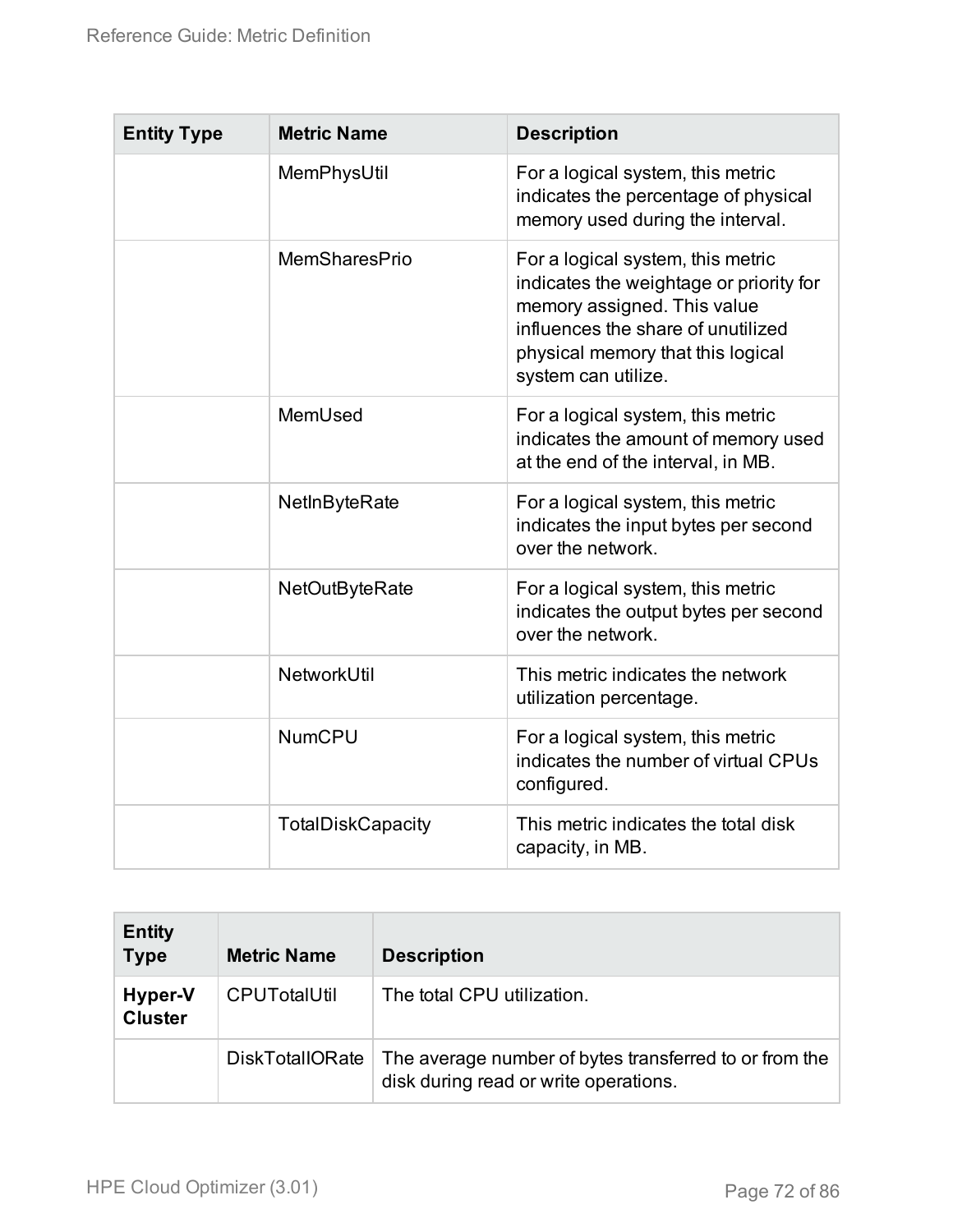| Entity Type | Metric Name | Description |
|---|---|---|
| | MemPhysUtil | For a logical system, this metric indicates the percentage of physical memory used during the interval. |
| | MemSharesPrio | For a logical system, this metric indicates the weightage or priority for memory assigned. This value influences the share of unutilized physical memory that this logical system can utilize. |
| | MemUsed | For a logical system, this metric indicates the amount of memory used at the end of the interval, in MB. |
| | NetInByteRate | For a logical system, this metric indicates the input bytes per second over the network. |
| | NetOutByteRate | For a logical system, this metric indicates the output bytes per second over the network. |
| | NetworkUtil | This metric indicates the network utilization percentage. |
| | NumCPU | For a logical system, this metric indicates the number of virtual CPUs configured. |
| | TotalDiskCapacity | This metric indicates the total disk capacity, in MB. |

| Entity Type | Metric Name | Description |
|---|---|---|
| **Hyper-V Cluster** | CPUTotalUtil | The total CPU utilization. |
| | DiskTotalIORate | The average number of bytes transferred to or from the disk during read or write operations. |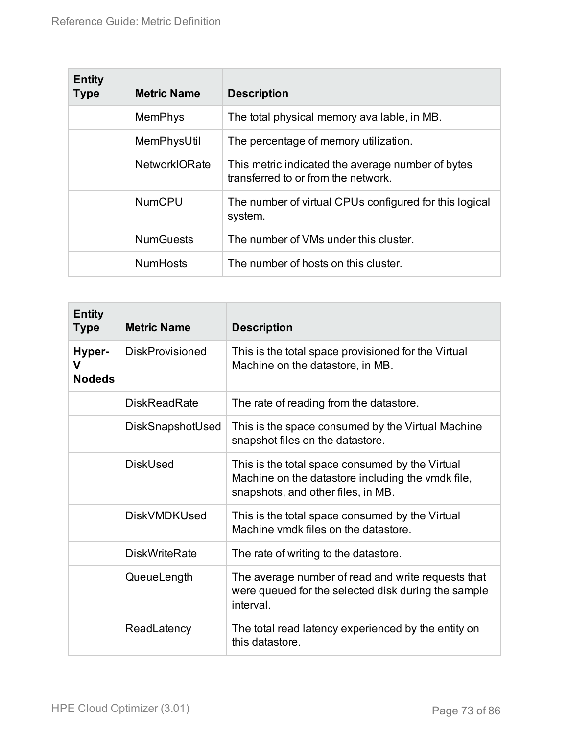| Entity Type | Metric Name | Description |
| --- | --- | --- |
| | MemPhys | The total physical memory available, in MB. |
| | MemPhysUtil | The percentage of memory utilization. |
| | NetworkIORate | This metric indicated the average number of bytes transferred to or from the network. |
| | NumCPU | The number of virtual CPUs configured for this logical system. |
| | NumGuests | The number of VMs under this cluster. |
| | NumHosts | The number of hosts on this cluster. |

| Entity Type | Metric Name | Description |
| --- | --- | --- |
| **Hyper-V Nodeds** | DiskProvisioned | This is the total space provisioned for the Virtual Machine on the datastore, in MB. |
| | DiskReadRate | The rate of reading from the datastore. |
| | DiskSnapshotUsed | This is the space consumed by the Virtual Machine snapshot files on the datastore. |
| | DiskUsed | This is the total space consumed by the Virtual Machine on the datastore including the vmdk file, snapshots, and other files, in MB. |
| | DiskVMDKUsed | This is the total space consumed by the Virtual Machine vmdk files on the datastore. |
| | DiskWriteRate | The rate of writing to the datastore. |
| | QueueLength | The average number of read and write requests that were queued for the selected disk during the sample interval. |
| | ReadLatency | The total read latency experienced by the entity on this datastore. |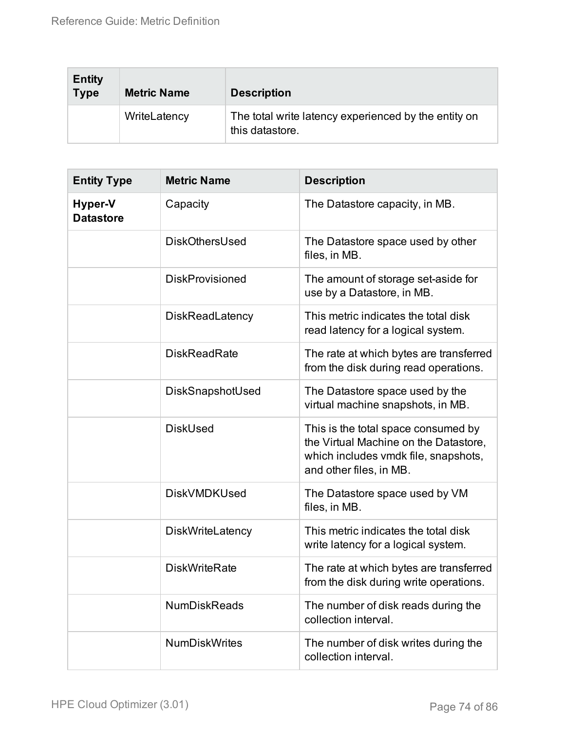| Entity Type | Metric Name | Description |
| --- | --- | --- |
| | WriteLatency | The total write latency experienced by the entity on this datastore. |

| Entity Type | Metric Name | Description |
| --- | --- | --- |
| **Hyper-V Datastore** | Capacity | The Datastore capacity, in MB. |
| | DiskOthersUsed | The Datastore space used by other files, in MB. |
| | DiskProvisioned | The amount of storage set-aside for use by a Datastore, in MB. |
| | DiskReadLatency | This metric indicates the total disk read latency for a logical system. |
| | DiskReadRate | The rate at which bytes are transferred from the disk during read operations. |
| | DiskSnapshotUsed | The Datastore space used by the virtual machine snapshots, in MB. |
| | DiskUsed | This is the total space consumed by the Virtual Machine on the Datastore, which includes vmdk file, snapshots, and other files, in MB. |
| | DiskVMDKUsed | The Datastore space used by VM files, in MB. |
| | DiskWriteLatency | This metric indicates the total disk write latency for a logical system. |
| | DiskWriteRate | The rate at which bytes are transferred from the disk during write operations. |
| | NumDiskReads | The number of disk reads during the collection interval. |
| | NumDiskWrites | The number of disk writes during the collection interval. |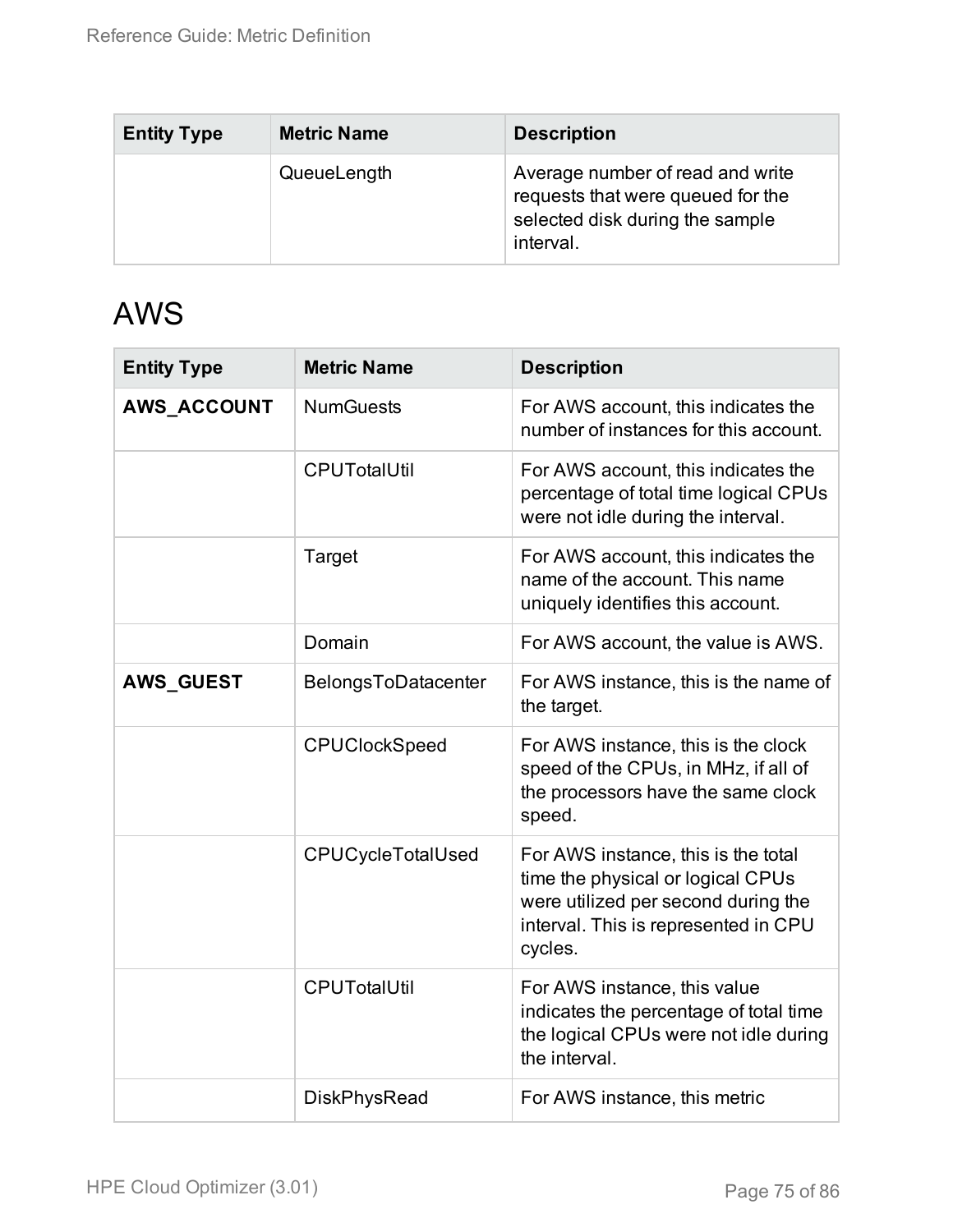| Entity Type | Metric Name | Description |
|---|---|---|
| | QueueLength | Average number of read and write requests that were queued for the selected disk during the sample interval. |

# AWS

| Entity Type | Metric Name | Description |
|---|---|---|
| **AWS_ACCOUNT** | NumGuests | For AWS account, this indicates the number of instances for this account. |
| | CPUTotalUtil | For AWS account, this indicates the percentage of total time logical CPUs were not idle during the interval. |
| | Target | For AWS account, this indicates the name of the account. This name uniquely identifies this account. |
| | Domain | For AWS account, the value is AWS. |
| **AWS_GUEST** | BelongsToDatacenter | For AWS instance, this is the name of the target. |
| | CPUClockSpeed | For AWS instance, this is the clock speed of the CPUs, in MHz, if all of the processors have the same clock speed. |
| | CPUCycleTotalUsed | For AWS instance, this is the total time the physical or logical CPUs were utilized per second during the interval. This is represented in CPU cycles. |
| | CPUTotalUtil | For AWS instance, this value indicates the percentage of total time the logical CPUs were not idle during the interval. |
| | DiskPhysRead | For AWS instance, this metric |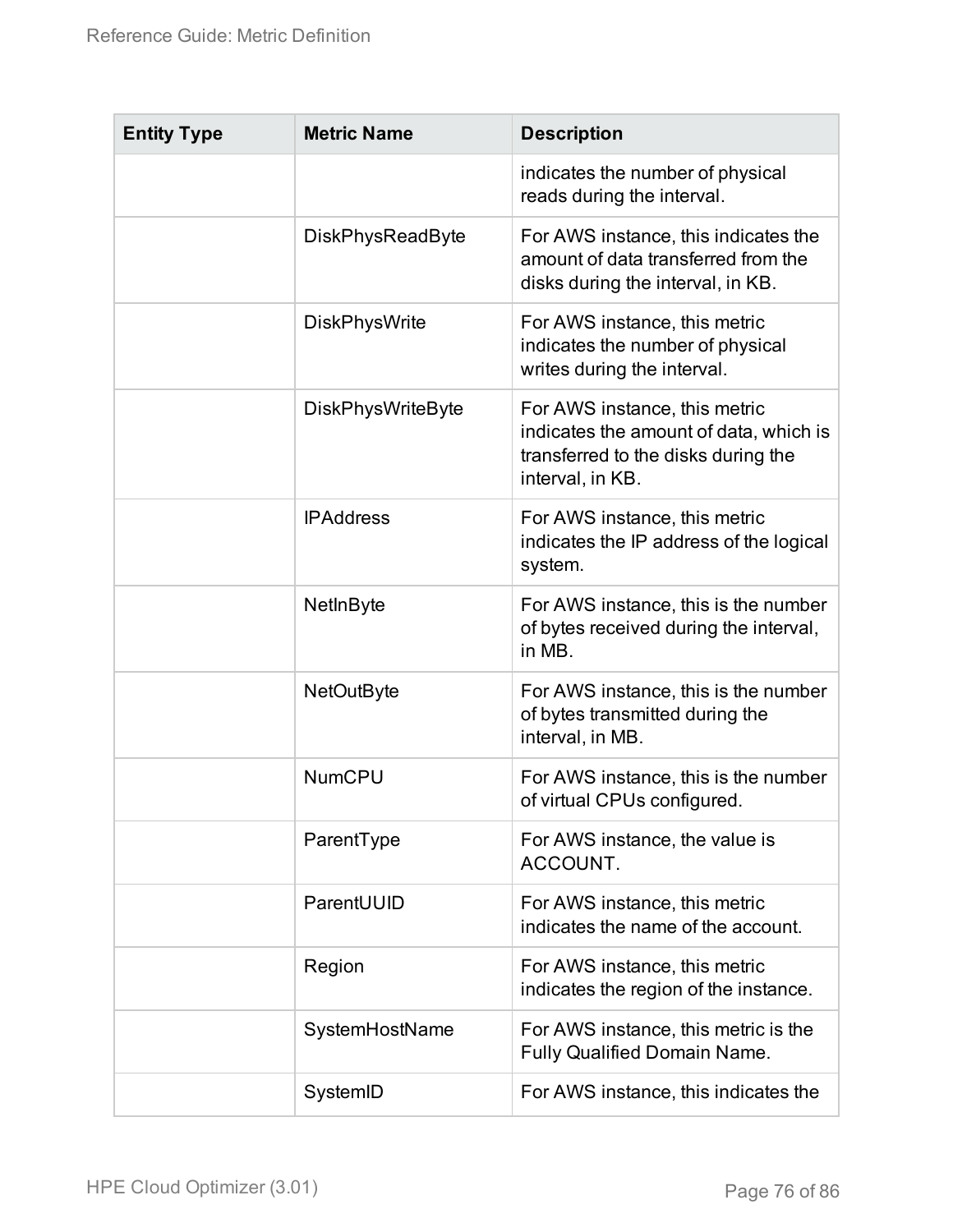| Entity Type | Metric Name | Description |
|---|---|---|
| | | indicates the number of physical reads during the interval. |
| | DiskPhysReadByte | For AWS instance, this indicates the amount of data transferred from the disks during the interval, in KB. |
| | DiskPhysWrite | For AWS instance, this metric indicates the number of physical writes during the interval. |
| | DiskPhysWriteByte | For AWS instance, this metric indicates the amount of data, which is transferred to the disks during the interval, in KB. |
| | IPAddress | For AWS instance, this metric indicates the IP address of the logical system. |
| | NetInByte | For AWS instance, this is the number of bytes received during the interval, in MB. |
| | NetOutByte | For AWS instance, this is the number of bytes transmitted during the interval, in MB. |
| | NumCPU | For AWS instance, this is the number of virtual CPUs configured. |
| | ParentType | For AWS instance, the value is ACCOUNT. |
| | ParentUUID | For AWS instance, this metric indicates the name of the account. |
| | Region | For AWS instance, this metric indicates the region of the instance. |
| | SystemHostName | For AWS instance, this metric is the Fully Qualified Domain Name. |
| | SystemID | For AWS instance, this indicates the |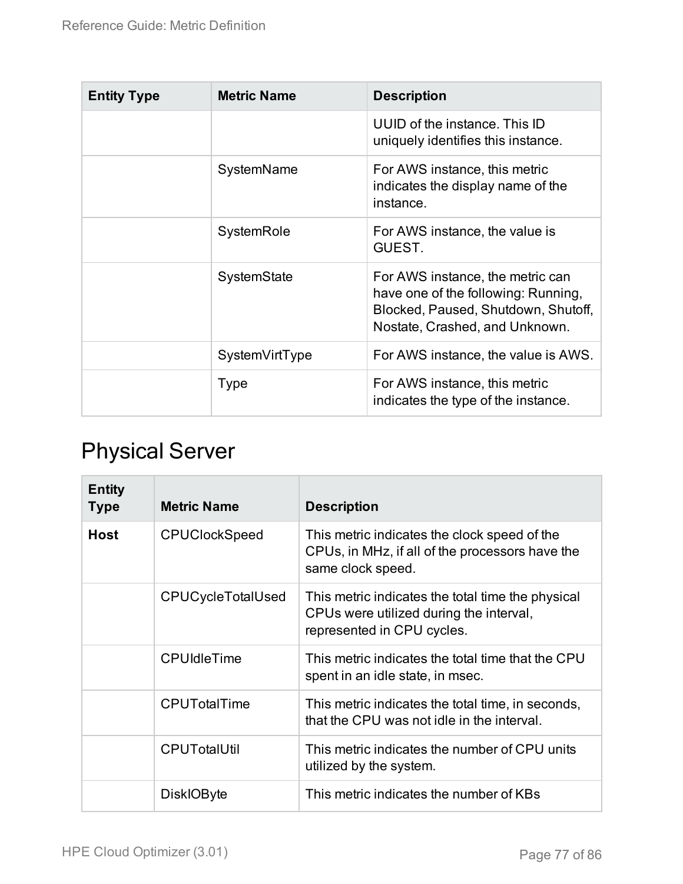| Entity Type | Metric Name | Description |
| --- | --- | --- |
| | | UUID of the instance. This ID uniquely identifies this instance. |
| | SystemName | For AWS instance, this metric indicates the display name of the instance. |
| | SystemRole | For AWS instance, the value is GUEST. |
| | SystemState | For AWS instance, the metric can have one of the following: Running, Blocked, Paused, Shutdown, Shutoff, Nostate, Crashed, and Unknown. |
| | SystemVirtType | For AWS instance, the value is AWS. |
| | Type | For AWS instance, this metric indicates the type of the instance. |

# Physical Server

| Entity Type | Metric Name | Description |
| --- | --- | --- |
| **Host** | CPUClockSpeed | This metric indicates the clock speed of the CPUs, in MHz, if all of the processors have the same clock speed. |
| | CPUCycleTotalUsed | This metric indicates the total time the physical CPUs were utilized during the interval, represented in CPU cycles. |
| | CPUIdleTime | This metric indicates the total time that the CPU spent in an idle state, in msec. |
| | CPUTotalTime | This metric indicates the total time, in seconds, that the CPU was not idle in the interval. |
| | CPUTotalUtil | This metric indicates the number of CPU units utilized by the system. |
| | DiskIOByte | This metric indicates the number of KBs |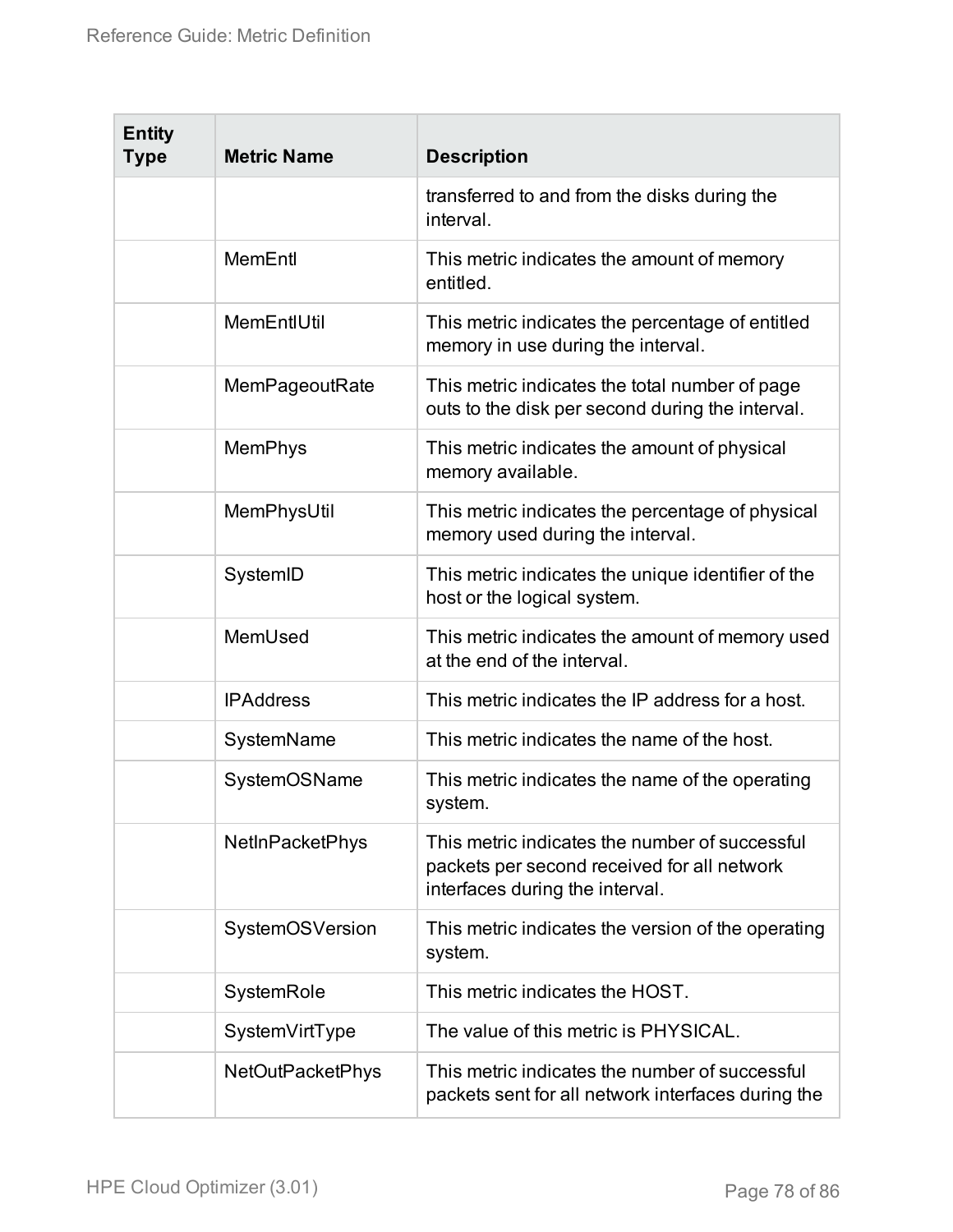| Entity Type | Metric Name | Description |
| --- | --- | --- |
| | | transferred to and from the disks during the interval. |
| | MemEntl | This metric indicates the amount of memory entitled. |
| | MemEntlUtil | This metric indicates the percentage of entitled memory in use during the interval. |
| | MemPageoutRate | This metric indicates the total number of page outs to the disk per second during the interval. |
| | MemPhys | This metric indicates the amount of physical memory available. |
| | MemPhysUtil | This metric indicates the percentage of physical memory used during the interval. |
| | SystemID | This metric indicates the unique identifier of the host or the logical system. |
| | MemUsed | This metric indicates the amount of memory used at the end of the interval. |
| | IPAddress | This metric indicates the IP address for a host. |
| | SystemName | This metric indicates the name of the host. |
| | SystemOSName | This metric indicates the name of the operating system. |
| | NetInPacketPhys | This metric indicates the number of successful packets per second received for all network interfaces during the interval. |
| | SystemOSVersion | This metric indicates the version of the operating system. |
| | SystemRole | This metric indicates the HOST. |
| | SystemVirtType | The value of this metric is PHYSICAL. |
| | NetOutPacketPhys | This metric indicates the number of successful packets sent for all network interfaces during the |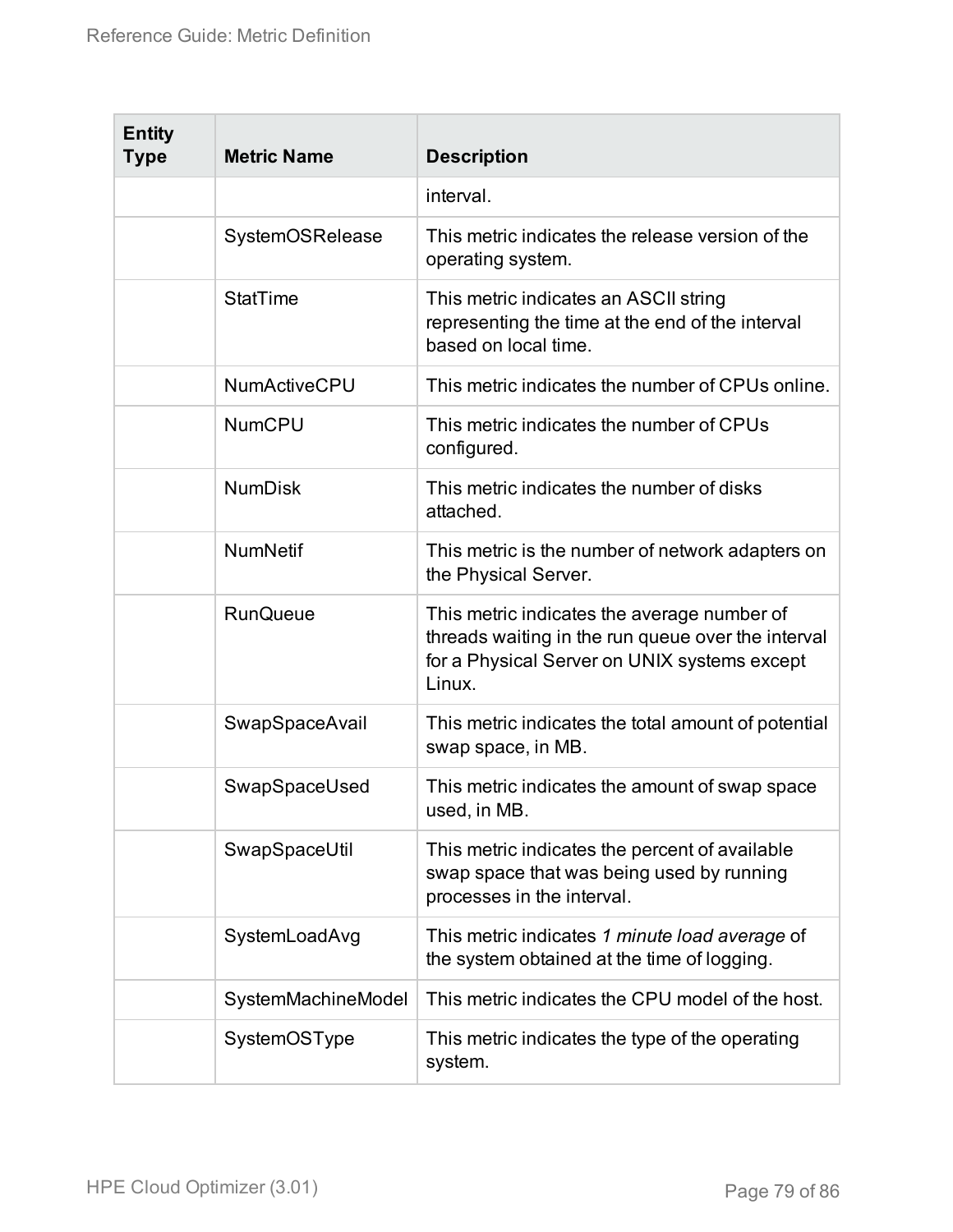| Entity Type | Metric Name | Description |
|---|---|---|
| | | interval. |
| | SystemOSRelease | This metric indicates the release version of the operating system. |
| | StatTime | This metric indicates an ASCII string representing the time at the end of the interval based on local time. |
| | NumActiveCPU | This metric indicates the number of CPUs online. |
| | NumCPU | This metric indicates the number of CPUs configured. |
| | NumDisk | This metric indicates the number of disks attached. |
| | NumNetif | This metric is the number of network adapters on the Physical Server. |
| | RunQueue | This metric indicates the average number of threads waiting in the run queue over the interval for a Physical Server on UNIX systems except Linux. |
| | SwapSpaceAvail | This metric indicates the total amount of potential swap space, in MB. |
| | SwapSpaceUsed | This metric indicates the amount of swap space used, in MB. |
| | SwapSpaceUtil | This metric indicates the percent of available swap space that was being used by running processes in the interval. |
| | SystemLoadAvg | This metric indicates *1 minute load average* of the system obtained at the time of logging. |
| | SystemMachineModel | This metric indicates the CPU model of the host. |
| | SystemOSType | This metric indicates the type of the operating system. |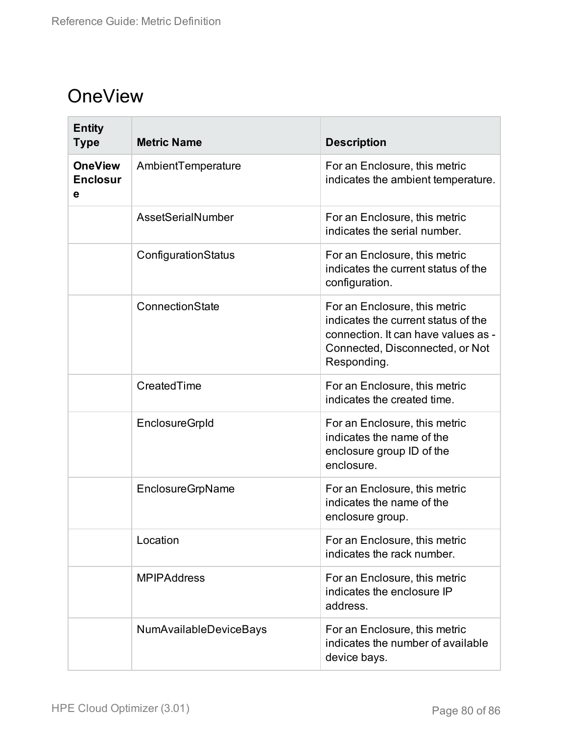# OneView

| Entity Type | Metric Name | Description |
| --- | --- | --- |
| **OneView Enclosure** | AmbientTemperature | For an Enclosure, this metric indicates the ambient temperature. |
| | AssetSerialNumber | For an Enclosure, this metric indicates the serial number. |
| | ConfigurationStatus | For an Enclosure, this metric indicates the current status of the configuration. |
| | ConnectionState | For an Enclosure, this metric indicates the current status of the connection. It can have values as - Connected, Disconnected, or Not Responding. |
| | CreatedTime | For an Enclosure, this metric indicates the created time. |
| | EnclosureGrpId | For an Enclosure, this metric indicates the name of the enclosure group ID of the enclosure. |
| | EnclosureGrpName | For an Enclosure, this metric indicates the name of the enclosure group. |
| | Location | For an Enclosure, this metric indicates the rack number. |
| | MPIPAddress | For an Enclosure, this metric indicates the enclosure IP address. |
| | NumAvailableDeviceBays | For an Enclosure, this metric indicates the number of available device bays. |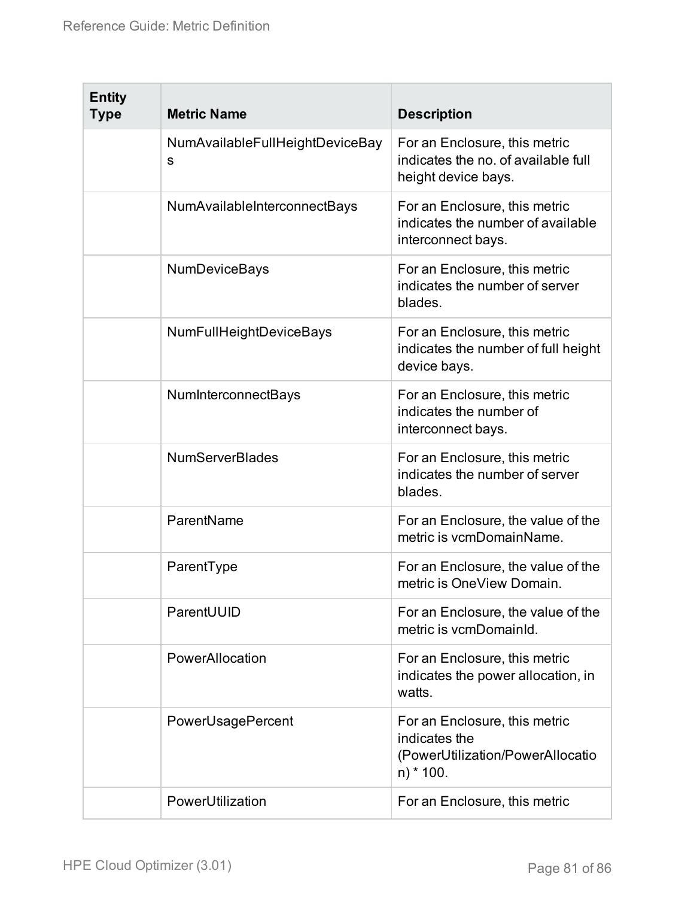| Entity Type | Metric Name | Description |
| --- | --- | --- |
| | NumAvailableFullHeightDeviceBays | For an Enclosure, this metric indicates the no. of available full height device bays. |
| | NumAvailableInterconnectBays | For an Enclosure, this metric indicates the number of available interconnect bays. |
| | NumDeviceBays | For an Enclosure, this metric indicates the number of server blades. |
| | NumFullHeightDeviceBays | For an Enclosure, this metric indicates the number of full height device bays. |
| | NumInterconnectBays | For an Enclosure, this metric indicates the number of interconnect bays. |
| | NumServerBlades | For an Enclosure, this metric indicates the number of server blades. |
| | ParentName | For an Enclosure, the value of the metric is vcmDomainName. |
| | ParentType | For an Enclosure, the value of the metric is OneView Domain. |
| | ParentUUID | For an Enclosure, the value of the metric is vcmDomainId. |
| | PowerAllocation | For an Enclosure, this metric indicates the power allocation, in watts. |
| | PowerUsagePercent | For an Enclosure, this metric indicates the (PowerUtilization/PowerAllocation) * 100. |
| | PowerUtilization | For an Enclosure, this metric |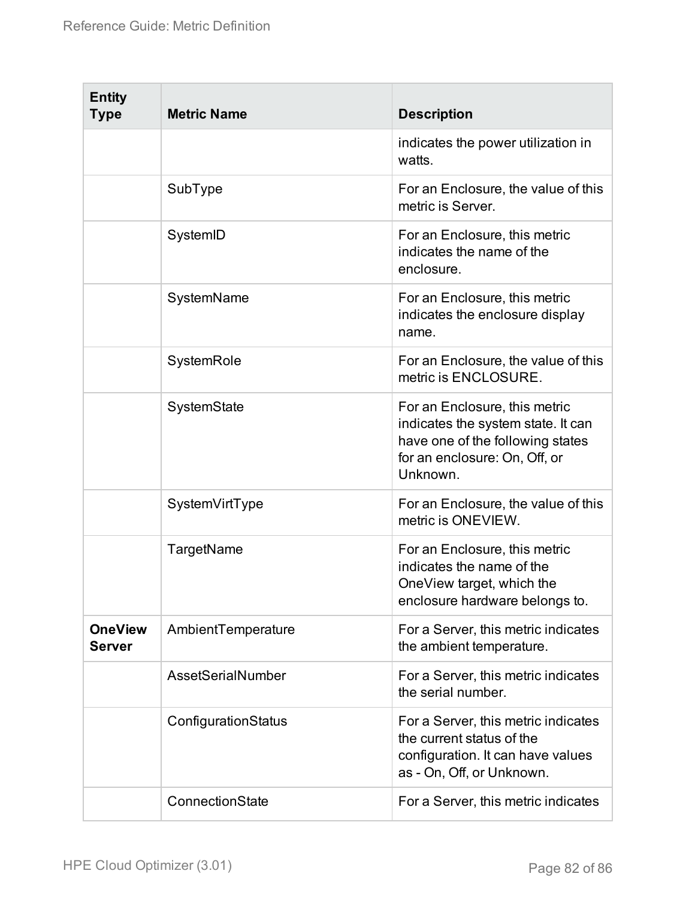| Entity Type | Metric Name | Description |
|---|---|---|
| | | indicates the power utilization in watts. |
| | SubType | For an Enclosure, the value of this metric is Server. |
| | SystemID | For an Enclosure, this metric indicates the name of the enclosure. |
| | SystemName | For an Enclosure, this metric indicates the enclosure display name. |
| | SystemRole | For an Enclosure, the value of this metric is ENCLOSURE. |
| | SystemState | For an Enclosure, this metric indicates the system state. It can have one of the following states for an enclosure: On, Off, or Unknown. |
| | SystemVirtType | For an Enclosure, the value of this metric is ONEVIEW. |
| | TargetName | For an Enclosure, this metric indicates the name of the OneView target, which the enclosure hardware belongs to. |
| **OneView Server** | AmbientTemperature | For a Server, this metric indicates the ambient temperature. |
| | AssetSerialNumber | For a Server, this metric indicates the serial number. |
| | ConfigurationStatus | For a Server, this metric indicates the current status of the configuration. It can have values as - On, Off, or Unknown. |
| | ConnectionState | For a Server, this metric indicates |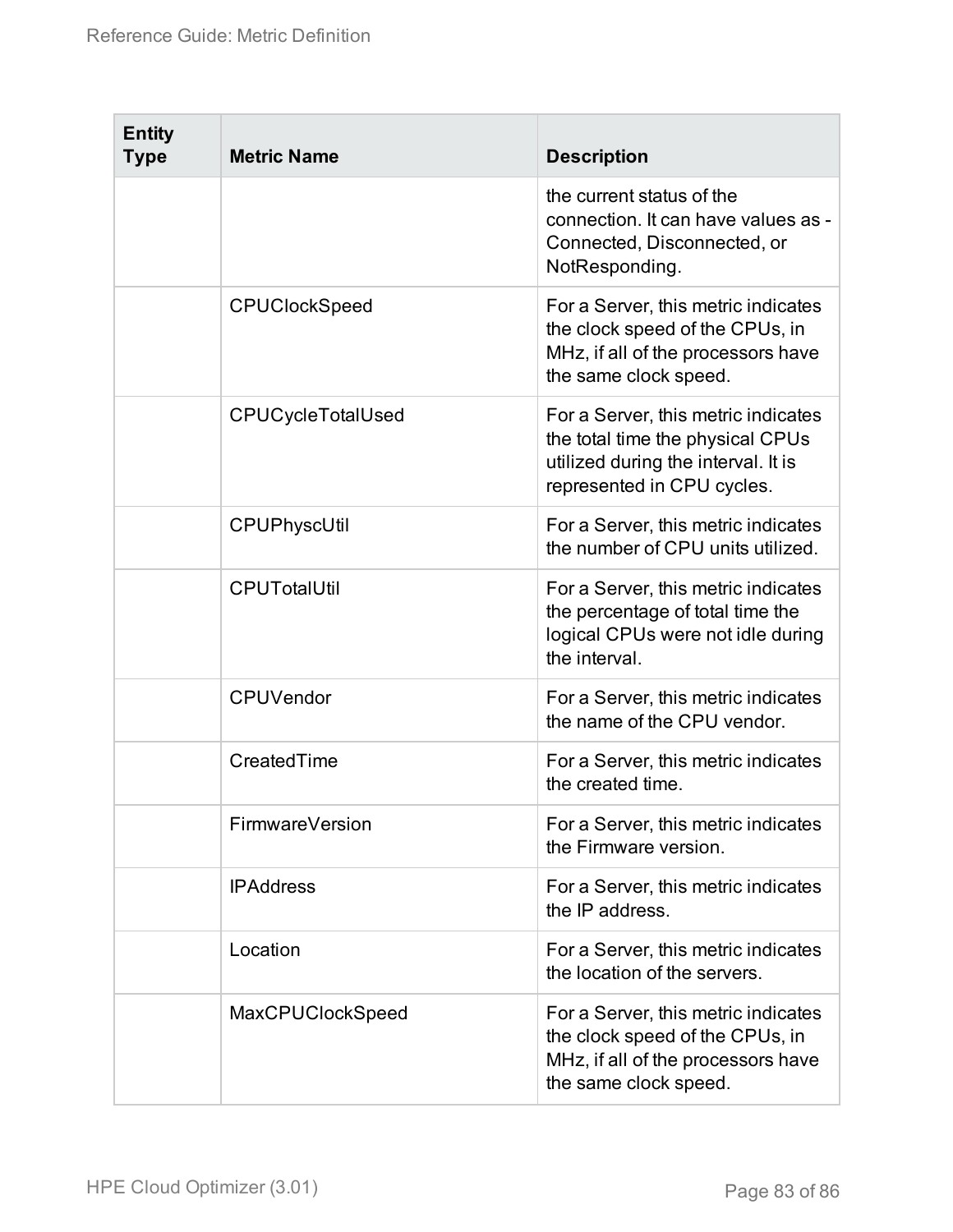| Entity Type | Metric Name | Description |
|---|---|---|
| | | the current status of the connection. It can have values as - Connected, Disconnected, or NotResponding. |
| | CPUClockSpeed | For a Server, this metric indicates the clock speed of the CPUs, in MHz, if all of the processors have the same clock speed. |
| | CPUCycleTotalUsed | For a Server, this metric indicates the total time the physical CPUs utilized during the interval. It is represented in CPU cycles. |
| | CPUPhyscUtil | For a Server, this metric indicates the number of CPU units utilized. |
| | CPUTotalUtil | For a Server, this metric indicates the percentage of total time the logical CPUs were not idle during the interval. |
| | CPUVendor | For a Server, this metric indicates the name of the CPU vendor. |
| | CreatedTime | For a Server, this metric indicates the created time. |
| | FirmwareVersion | For a Server, this metric indicates the Firmware version. |
| | IPAddress | For a Server, this metric indicates the IP address. |
| | Location | For a Server, this metric indicates the location of the servers. |
| | MaxCPUClockSpeed | For a Server, this metric indicates the clock speed of the CPUs, in MHz, if all of the processors have the same clock speed. |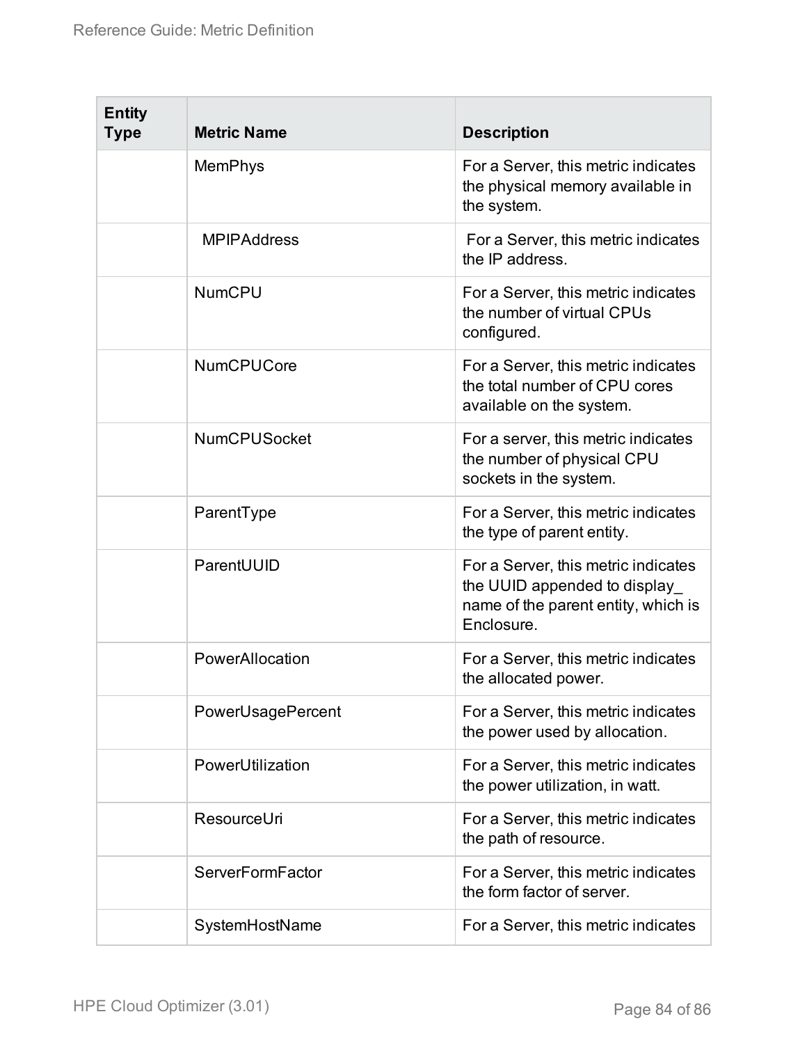| Entity Type | Metric Name | Description |
|---|---|---|
| | MemPhys | For a Server, this metric indicates the physical memory available in the system. |
| | MPIPAddress | For a Server, this metric indicates the IP address. |
| | NumCPU | For a Server, this metric indicates the number of virtual CPUs configured. |
| | NumCPUCore | For a Server, this metric indicates the total number of CPU cores available on the system. |
| | NumCPUSocket | For a server, this metric indicates the number of physical CPU sockets in the system. |
| | ParentType | For a Server, this metric indicates the type of parent entity. |
| | ParentUUID | For a Server, this metric indicates the UUID appended to display_ name of the parent entity, which is Enclosure. |
| | PowerAllocation | For a Server, this metric indicates the allocated power. |
| | PowerUsagePercent | For a Server, this metric indicates the power used by allocation. |
| | PowerUtilization | For a Server, this metric indicates the power utilization, in watt. |
| | ResourceUri | For a Server, this metric indicates the path of resource. |
| | ServerFormFactor | For a Server, this metric indicates the form factor of server. |
| | SystemHostName | For a Server, this metric indicates |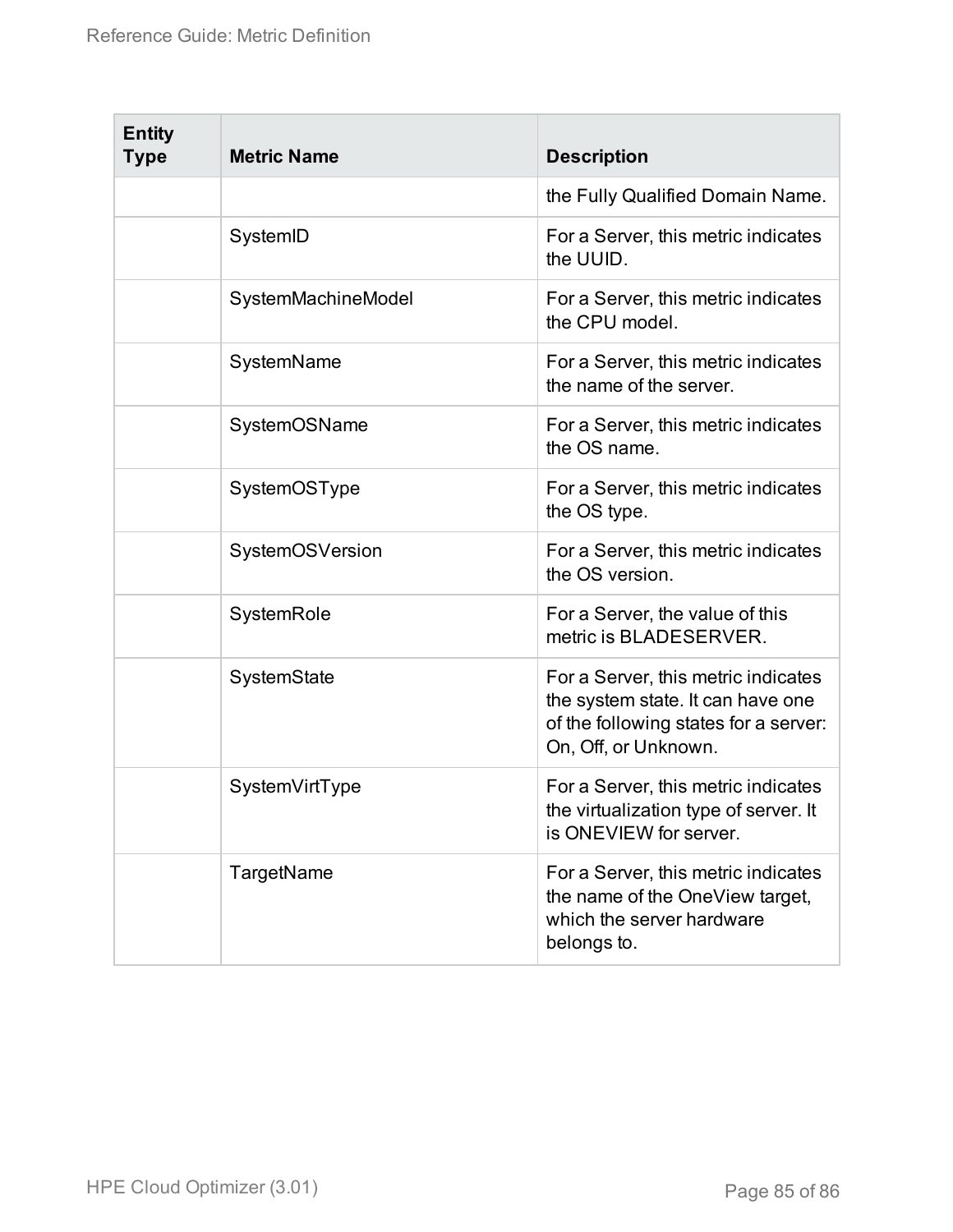| Entity Type | Metric Name | Description |
|---|---|---|
| | | the Fully Qualified Domain Name. |
| | SystemID | For a Server, this metric indicates the UUID. |
| | SystemMachineModel | For a Server, this metric indicates the CPU model. |
| | SystemName | For a Server, this metric indicates the name of the server. |
| | SystemOSName | For a Server, this metric indicates the OS name. |
| | SystemOSType | For a Server, this metric indicates the OS type. |
| | SystemOSVersion | For a Server, this metric indicates the OS version. |
| | SystemRole | For a Server, the value of this metric is BLADESERVER. |
| | SystemState | For a Server, this metric indicates the system state. It can have one of the following states for a server: On, Off, or Unknown. |
| | SystemVirtType | For a Server, this metric indicates the virtualization type of server. It is ONEVIEW for server. |
| | TargetName | For a Server, this metric indicates the name of the OneView target, which the server hardware belongs to. |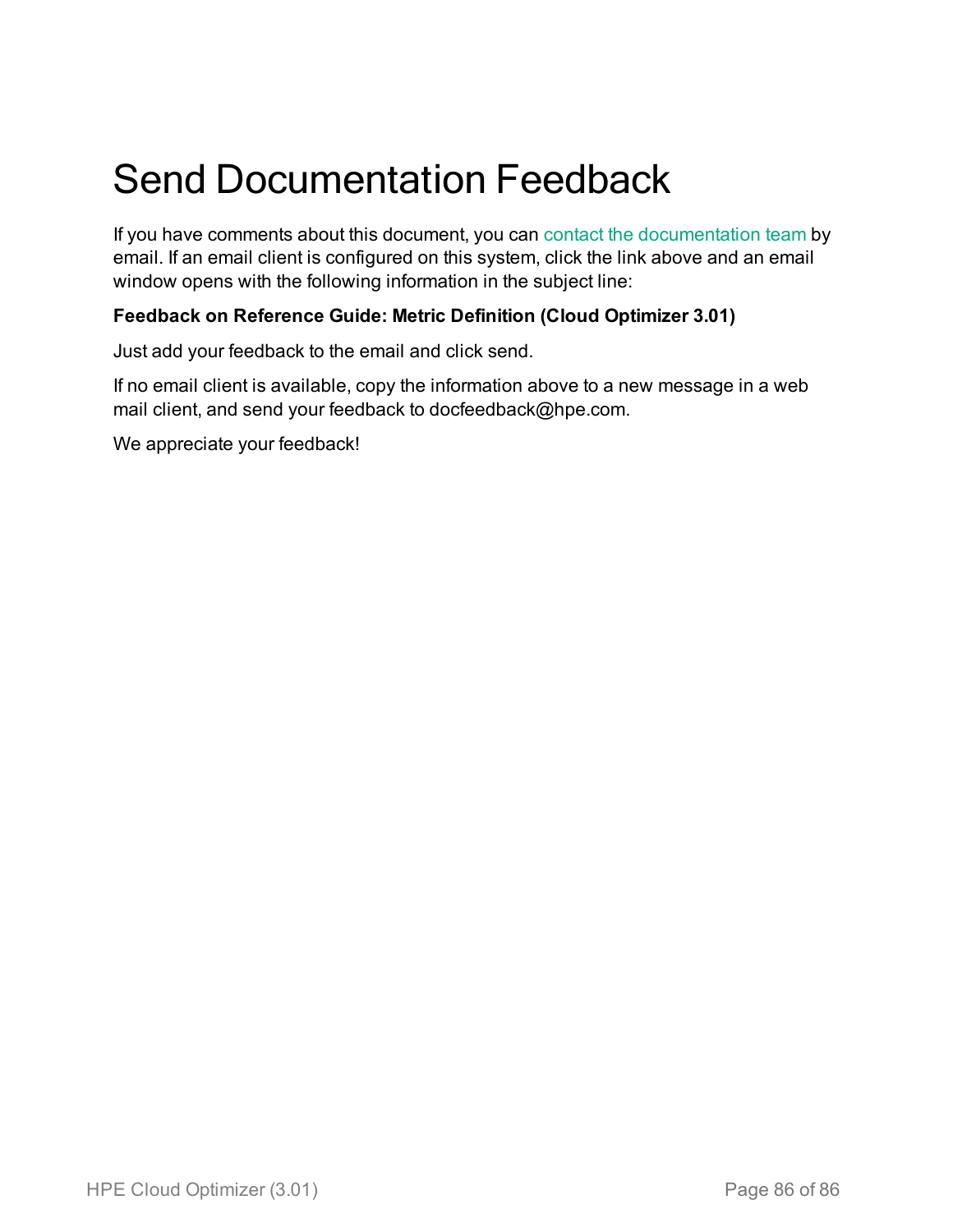# Send Documentation Feedback

If you have comments about this document, you can contact the documentation team by email. If an email client is configured on this system, click the link above and an email window opens with the following information in the subject line:

**Feedback on Reference Guide: Metric Definition (Cloud Optimizer 3.01)**

Just add your feedback to the email and click send.

If no email client is available, copy the information above to a new message in a web mail client, and send your feedback to docfeedback@hpe.com.

We appreciate your feedback!